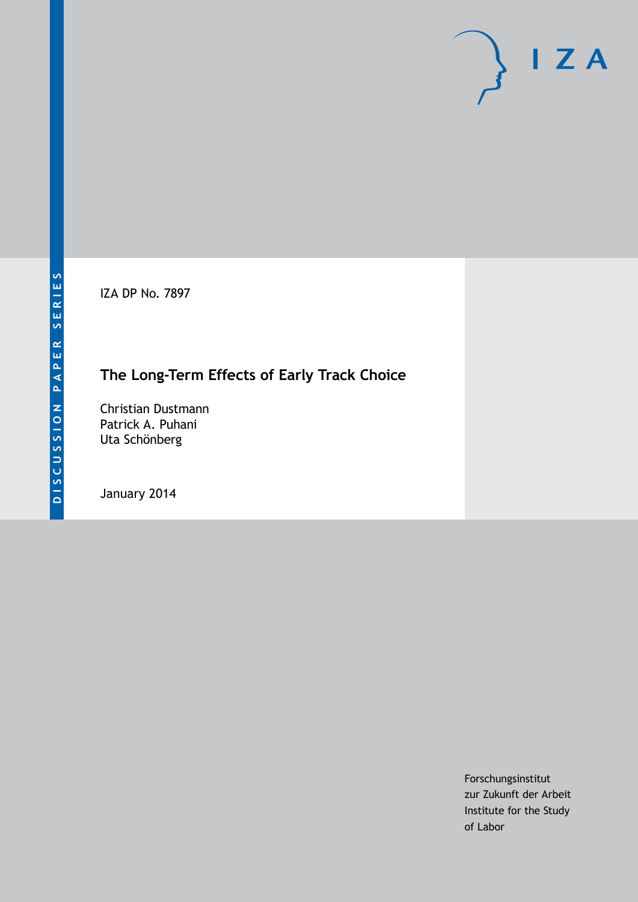DISCUSSION PAPER SERIES

IZA DP No. 7897

# The Long-Term Effects of Early Track Choice

Christian Dustmann
Patrick A. Puhani
Uta Schönberg

January 2014

Forschungsinstitut
zur Zukunft der Arbeit
Institute for the Study
of Labor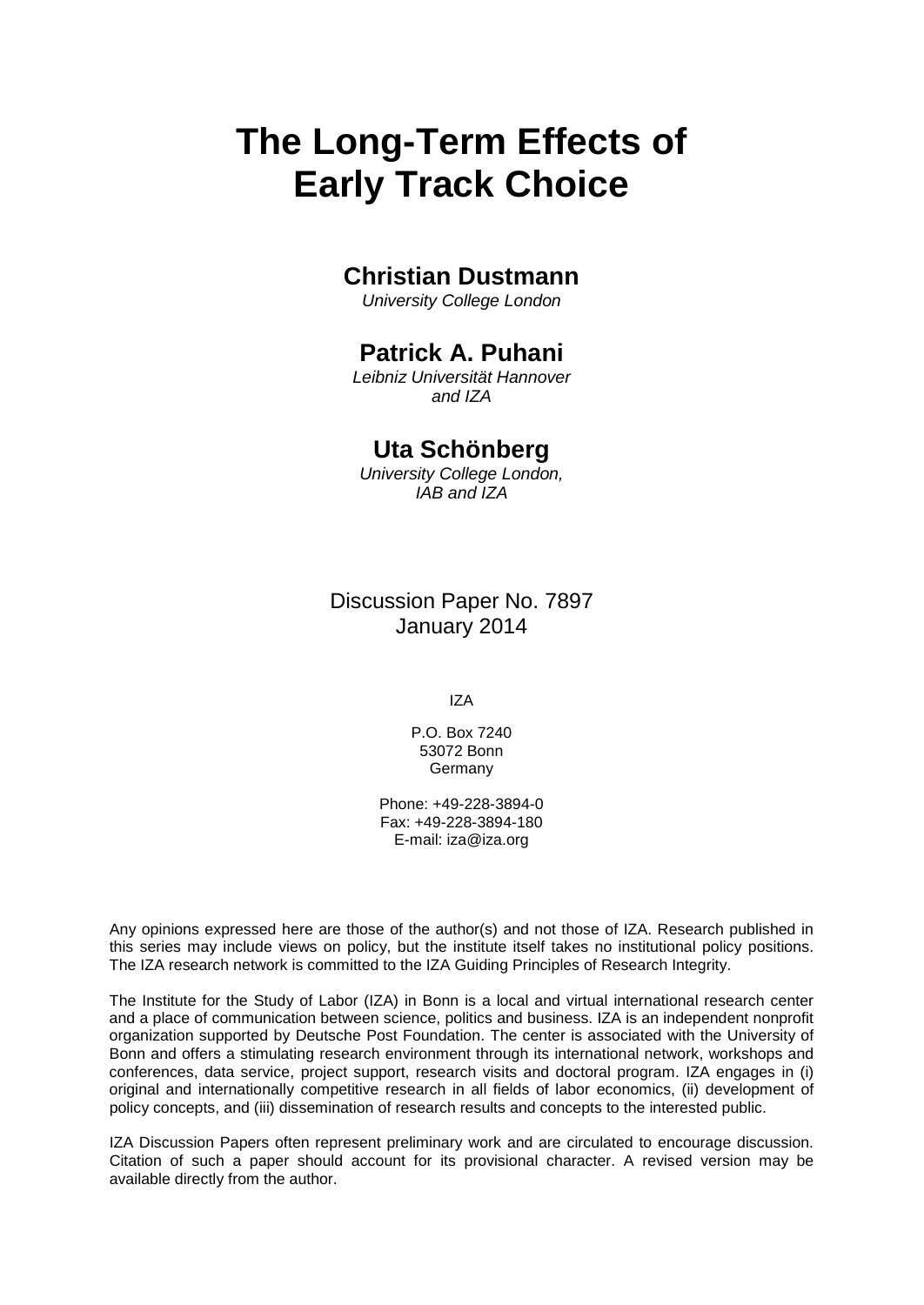# The Long-Term Effects of Early Track Choice

## Christian Dustmann

*University College London*

## Patrick A. Puhani

*Leibniz Universität Hannover and IZA*

## Uta Schönberg

*University College London, IAB and IZA*

Discussion Paper No. 7897
January 2014

IZA

P.O. Box 7240
53072 Bonn
Germany

Phone: +49-228-3894-0
Fax: +49-228-3894-180
E-mail: iza@iza.org

Any opinions expressed here are those of the author(s) and not those of IZA. Research published in this series may include views on policy, but the institute itself takes no institutional policy positions. The IZA research network is committed to the IZA Guiding Principles of Research Integrity.

The Institute for the Study of Labor (IZA) in Bonn is a local and virtual international research center and a place of communication between science, politics and business. IZA is an independent nonprofit organization supported by Deutsche Post Foundation. The center is associated with the University of Bonn and offers a stimulating research environment through its international network, workshops and conferences, data service, project support, research visits and doctoral program. IZA engages in (i) original and internationally competitive research in all fields of labor economics, (ii) development of policy concepts, and (iii) dissemination of research results and concepts to the interested public.

IZA Discussion Papers often represent preliminary work and are circulated to encourage discussion. Citation of such a paper should account for its provisional character. A revised version may be available directly from the author.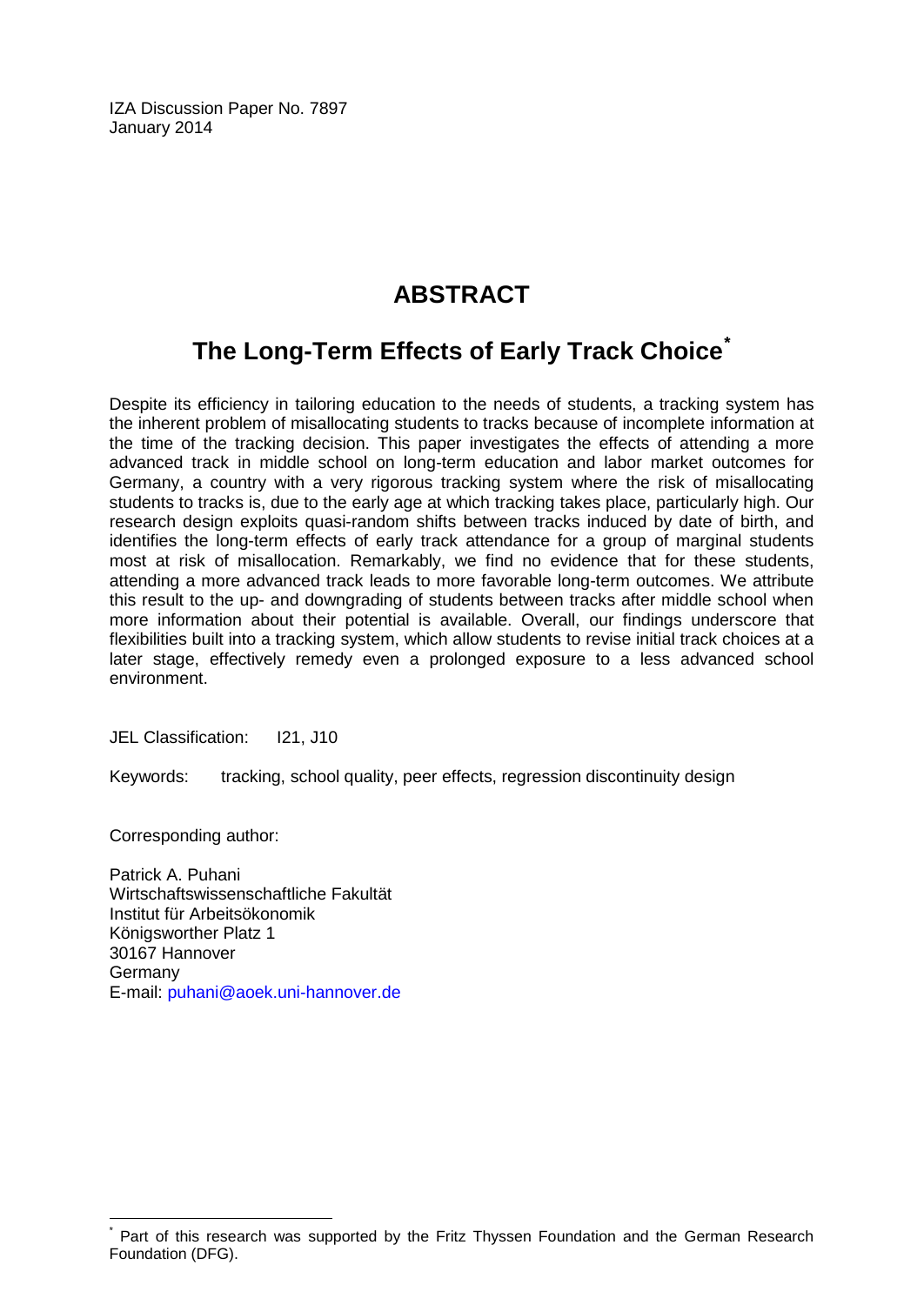IZA Discussion Paper No. 7897
January 2014

# ABSTRACT

## The Long-Term Effects of Early Track Choice*

Despite its efficiency in tailoring education to the needs of students, a tracking system has the inherent problem of misallocating students to tracks because of incomplete information at the time of the tracking decision. This paper investigates the effects of attending a more advanced track in middle school on long-term education and labor market outcomes for Germany, a country with a very rigorous tracking system where the risk of misallocating students to tracks is, due to the early age at which tracking takes place, particularly high. Our research design exploits quasi-random shifts between tracks induced by date of birth, and identifies the long-term effects of early track attendance for a group of marginal students most at risk of misallocation. Remarkably, we find no evidence that for these students, attending a more advanced track leads to more favorable long-term outcomes. We attribute this result to the up- and downgrading of students between tracks after middle school when more information about their potential is available. Overall, our findings underscore that flexibilities built into a tracking system, which allow students to revise initial track choices at a later stage, effectively remedy even a prolonged exposure to a less advanced school environment.

JEL Classification: I21, J10

Keywords: tracking, school quality, peer effects, regression discontinuity design

Corresponding author:

Patrick A. Puhani
Wirtschaftswissenschaftliche Fakultät
Institut für Arbeitsökonomik
Königsworther Platz 1
30167 Hannover
Germany
E-mail: puhani@aoek.uni-hannover.de

---

* Part of this research was supported by the Fritz Thyssen Foundation and the German Research Foundation (DFG).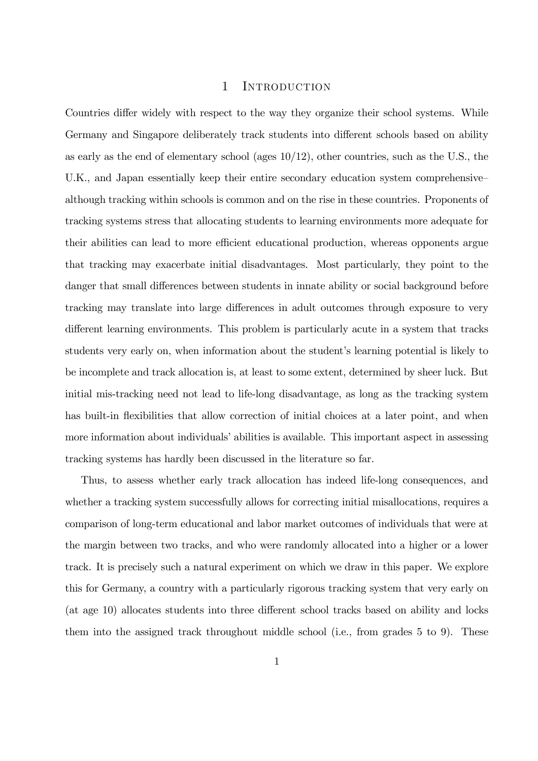# 1 Introduction

Countries differ widely with respect to the way they organize their school systems. While Germany and Singapore deliberately track students into different schools based on ability as early as the end of elementary school (ages 10/12), other countries, such as the U.S., the U.K., and Japan essentially keep their entire secondary education system comprehensive– although tracking within schools is common and on the rise in these countries. Proponents of tracking systems stress that allocating students to learning environments more adequate for their abilities can lead to more efficient educational production, whereas opponents argue that tracking may exacerbate initial disadvantages. Most particularly, they point to the danger that small differences between students in innate ability or social background before tracking may translate into large differences in adult outcomes through exposure to very different learning environments. This problem is particularly acute in a system that tracks students very early on, when information about the student's learning potential is likely to be incomplete and track allocation is, at least to some extent, determined by sheer luck. But initial mis-tracking need not lead to life-long disadvantage, as long as the tracking system has built-in flexibilities that allow correction of initial choices at a later point, and when more information about individuals' abilities is available. This important aspect in assessing tracking systems has hardly been discussed in the literature so far.

Thus, to assess whether early track allocation has indeed life-long consequences, and whether a tracking system successfully allows for correcting initial misallocations, requires a comparison of long-term educational and labor market outcomes of individuals that were at the margin between two tracks, and who were randomly allocated into a higher or a lower track. It is precisely such a natural experiment on which we draw in this paper. We explore this for Germany, a country with a particularly rigorous tracking system that very early on (at age 10) allocates students into three different school tracks based on ability and locks them into the assigned track throughout middle school (i.e., from grades 5 to 9). These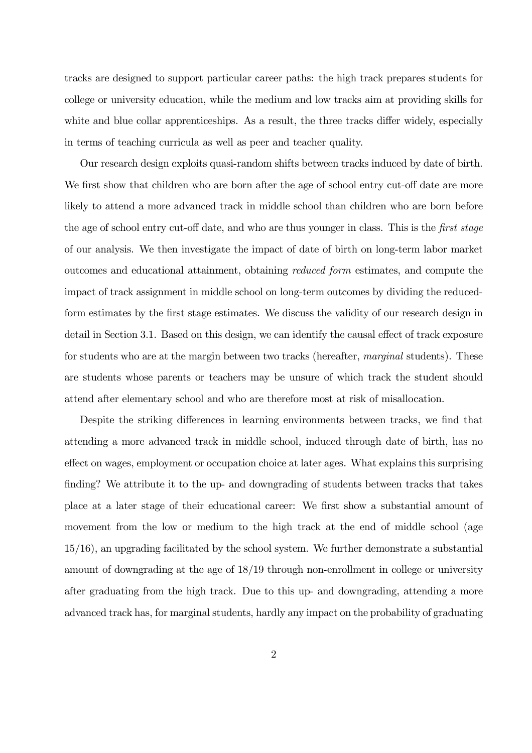tracks are designed to support particular career paths: the high track prepares students for college or university education, while the medium and low tracks aim at providing skills for white and blue collar apprenticeships. As a result, the three tracks differ widely, especially in terms of teaching curricula as well as peer and teacher quality.

Our research design exploits quasi-random shifts between tracks induced by date of birth. We first show that children who are born after the age of school entry cut-off date are more likely to attend a more advanced track in middle school than children who are born before the age of school entry cut-off date, and who are thus younger in class. This is the *first stage* of our analysis. We then investigate the impact of date of birth on long-term labor market outcomes and educational attainment, obtaining *reduced form* estimates, and compute the impact of track assignment in middle school on long-term outcomes by dividing the reduced-form estimates by the first stage estimates. We discuss the validity of our research design in detail in Section 3.1. Based on this design, we can identify the causal effect of track exposure for students who are at the margin between two tracks (hereafter, *marginal* students). These are students whose parents or teachers may be unsure of which track the student should attend after elementary school and who are therefore most at risk of misallocation.

Despite the striking differences in learning environments between tracks, we find that attending a more advanced track in middle school, induced through date of birth, has no effect on wages, employment or occupation choice at later ages. What explains this surprising finding? We attribute it to the up- and downgrading of students between tracks that takes place at a later stage of their educational career: We first show a substantial amount of movement from the low or medium to the high track at the end of middle school (age 15/16), an upgrading facilitated by the school system. We further demonstrate a substantial amount of downgrading at the age of 18/19 through non-enrollment in college or university after graduating from the high track. Due to this up- and downgrading, attending a more advanced track has, for marginal students, hardly any impact on the probability of graduating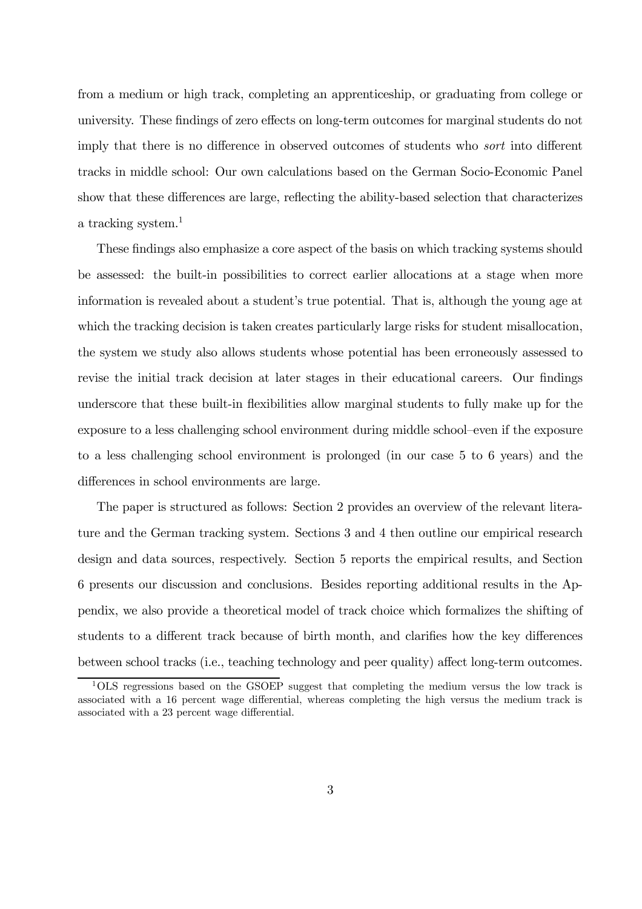from a medium or high track, completing an apprenticeship, or graduating from college or university. These findings of zero effects on long-term outcomes for marginal students do not imply that there is no difference in observed outcomes of students who *sort* into different tracks in middle school: Our own calculations based on the German Socio-Economic Panel show that these differences are large, reflecting the ability-based selection that characterizes a tracking system.[1]

These findings also emphasize a core aspect of the basis on which tracking systems should be assessed: the built-in possibilities to correct earlier allocations at a stage when more information is revealed about a student's true potential. That is, although the young age at which the tracking decision is taken creates particularly large risks for student misallocation, the system we study also allows students whose potential has been erroneously assessed to revise the initial track decision at later stages in their educational careers. Our findings underscore that these built-in flexibilities allow marginal students to fully make up for the exposure to a less challenging school environment during middle school–even if the exposure to a less challenging school environment is prolonged (in our case 5 to 6 years) and the differences in school environments are large.

The paper is structured as follows: Section 2 provides an overview of the relevant literature and the German tracking system. Sections 3 and 4 then outline our empirical research design and data sources, respectively. Section 5 reports the empirical results, and Section 6 presents our discussion and conclusions. Besides reporting additional results in the Appendix, we also provide a theoretical model of track choice which formalizes the shifting of students to a different track because of birth month, and clarifies how the key differences between school tracks (i.e., teaching technology and peer quality) affect long-term outcomes.

[1] OLS regressions based on the GSOEP suggest that completing the medium versus the low track is associated with a 16 percent wage differential, whereas completing the high versus the medium track is associated with a 23 percent wage differential.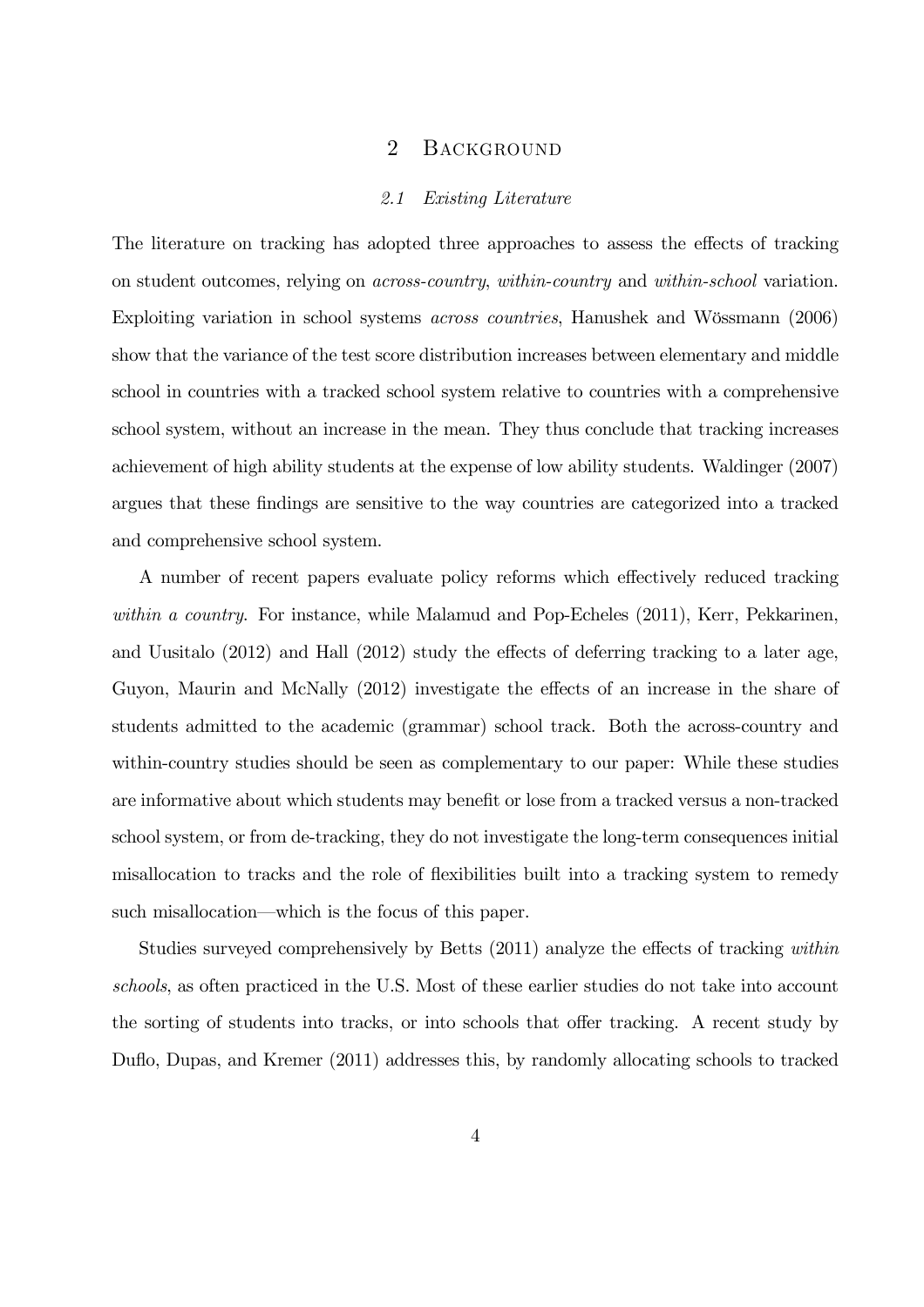## 2 Background

### 2.1 Existing Literature

The literature on tracking has adopted three approaches to assess the effects of tracking on student outcomes, relying on *across-country*, *within-country* and *within-school* variation. Exploiting variation in school systems *across countries*, Hanushek and Wössmann (2006) show that the variance of the test score distribution increases between elementary and middle school in countries with a tracked school system relative to countries with a comprehensive school system, without an increase in the mean. They thus conclude that tracking increases achievement of high ability students at the expense of low ability students. Waldinger (2007) argues that these findings are sensitive to the way countries are categorized into a tracked and comprehensive school system.

A number of recent papers evaluate policy reforms which effectively reduced tracking *within a country*. For instance, while Malamud and Pop-Echeles (2011), Kerr, Pekkarinen, and Uusitalo (2012) and Hall (2012) study the effects of deferring tracking to a later age, Guyon, Maurin and McNally (2012) investigate the effects of an increase in the share of students admitted to the academic (grammar) school track. Both the across-country and within-country studies should be seen as complementary to our paper: While these studies are informative about which students may benefit or lose from a tracked versus a non-tracked school system, or from de-tracking, they do not investigate the long-term consequences initial misallocation to tracks and the role of flexibilities built into a tracking system to remedy such misallocation—which is the focus of this paper.

Studies surveyed comprehensively by Betts (2011) analyze the effects of tracking *within schools*, as often practiced in the U.S. Most of these earlier studies do not take into account the sorting of students into tracks, or into schools that offer tracking. A recent study by Duflo, Dupas, and Kremer (2011) addresses this, by randomly allocating schools to tracked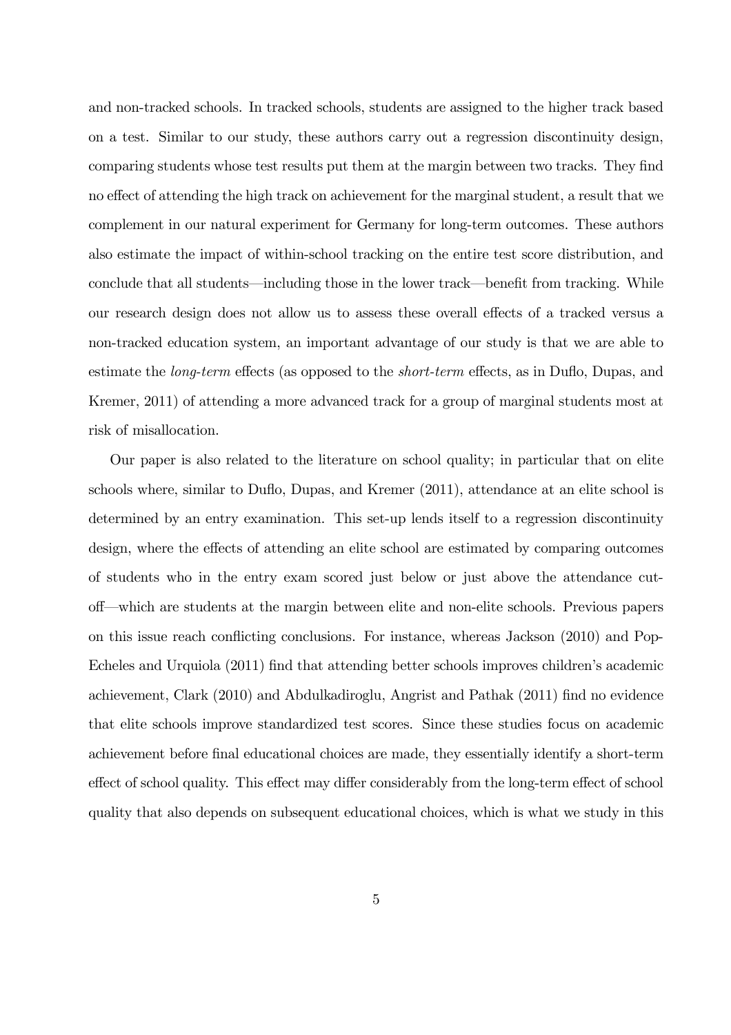and non-tracked schools. In tracked schools, students are assigned to the higher track based on a test. Similar to our study, these authors carry out a regression discontinuity design, comparing students whose test results put them at the margin between two tracks. They find no effect of attending the high track on achievement for the marginal student, a result that we complement in our natural experiment for Germany for long-term outcomes. These authors also estimate the impact of within-school tracking on the entire test score distribution, and conclude that all students—including those in the lower track—benefit from tracking. While our research design does not allow us to assess these overall effects of a tracked versus a non-tracked education system, an important advantage of our study is that we are able to estimate the *long-term* effects (as opposed to the *short-term* effects, as in Duflo, Dupas, and Kremer, 2011) of attending a more advanced track for a group of marginal students most at risk of misallocation.

Our paper is also related to the literature on school quality; in particular that on elite schools where, similar to Duflo, Dupas, and Kremer (2011), attendance at an elite school is determined by an entry examination. This set-up lends itself to a regression discontinuity design, where the effects of attending an elite school are estimated by comparing outcomes of students who in the entry exam scored just below or just above the attendance cut-off—which are students at the margin between elite and non-elite schools. Previous papers on this issue reach conflicting conclusions. For instance, whereas Jackson (2010) and Pop-Echeles and Urquiola (2011) find that attending better schools improves children's academic achievement, Clark (2010) and Abdulkadiroglu, Angrist and Pathak (2011) find no evidence that elite schools improve standardized test scores. Since these studies focus on academic achievement before final educational choices are made, they essentially identify a short-term effect of school quality. This effect may differ considerably from the long-term effect of school quality that also depends on subsequent educational choices, which is what we study in this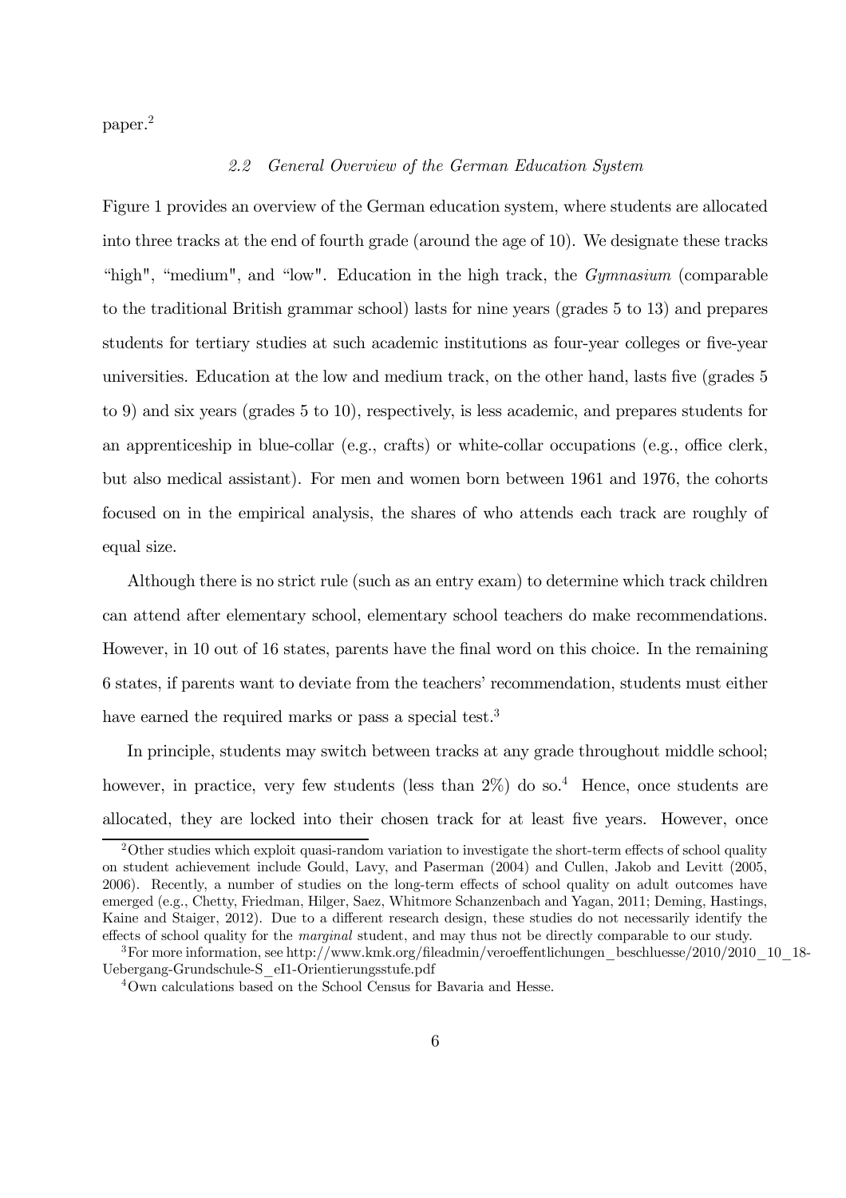paper.[2]

### 2.2 General Overview of the German Education System

Figure 1 provides an overview of the German education system, where students are allocated into three tracks at the end of fourth grade (around the age of 10). We designate these tracks "high", "medium", and "low". Education in the high track, the *Gymnasium* (comparable to the traditional British grammar school) lasts for nine years (grades 5 to 13) and prepares students for tertiary studies at such academic institutions as four-year colleges or five-year universities. Education at the low and medium track, on the other hand, lasts five (grades 5 to 9) and six years (grades 5 to 10), respectively, is less academic, and prepares students for an apprenticeship in blue-collar (e.g., crafts) or white-collar occupations (e.g., office clerk, but also medical assistant). For men and women born between 1961 and 1976, the cohorts focused on in the empirical analysis, the shares of who attends each track are roughly of equal size.

Although there is no strict rule (such as an entry exam) to determine which track children can attend after elementary school, elementary school teachers do make recommendations. However, in 10 out of 16 states, parents have the final word on this choice. In the remaining 6 states, if parents want to deviate from the teachers' recommendation, students must either have earned the required marks or pass a special test.[3]

In principle, students may switch between tracks at any grade throughout middle school; however, in practice, very few students (less than 2%) do so.[4] Hence, once students are allocated, they are locked into their chosen track for at least five years. However, once

[2] Other studies which exploit quasi-random variation to investigate the short-term effects of school quality on student achievement include Gould, Lavy, and Paserman (2004) and Cullen, Jakob and Levitt (2005, 2006). Recently, a number of studies on the long-term effects of school quality on adult outcomes have emerged (e.g., Chetty, Friedman, Hilger, Saez, Whitmore Schanzenbach and Yagan, 2011; Deming, Hastings, Kaine and Staiger, 2012). Due to a different research design, these studies do not necessarily identify the effects of school quality for the *marginal* student, and may thus not be directly comparable to our study.

[3] For more information, see http://www.kmk.org/fileadmin/veroeffentlichungen_beschluesse/2010/2010_10_18-Uebergang-Grundschule-S_eI1-Orientierungsstufe.pdf

[4] Own calculations based on the School Census for Bavaria and Hesse.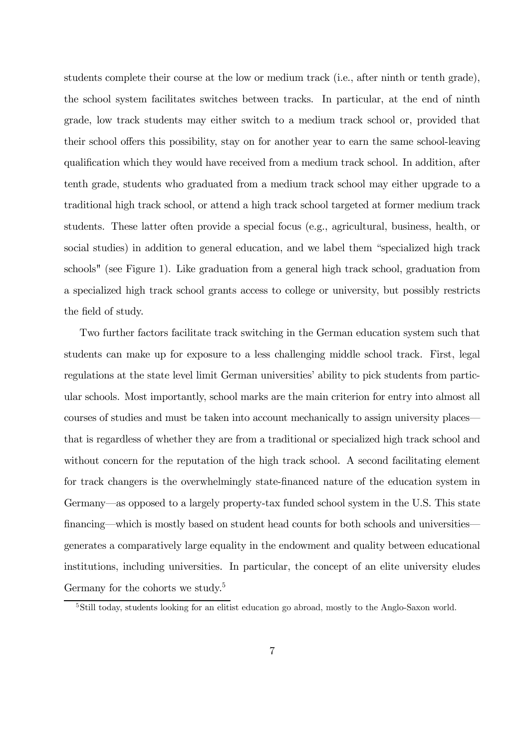students complete their course at the low or medium track (i.e., after ninth or tenth grade), the school system facilitates switches between tracks. In particular, at the end of ninth grade, low track students may either switch to a medium track school or, provided that their school offers this possibility, stay on for another year to earn the same school-leaving qualification which they would have received from a medium track school. In addition, after tenth grade, students who graduated from a medium track school may either upgrade to a traditional high track school, or attend a high track school targeted at former medium track students. These latter often provide a special focus (e.g., agricultural, business, health, or social studies) in addition to general education, and we label them "specialized high track schools" (see Figure 1). Like graduation from a general high track school, graduation from a specialized high track school grants access to college or university, but possibly restricts the field of study.

Two further factors facilitate track switching in the German education system such that students can make up for exposure to a less challenging middle school track. First, legal regulations at the state level limit German universities' ability to pick students from particular schools. Most importantly, school marks are the main criterion for entry into almost all courses of studies and must be taken into account mechanically to assign university places—that is regardless of whether they are from a traditional or specialized high track school and without concern for the reputation of the high track school. A second facilitating element for track changers is the overwhelmingly state-financed nature of the education system in Germany—as opposed to a largely property-tax funded school system in the U.S. This state financing—which is mostly based on student head counts for both schools and universities—generates a comparatively large equality in the endowment and quality between educational institutions, including universities. In particular, the concept of an elite university eludes Germany for the cohorts we study.[5]

[5]Still today, students looking for an elitist education go abroad, mostly to the Anglo-Saxon world.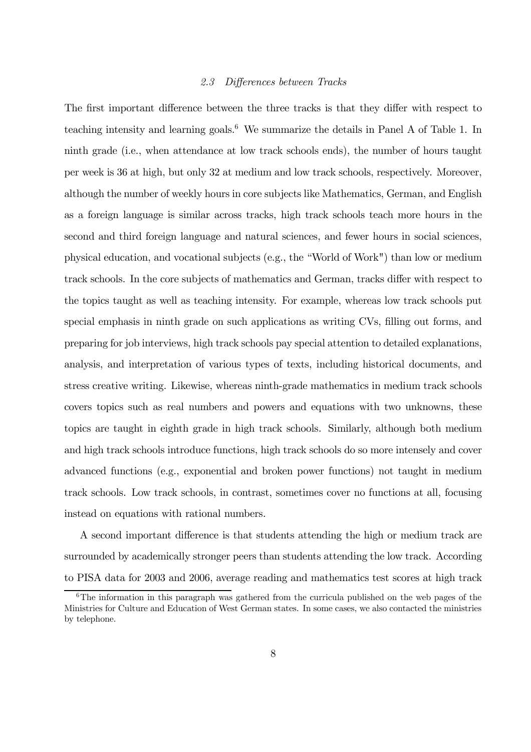### *2.3 Differences between Tracks*

The first important difference between the three tracks is that they differ with respect to teaching intensity and learning goals.[6] We summarize the details in Panel A of Table 1. In ninth grade (i.e., when attendance at low track schools ends), the number of hours taught per week is 36 at high, but only 32 at medium and low track schools, respectively. Moreover, although the number of weekly hours in core subjects like Mathematics, German, and English as a foreign language is similar across tracks, high track schools teach more hours in the second and third foreign language and natural sciences, and fewer hours in social sciences, physical education, and vocational subjects (e.g., the "World of Work") than low or medium track schools. In the core subjects of mathematics and German, tracks differ with respect to the topics taught as well as teaching intensity. For example, whereas low track schools put special emphasis in ninth grade on such applications as writing CVs, filling out forms, and preparing for job interviews, high track schools pay special attention to detailed explanations, analysis, and interpretation of various types of texts, including historical documents, and stress creative writing. Likewise, whereas ninth-grade mathematics in medium track schools covers topics such as real numbers and powers and equations with two unknowns, these topics are taught in eighth grade in high track schools. Similarly, although both medium and high track schools introduce functions, high track schools do so more intensely and cover advanced functions (e.g., exponential and broken power functions) not taught in medium track schools. Low track schools, in contrast, sometimes cover no functions at all, focusing instead on equations with rational numbers.

A second important difference is that students attending the high or medium track are surrounded by academically stronger peers than students attending the low track. According to PISA data for 2003 and 2006, average reading and mathematics test scores at high track

[6] The information in this paragraph was gathered from the curricula published on the web pages of the Ministries for Culture and Education of West German states. In some cases, we also contacted the ministries by telephone.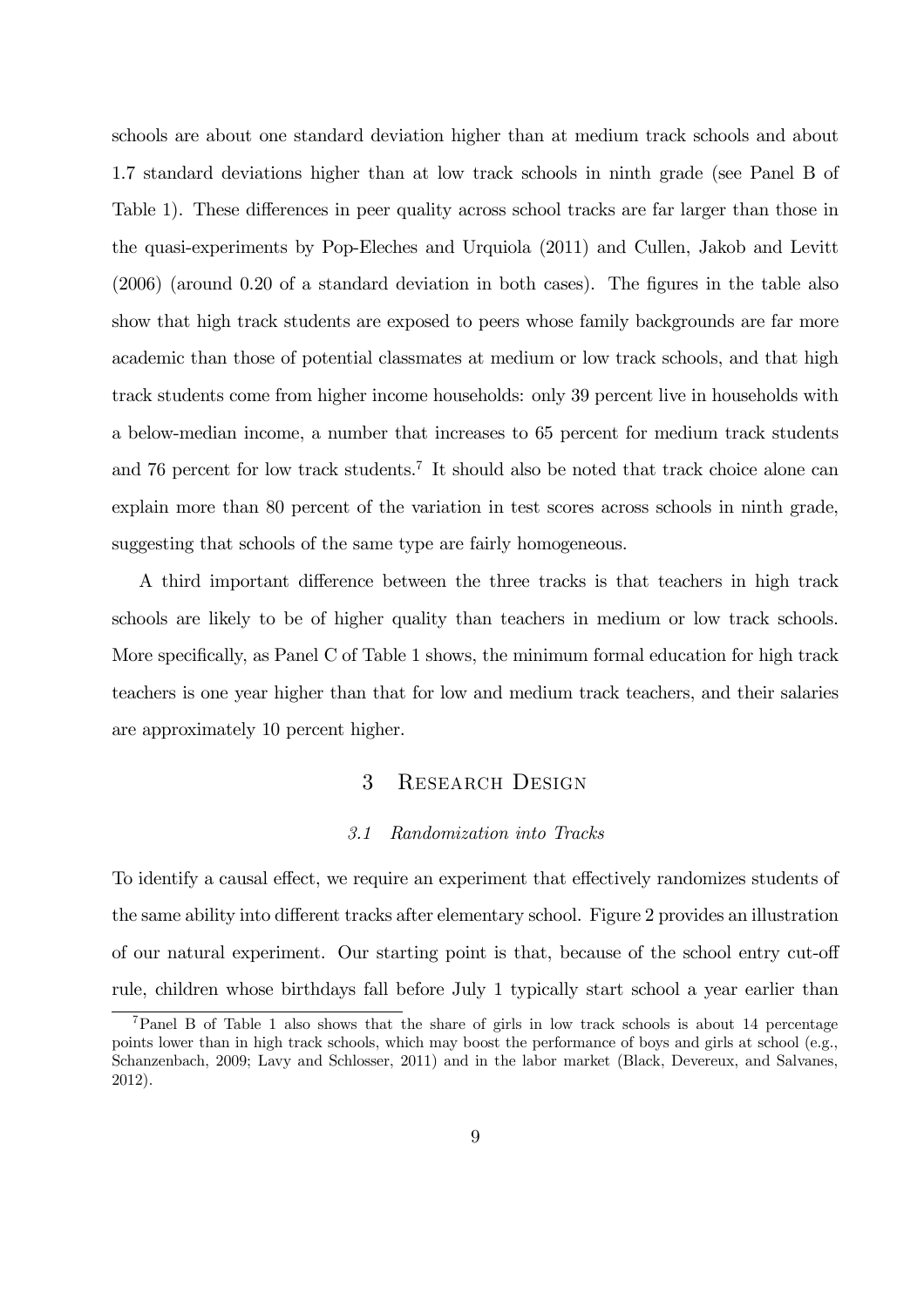schools are about one standard deviation higher than at medium track schools and about 1.7 standard deviations higher than at low track schools in ninth grade (see Panel B of Table 1). These differences in peer quality across school tracks are far larger than those in the quasi-experiments by Pop-Eleches and Urquiola (2011) and Cullen, Jakob and Levitt (2006) (around 0.20 of a standard deviation in both cases). The figures in the table also show that high track students are exposed to peers whose family backgrounds are far more academic than those of potential classmates at medium or low track schools, and that high track students come from higher income households: only 39 percent live in households with a below-median income, a number that increases to 65 percent for medium track students and 76 percent for low track students.[7] It should also be noted that track choice alone can explain more than 80 percent of the variation in test scores across schools in ninth grade, suggesting that schools of the same type are fairly homogeneous.

A third important difference between the three tracks is that teachers in high track schools are likely to be of higher quality than teachers in medium or low track schools. More specifically, as Panel C of Table 1 shows, the minimum formal education for high track teachers is one year higher than that for low and medium track teachers, and their salaries are approximately 10 percent higher.

## 3 Research Design

### *3.1 Randomization into Tracks*

To identify a causal effect, we require an experiment that effectively randomizes students of the same ability into different tracks after elementary school. Figure 2 provides an illustration of our natural experiment. Our starting point is that, because of the school entry cut-off rule, children whose birthdays fall before July 1 typically start school a year earlier than

[7] Panel B of Table 1 also shows that the share of girls in low track schools is about 14 percentage points lower than in high track schools, which may boost the performance of boys and girls at school (e.g., Schanzenbach, 2009; Lavy and Schlosser, 2011) and in the labor market (Black, Devereux, and Salvanes, 2012).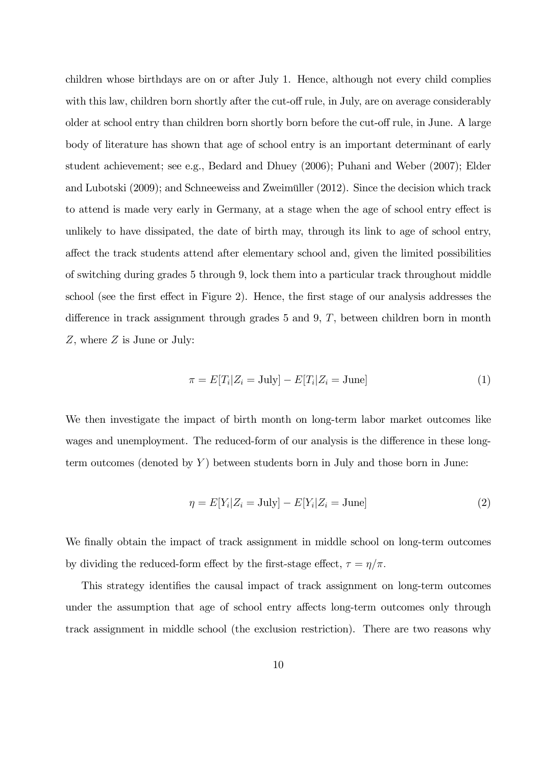children whose birthdays are on or after July 1. Hence, although not every child complies with this law, children born shortly after the cut-off rule, in July, are on average considerably older at school entry than children born shortly born before the cut-off rule, in June. A large body of literature has shown that age of school entry is an important determinant of early student achievement; see e.g., Bedard and Dhuey (2006); Puhani and Weber (2007); Elder and Lubotski (2009); and Schneeweiss and Zweimüller (2012). Since the decision which track to attend is made very early in Germany, at a stage when the age of school entry effect is unlikely to have dissipated, the date of birth may, through its link to age of school entry, affect the track students attend after elementary school and, given the limited possibilities of switching during grades 5 through 9, lock them into a particular track throughout middle school (see the first effect in Figure 2). Hence, the first stage of our analysis addresses the difference in track assignment through grades 5 and 9, $T$, between children born in month $Z$, where $Z$ is June or July:

$$\pi = E[T_i|Z_i = \text{July}] - E[T_i|Z_i = \text{June}] \tag{1}$$

We then investigate the impact of birth month on long-term labor market outcomes like wages and unemployment. The reduced-form of our analysis is the difference in these long-term outcomes (denoted by $Y$) between students born in July and those born in June:

$$\eta = E[Y_i|Z_i = \text{July}] - E[Y_i|Z_i = \text{June}] \tag{2}$$

We finally obtain the impact of track assignment in middle school on long-term outcomes by dividing the reduced-form effect by the first-stage effect, $\tau = \eta/\pi$.

This strategy identifies the causal impact of track assignment on long-term outcomes under the assumption that age of school entry affects long-term outcomes only through track assignment in middle school (the exclusion restriction). There are two reasons why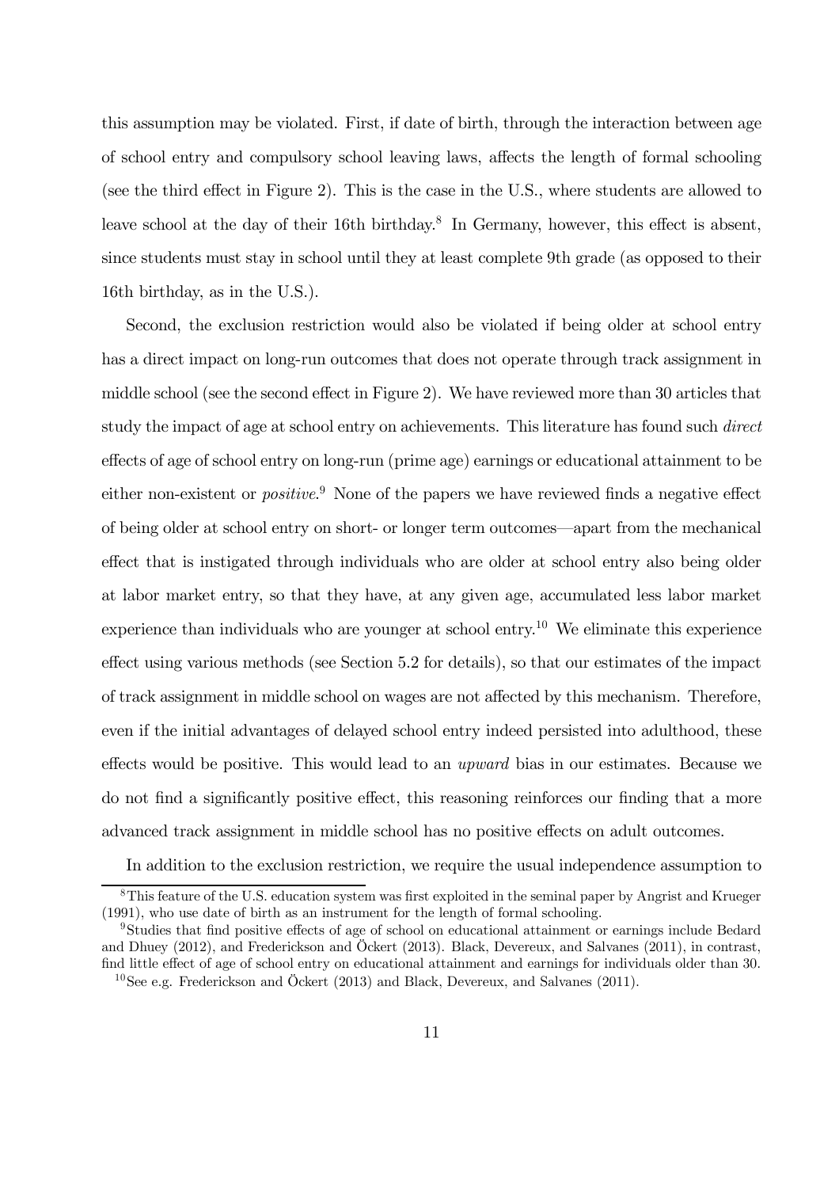this assumption may be violated. First, if date of birth, through the interaction between age of school entry and compulsory school leaving laws, affects the length of formal schooling (see the third effect in Figure 2). This is the case in the U.S., where students are allowed to leave school at the day of their 16th birthday.[8] In Germany, however, this effect is absent, since students must stay in school until they at least complete 9th grade (as opposed to their 16th birthday, as in the U.S.).

Second, the exclusion restriction would also be violated if being older at school entry has a direct impact on long-run outcomes that does not operate through track assignment in middle school (see the second effect in Figure 2). We have reviewed more than 30 articles that study the impact of age at school entry on achievements. This literature has found such *direct* effects of age of school entry on long-run (prime age) earnings or educational attainment to be either non-existent or *positive*.[9] None of the papers we have reviewed finds a negative effect of being older at school entry on short- or longer term outcomes—apart from the mechanical effect that is instigated through individuals who are older at school entry also being older at labor market entry, so that they have, at any given age, accumulated less labor market experience than individuals who are younger at school entry.[10] We eliminate this experience effect using various methods (see Section 5.2 for details), so that our estimates of the impact of track assignment in middle school on wages are not affected by this mechanism. Therefore, even if the initial advantages of delayed school entry indeed persisted into adulthood, these effects would be positive. This would lead to an *upward* bias in our estimates. Because we do not find a significantly positive effect, this reasoning reinforces our finding that a more advanced track assignment in middle school has no positive effects on adult outcomes.

In addition to the exclusion restriction, we require the usual independence assumption to

---

[8] This feature of the U.S. education system was first exploited in the seminal paper by Angrist and Krueger (1991), who use date of birth as an instrument for the length of formal schooling.

[9] Studies that find positive effects of age of school on educational attainment or earnings include Bedard and Dhuey (2012), and Frederickson and Öckert (2013). Black, Devereux, and Salvanes (2011), in contrast, find little effect of age of school entry on educational attainment and earnings for individuals older than 30.

[10] See e.g. Frederickson and Öckert (2013) and Black, Devereux, and Salvanes (2011).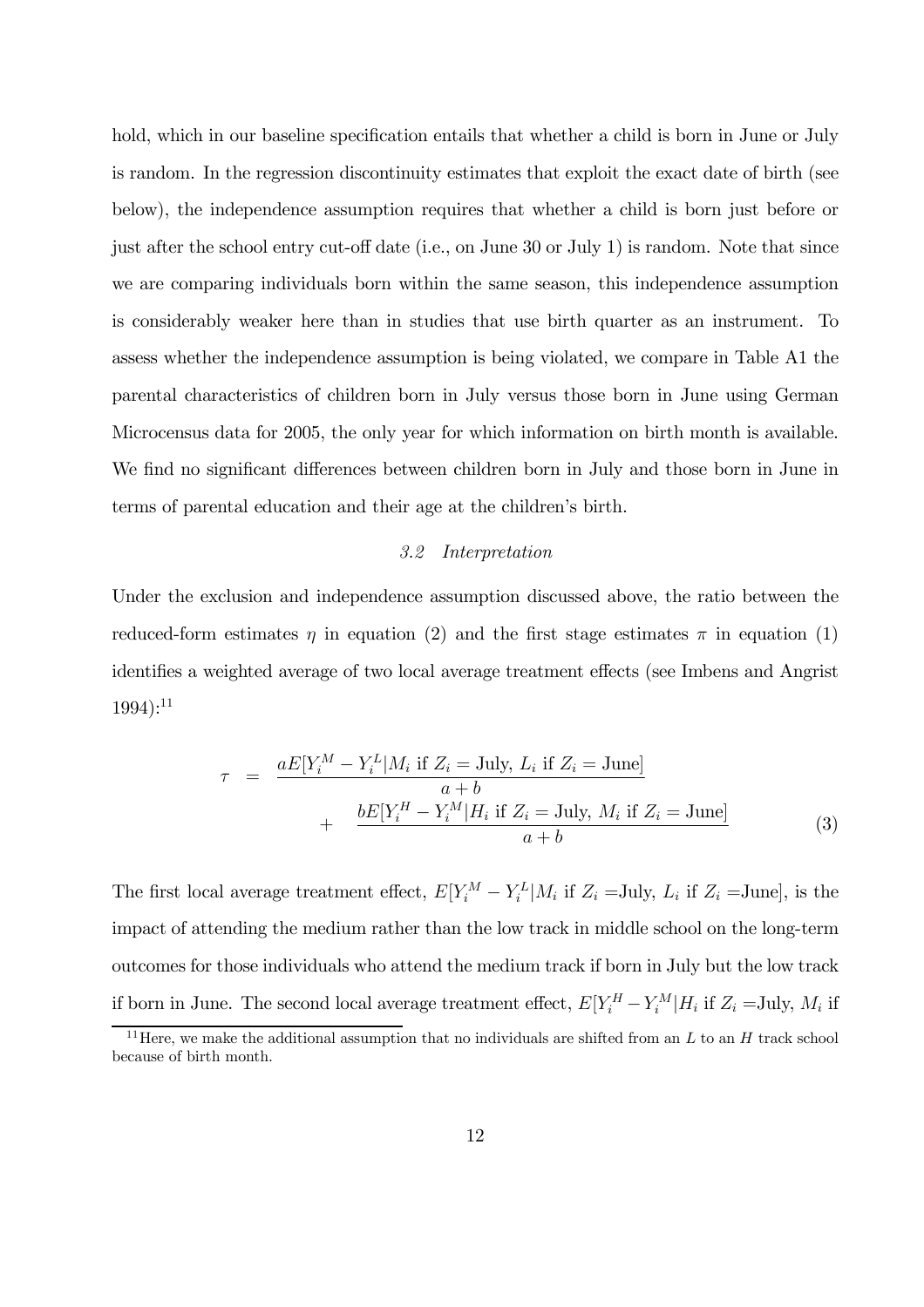hold, which in our baseline specification entails that whether a child is born in June or July is random. In the regression discontinuity estimates that exploit the exact date of birth (see below), the independence assumption requires that whether a child is born just before or just after the school entry cut-off date (i.e., on June 30 or July 1) is random. Note that since we are comparing individuals born within the same season, this independence assumption is considerably weaker here than in studies that use birth quarter as an instrument. To assess whether the independence assumption is being violated, we compare in Table A1 the parental characteristics of children born in July versus those born in June using German Microcensus data for 2005, the only year for which information on birth month is available. We find no significant differences between children born in July and those born in June in terms of parental education and their age at the children's birth.

### *3.2 Interpretation*

Under the exclusion and independence assumption discussed above, the ratio between the reduced-form estimates $\eta$ in equation (2) and the first stage estimates $\pi$ in equation (1) identifies a weighted average of two local average treatment effects (see Imbens and Angrist 1994):[11]

$$\tau = \frac{aE[Y_i^M - Y_i^L | M_i \text{ if } Z_i = \text{July}, \, L_i \text{ if } Z_i = \text{June}]}{a+b} + \frac{bE[Y_i^H - Y_i^M | H_i \text{ if } Z_i = \text{July}, \, M_i \text{ if } Z_i = \text{June}]}{a+b} \qquad (3)$$

The first local average treatment effect, $E[Y_i^M - Y_i^L | M_i \text{ if } Z_i = \text{July}, L_i \text{ if } Z_i = \text{June}]$, is the impact of attending the medium rather than the low track in middle school on the long-term outcomes for those individuals who attend the medium track if born in July but the low track if born in June. The second local average treatment effect, $E[Y_i^H - Y_i^M | H_i \text{ if } Z_i = \text{July}, M_i$ if

[11] Here, we make the additional assumption that no individuals are shifted from an $L$ to an $H$ track school because of birth month.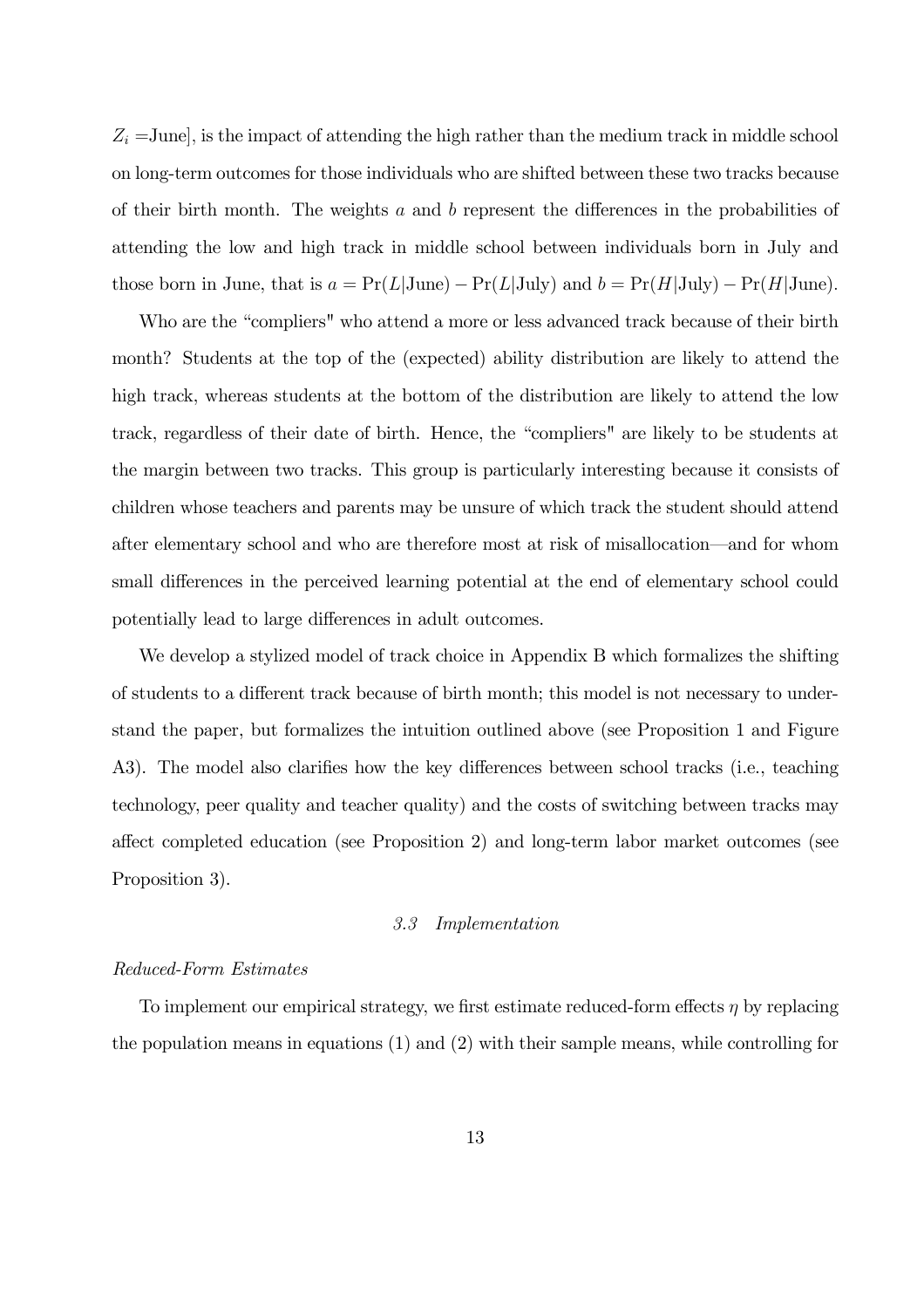$Z_i$ =June], is the impact of attending the high rather than the medium track in middle school on long-term outcomes for those individuals who are shifted between these two tracks because of their birth month. The weights $a$ and $b$ represent the differences in the probabilities of attending the low and high track in middle school between individuals born in July and those born in June, that is $a = \Pr(L|\text{June}) - \Pr(L|\text{July})$ and $b = \Pr(H|\text{July}) - \Pr(H|\text{June})$.

Who are the "compliers" who attend a more or less advanced track because of their birth month? Students at the top of the (expected) ability distribution are likely to attend the high track, whereas students at the bottom of the distribution are likely to attend the low track, regardless of their date of birth. Hence, the "compliers" are likely to be students at the margin between two tracks. This group is particularly interesting because it consists of children whose teachers and parents may be unsure of which track the student should attend after elementary school and who are therefore most at risk of misallocation—and for whom small differences in the perceived learning potential at the end of elementary school could potentially lead to large differences in adult outcomes.

We develop a stylized model of track choice in Appendix B which formalizes the shifting of students to a different track because of birth month; this model is not necessary to understand the paper, but formalizes the intuition outlined above (see Proposition 1 and Figure A3). The model also clarifies how the key differences between school tracks (i.e., teaching technology, peer quality and teacher quality) and the costs of switching between tracks may affect completed education (see Proposition 2) and long-term labor market outcomes (see Proposition 3).

### *3.3 Implementation*

*Reduced-Form Estimates*

To implement our empirical strategy, we first estimate reduced-form effects $\eta$ by replacing the population means in equations (1) and (2) with their sample means, while controlling for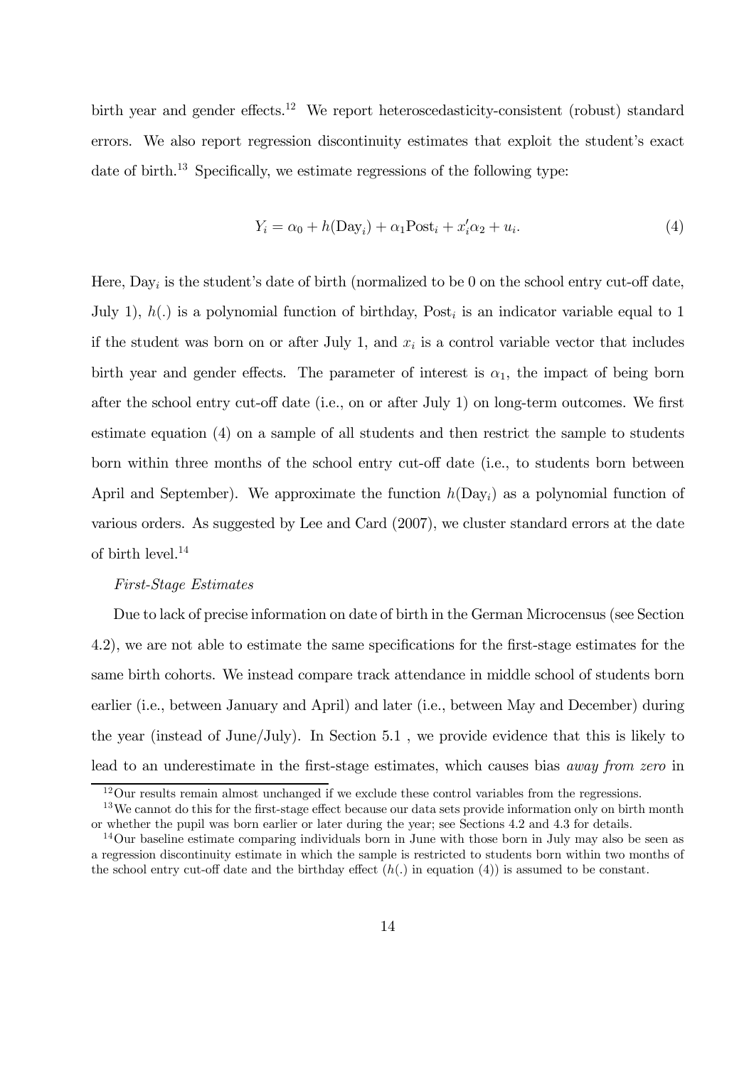birth year and gender effects.[12] We report heteroscedasticity-consistent (robust) standard errors. We also report regression discontinuity estimates that exploit the student's exact date of birth.[13] Specifically, we estimate regressions of the following type:

$$Y_i = \alpha_0 + h(\text{Day}_i) + \alpha_1 \text{Post}_i + x_i' \alpha_2 + u_i. \tag{4}$$

Here, $\text{Day}_i$ is the student's date of birth (normalized to be 0 on the school entry cut-off date, July 1), $h(.)$ is a polynomial function of birthday, $\text{Post}_i$ is an indicator variable equal to 1 if the student was born on or after July 1, and $x_i$ is a control variable vector that includes birth year and gender effects. The parameter of interest is $\alpha_1$, the impact of being born after the school entry cut-off date (i.e., on or after July 1) on long-term outcomes. We first estimate equation (4) on a sample of all students and then restrict the sample to students born within three months of the school entry cut-off date (i.e., to students born between April and September). We approximate the function $h(\text{Day}_i)$ as a polynomial function of various orders. As suggested by Lee and Card (2007), we cluster standard errors at the date of birth level.[14]

*First-Stage Estimates*

Due to lack of precise information on date of birth in the German Microcensus (see Section 4.2), we are not able to estimate the same specifications for the first-stage estimates for the same birth cohorts. We instead compare track attendance in middle school of students born earlier (i.e., between January and April) and later (i.e., between May and December) during the year (instead of June/July). In Section 5.1 , we provide evidence that this is likely to lead to an underestimate in the first-stage estimates, which causes bias *away from zero* in

[12] Our results remain almost unchanged if we exclude these control variables from the regressions.

[13] We cannot do this for the first-stage effect because our data sets provide information only on birth month or whether the pupil was born earlier or later during the year; see Sections 4.2 and 4.3 for details.

[14] Our baseline estimate comparing individuals born in June with those born in July may also be seen as a regression discontinuity estimate in which the sample is restricted to students born within two months of the school entry cut-off date and the birthday effect ($h(.)$ in equation (4)) is assumed to be constant.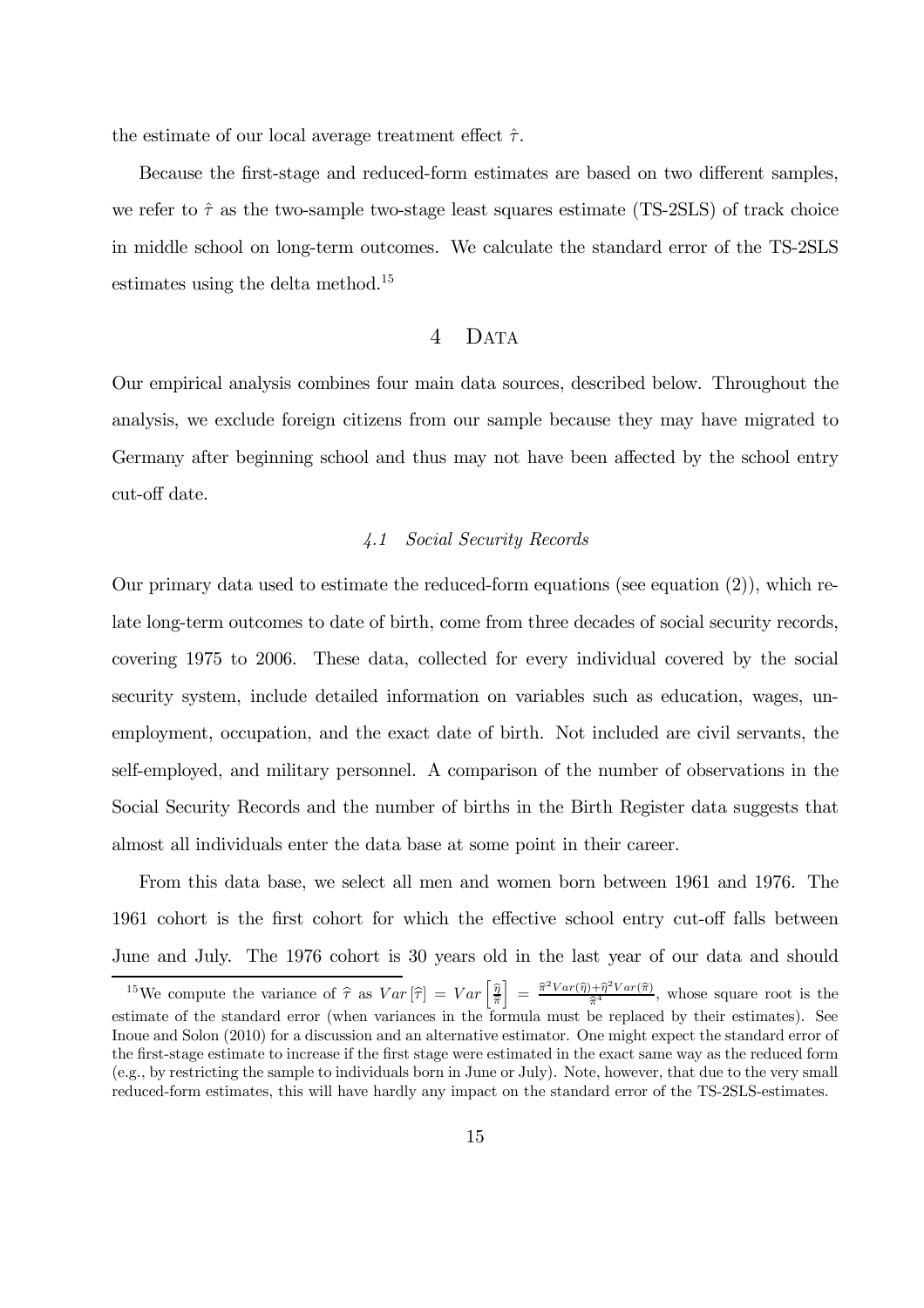the estimate of our local average treatment effect $\hat{\tau}$.

Because the first-stage and reduced-form estimates are based on two different samples, we refer to $\hat{\tau}$ as the two-sample two-stage least squares estimate (TS-2SLS) of track choice in middle school on long-term outcomes. We calculate the standard error of the TS-2SLS estimates using the delta method.[15]

# 4 Data

Our empirical analysis combines four main data sources, described below. Throughout the analysis, we exclude foreign citizens from our sample because they may have migrated to Germany after beginning school and thus may not have been affected by the school entry cut-off date.

## *4.1 Social Security Records*

Our primary data used to estimate the reduced-form equations (see equation (2)), which relate long-term outcomes to date of birth, come from three decades of social security records, covering 1975 to 2006. These data, collected for every individual covered by the social security system, include detailed information on variables such as education, wages, unemployment, occupation, and the exact date of birth. Not included are civil servants, the self-employed, and military personnel. A comparison of the number of observations in the Social Security Records and the number of births in the Birth Register data suggests that almost all individuals enter the data base at some point in their career.

From this data base, we select all men and women born between 1961 and 1976. The 1961 cohort is the first cohort for which the effective school entry cut-off falls between June and July. The 1976 cohort is 30 years old in the last year of our data and should

[15] We compute the variance of $\hat{\tau}$ as $Var\left[\hat{\tau}\right] = Var\left[\frac{\hat{\eta}}{\hat{\pi}}\right] = \frac{\hat{\pi}^2 Var(\hat{\eta}) + \hat{\eta}^2 Var(\hat{\pi})}{\hat{\pi}^4}$, whose square root is the estimate of the standard error (when variances in the formula must be replaced by their estimates). See Inoue and Solon (2010) for a discussion and an alternative estimator. One might expect the standard error of the first-stage estimate to increase if the first stage were estimated in the exact same way as the reduced form (e.g., by restricting the sample to individuals born in June or July). Note, however, that due to the very small reduced-form estimates, this will have hardly any impact on the standard error of the TS-2SLS-estimates.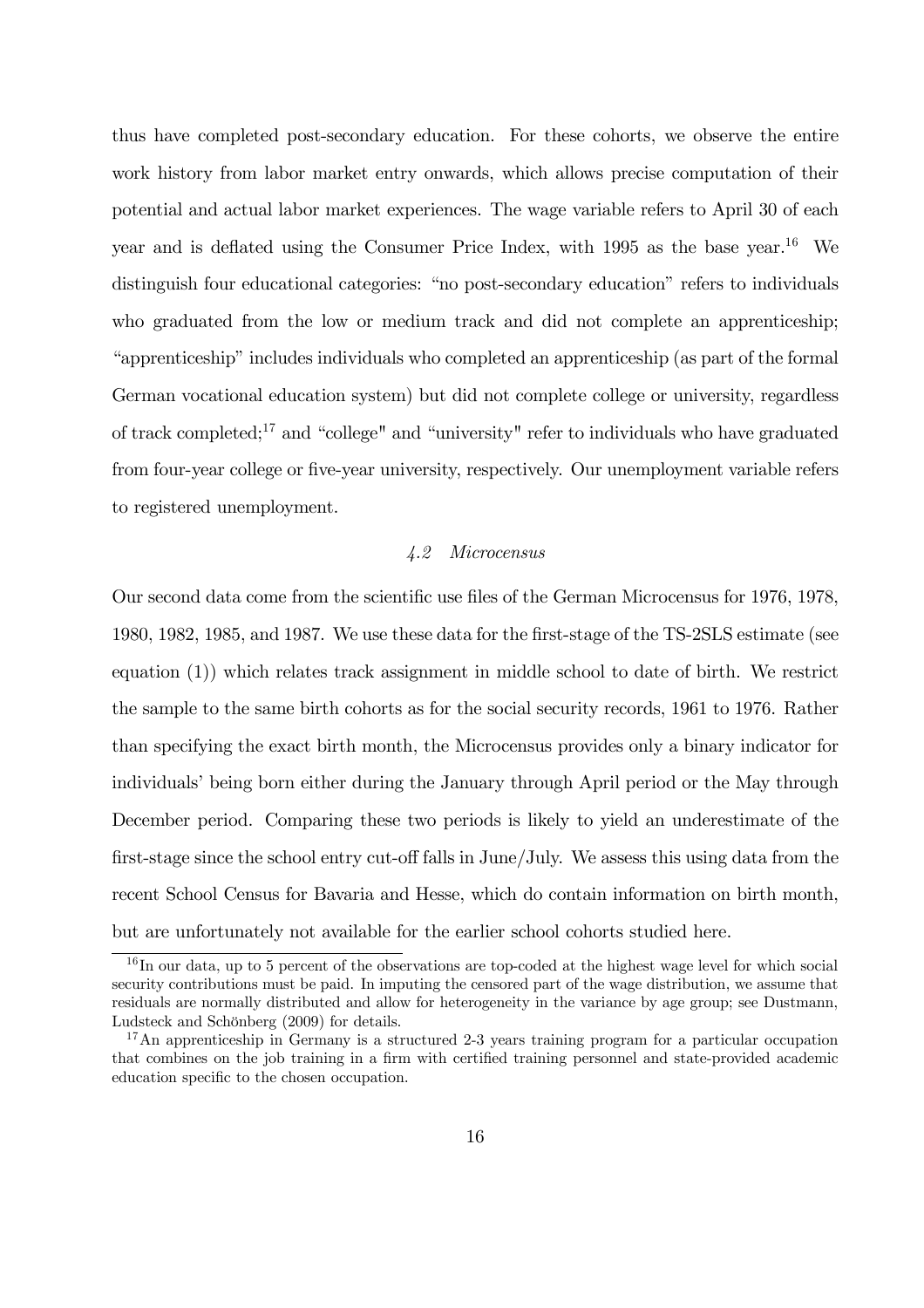thus have completed post-secondary education. For these cohorts, we observe the entire work history from labor market entry onwards, which allows precise computation of their potential and actual labor market experiences. The wage variable refers to April 30 of each year and is deflated using the Consumer Price Index, with 1995 as the base year.[16] We distinguish four educational categories: "no post-secondary education" refers to individuals who graduated from the low or medium track and did not complete an apprenticeship; "apprenticeship" includes individuals who completed an apprenticeship (as part of the formal German vocational education system) but did not complete college or university, regardless of track completed;[17] and "college" and "university" refer to individuals who have graduated from four-year college or five-year university, respectively. Our unemployment variable refers to registered unemployment.

### *4.2 Microcensus*

Our second data come from the scientific use files of the German Microcensus for 1976, 1978, 1980, 1982, 1985, and 1987. We use these data for the first-stage of the TS-2SLS estimate (see equation (1)) which relates track assignment in middle school to date of birth. We restrict the sample to the same birth cohorts as for the social security records, 1961 to 1976. Rather than specifying the exact birth month, the Microcensus provides only a binary indicator for individuals' being born either during the January through April period or the May through December period. Comparing these two periods is likely to yield an underestimate of the first-stage since the school entry cut-off falls in June/July. We assess this using data from the recent School Census for Bavaria and Hesse, which do contain information on birth month, but are unfortunately not available for the earlier school cohorts studied here.

---

[16] In our data, up to 5 percent of the observations are top-coded at the highest wage level for which social security contributions must be paid. In imputing the censored part of the wage distribution, we assume that residuals are normally distributed and allow for heterogeneity in the variance by age group; see Dustmann, Ludsteck and Schönberg (2009) for details.

[17] An apprenticeship in Germany is a structured 2-3 years training program for a particular occupation that combines on the job training in a firm with certified training personnel and state-provided academic education specific to the chosen occupation.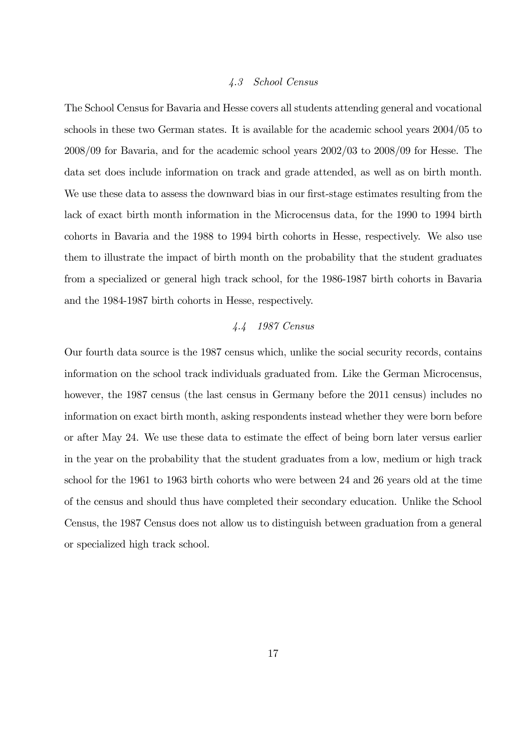### 4.3 School Census

The School Census for Bavaria and Hesse covers all students attending general and vocational schools in these two German states. It is available for the academic school years 2004/05 to 2008/09 for Bavaria, and for the academic school years 2002/03 to 2008/09 for Hesse. The data set does include information on track and grade attended, as well as on birth month. We use these data to assess the downward bias in our first-stage estimates resulting from the lack of exact birth month information in the Microcensus data, for the 1990 to 1994 birth cohorts in Bavaria and the 1988 to 1994 birth cohorts in Hesse, respectively. We also use them to illustrate the impact of birth month on the probability that the student graduates from a specialized or general high track school, for the 1986-1987 birth cohorts in Bavaria and the 1984-1987 birth cohorts in Hesse, respectively.

### 4.4 1987 Census

Our fourth data source is the 1987 census which, unlike the social security records, contains information on the school track individuals graduated from. Like the German Microcensus, however, the 1987 census (the last census in Germany before the 2011 census) includes no information on exact birth month, asking respondents instead whether they were born before or after May 24. We use these data to estimate the effect of being born later versus earlier in the year on the probability that the student graduates from a low, medium or high track school for the 1961 to 1963 birth cohorts who were between 24 and 26 years old at the time of the census and should thus have completed their secondary education. Unlike the School Census, the 1987 Census does not allow us to distinguish between graduation from a general or specialized high track school.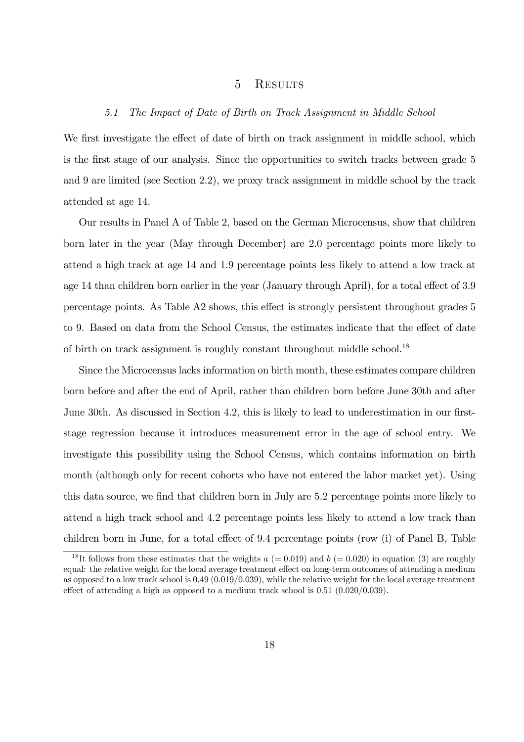# 5 Results

### 5.1 The Impact of Date of Birth on Track Assignment in Middle School

We first investigate the effect of date of birth on track assignment in middle school, which is the first stage of our analysis. Since the opportunities to switch tracks between grade 5 and 9 are limited (see Section 2.2), we proxy track assignment in middle school by the track attended at age 14.

Our results in Panel A of Table 2, based on the German Microcensus, show that children born later in the year (May through December) are 2.0 percentage points more likely to attend a high track at age 14 and 1.9 percentage points less likely to attend a low track at age 14 than children born earlier in the year (January through April), for a total effect of 3.9 percentage points. As Table A2 shows, this effect is strongly persistent throughout grades 5 to 9. Based on data from the School Census, the estimates indicate that the effect of date of birth on track assignment is roughly constant throughout middle school.[18]

Since the Microcensus lacks information on birth month, these estimates compare children born before and after the end of April, rather than children born before June 30th and after June 30th. As discussed in Section 4.2, this is likely to lead to underestimation in our first-stage regression because it introduces measurement error in the age of school entry. We investigate this possibility using the School Census, which contains information on birth month (although only for recent cohorts who have not entered the labor market yet). Using this data source, we find that children born in July are 5.2 percentage points more likely to attend a high track school and 4.2 percentage points less likely to attend a low track than children born in June, for a total effect of 9.4 percentage points (row (i) of Panel B, Table

[18] It follows from these estimates that the weights $a$ ($= 0.019$) and $b$ ($= 0.020$) in equation (3) are roughly equal: the relative weight for the local average treatment effect on long-term outcomes of attending a medium as opposed to a low track school is 0.49 (0.019/0.039), while the relative weight for the local average treatment effect of attending a high as opposed to a medium track school is 0.51 (0.020/0.039).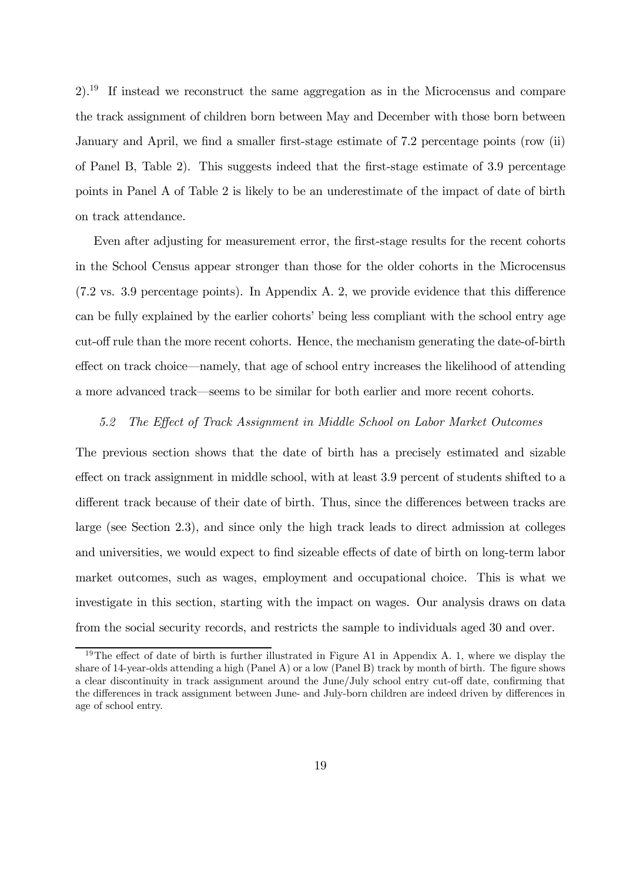2).[19] If instead we reconstruct the same aggregation as in the Microcensus and compare the track assignment of children born between May and December with those born between January and April, we find a smaller first-stage estimate of 7.2 percentage points (row (ii) of Panel B, Table 2). This suggests indeed that the first-stage estimate of 3.9 percentage points in Panel A of Table 2 is likely to be an underestimate of the impact of date of birth on track attendance.

Even after adjusting for measurement error, the first-stage results for the recent cohorts in the School Census appear stronger than those for the older cohorts in the Microcensus (7.2 vs. 3.9 percentage points). In Appendix A. 2, we provide evidence that this difference can be fully explained by the earlier cohorts' being less compliant with the school entry age cut-off rule than the more recent cohorts. Hence, the mechanism generating the date-of-birth effect on track choice—namely, that age of school entry increases the likelihood of attending a more advanced track—seems to be similar for both earlier and more recent cohorts.

### *5.2 The Effect of Track Assignment in Middle School on Labor Market Outcomes*

The previous section shows that the date of birth has a precisely estimated and sizable effect on track assignment in middle school, with at least 3.9 percent of students shifted to a different track because of their date of birth. Thus, since the differences between tracks are large (see Section 2.3), and since only the high track leads to direct admission at colleges and universities, we would expect to find sizeable effects of date of birth on long-term labor market outcomes, such as wages, employment and occupational choice. This is what we investigate in this section, starting with the impact on wages. Our analysis draws on data from the social security records, and restricts the sample to individuals aged 30 and over.

[19] The effect of date of birth is further illustrated in Figure A1 in Appendix A. 1, where we display the share of 14-year-olds attending a high (Panel A) or a low (Panel B) track by month of birth. The figure shows a clear discontinuity in track assignment around the June/July school entry cut-off date, confirming that the differences in track assignment between June- and July-born children are indeed driven by differences in age of school entry.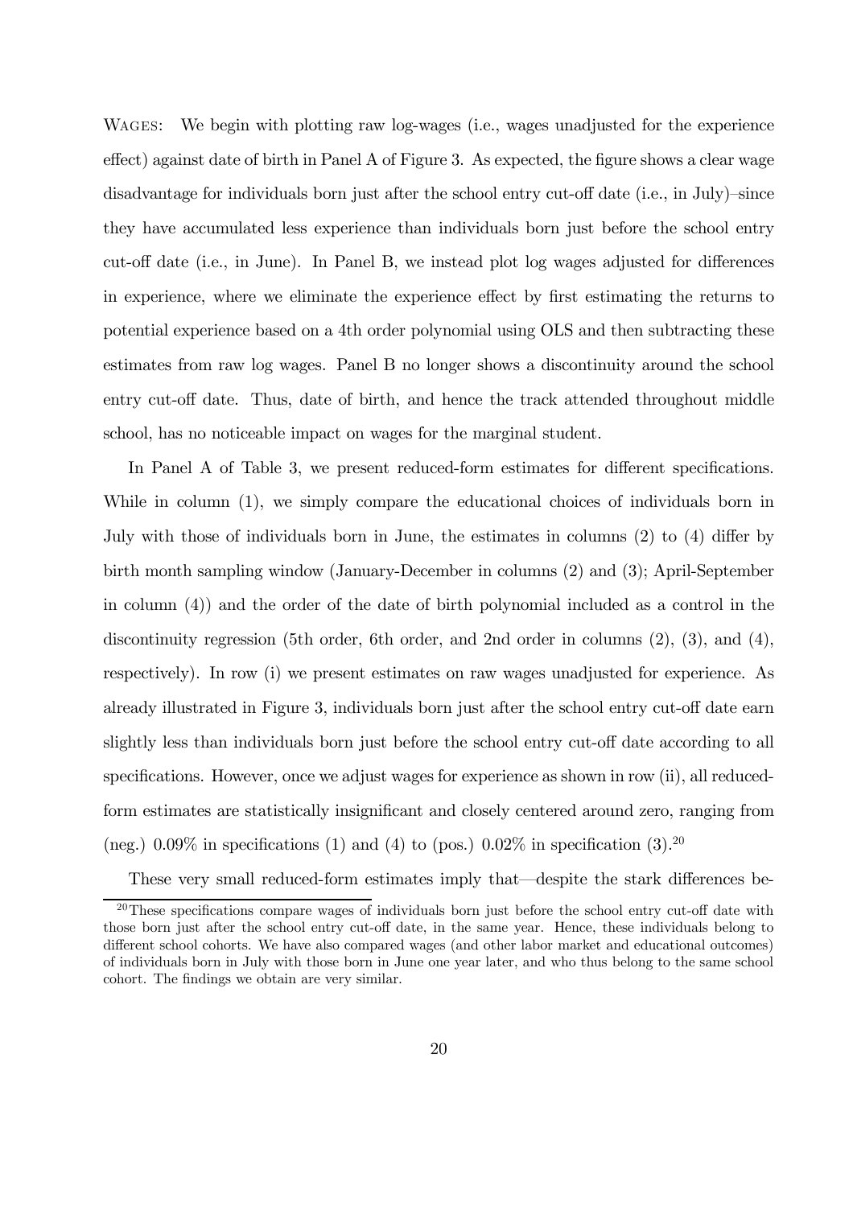WAGES: We begin with plotting raw log-wages (i.e., wages unadjusted for the experience effect) against date of birth in Panel A of Figure 3. As expected, the figure shows a clear wage disadvantage for individuals born just after the school entry cut-off date (i.e., in July)–since they have accumulated less experience than individuals born just before the school entry cut-off date (i.e., in June). In Panel B, we instead plot log wages adjusted for differences in experience, where we eliminate the experience effect by first estimating the returns to potential experience based on a 4th order polynomial using OLS and then subtracting these estimates from raw log wages. Panel B no longer shows a discontinuity around the school entry cut-off date. Thus, date of birth, and hence the track attended throughout middle school, has no noticeable impact on wages for the marginal student.

In Panel A of Table 3, we present reduced-form estimates for different specifications. While in column (1), we simply compare the educational choices of individuals born in July with those of individuals born in June, the estimates in columns (2) to (4) differ by birth month sampling window (January-December in columns (2) and (3); April-September in column (4)) and the order of the date of birth polynomial included as a control in the discontinuity regression (5th order, 6th order, and 2nd order in columns (2), (3), and (4), respectively). In row (i) we present estimates on raw wages unadjusted for experience. As already illustrated in Figure 3, individuals born just after the school entry cut-off date earn slightly less than individuals born just before the school entry cut-off date according to all specifications. However, once we adjust wages for experience as shown in row (ii), all reduced-form estimates are statistically insignificant and closely centered around zero, ranging from (neg.) 0.09% in specifications (1) and (4) to (pos.) 0.02% in specification (3).[20]

These very small reduced-form estimates imply that—despite the stark differences be-

[20] These specifications compare wages of individuals born just before the school entry cut-off date with those born just after the school entry cut-off date, in the same year. Hence, these individuals belong to different school cohorts. We have also compared wages (and other labor market and educational outcomes) of individuals born in July with those born in June one year later, and who thus belong to the same school cohort. The findings we obtain are very similar.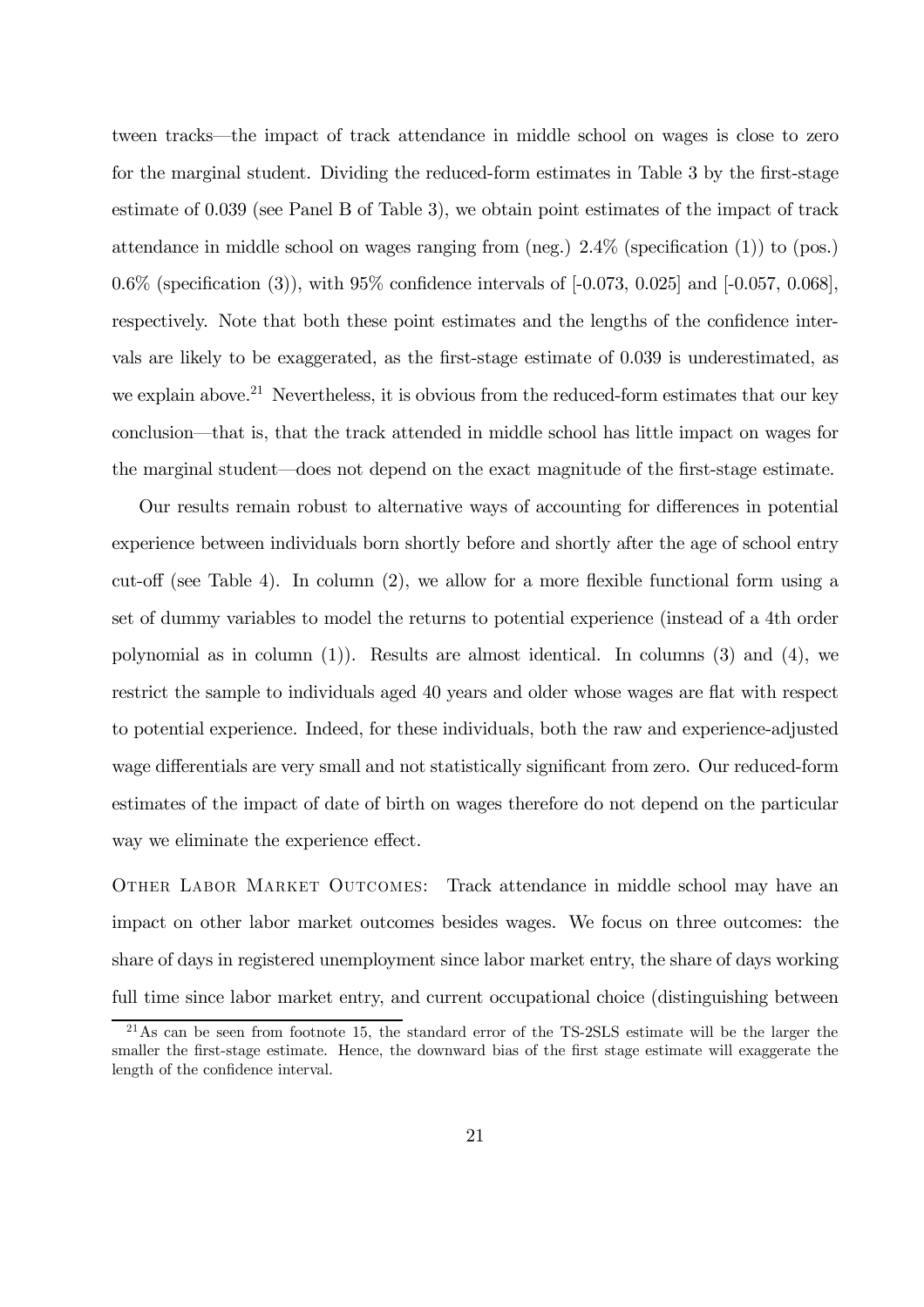tween tracks—the impact of track attendance in middle school on wages is close to zero for the marginal student. Dividing the reduced-form estimates in Table 3 by the first-stage estimate of 0.039 (see Panel B of Table 3), we obtain point estimates of the impact of track attendance in middle school on wages ranging from (neg.) 2.4% (specification (1)) to (pos.) 0.6% (specification (3)), with 95% confidence intervals of [-0.073, 0.025] and [-0.057, 0.068], respectively. Note that both these point estimates and the lengths of the confidence intervals are likely to be exaggerated, as the first-stage estimate of 0.039 is underestimated, as we explain above.[21] Nevertheless, it is obvious from the reduced-form estimates that our key conclusion—that is, that the track attended in middle school has little impact on wages for the marginal student—does not depend on the exact magnitude of the first-stage estimate.

Our results remain robust to alternative ways of accounting for differences in potential experience between individuals born shortly before and shortly after the age of school entry cut-off (see Table 4). In column (2), we allow for a more flexible functional form using a set of dummy variables to model the returns to potential experience (instead of a 4th order polynomial as in column (1)). Results are almost identical. In columns (3) and (4), we restrict the sample to individuals aged 40 years and older whose wages are flat with respect to potential experience. Indeed, for these individuals, both the raw and experience-adjusted wage differentials are very small and not statistically significant from zero. Our reduced-form estimates of the impact of date of birth on wages therefore do not depend on the particular way we eliminate the experience effect.

Other Labor Market Outcomes: Track attendance in middle school may have an impact on other labor market outcomes besides wages. We focus on three outcomes: the share of days in registered unemployment since labor market entry, the share of days working full time since labor market entry, and current occupational choice (distinguishing between

[21] As can be seen from footnote 15, the standard error of the TS-2SLS estimate will be the larger the smaller the first-stage estimate. Hence, the downward bias of the first stage estimate will exaggerate the length of the confidence interval.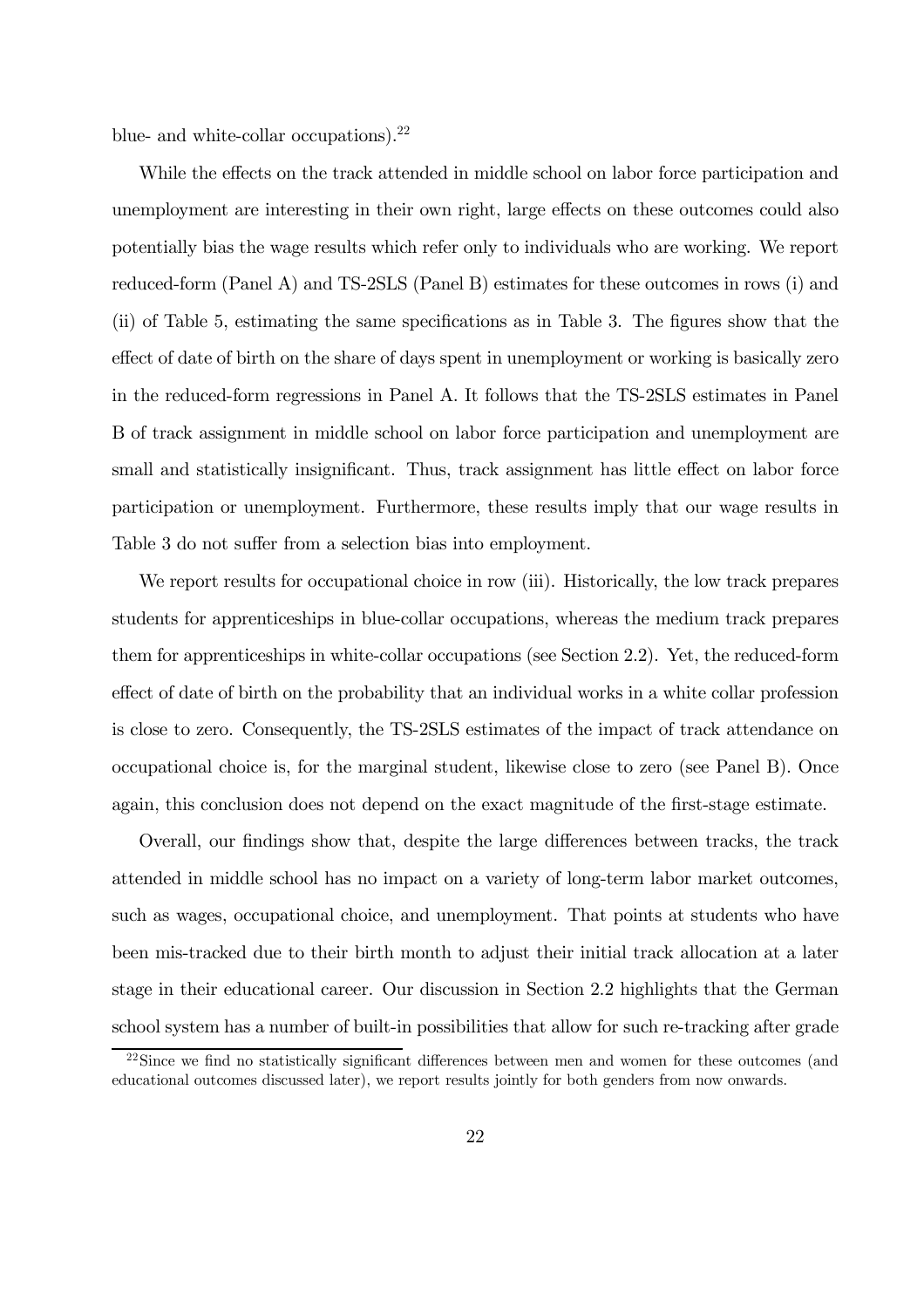blue- and white-collar occupations).[22]

While the effects on the track attended in middle school on labor force participation and unemployment are interesting in their own right, large effects on these outcomes could also potentially bias the wage results which refer only to individuals who are working. We report reduced-form (Panel A) and TS-2SLS (Panel B) estimates for these outcomes in rows (i) and (ii) of Table 5, estimating the same specifications as in Table 3. The figures show that the effect of date of birth on the share of days spent in unemployment or working is basically zero in the reduced-form regressions in Panel A. It follows that the TS-2SLS estimates in Panel B of track assignment in middle school on labor force participation and unemployment are small and statistically insignificant. Thus, track assignment has little effect on labor force participation or unemployment. Furthermore, these results imply that our wage results in Table 3 do not suffer from a selection bias into employment.

We report results for occupational choice in row (iii). Historically, the low track prepares students for apprenticeships in blue-collar occupations, whereas the medium track prepares them for apprenticeships in white-collar occupations (see Section 2.2). Yet, the reduced-form effect of date of birth on the probability that an individual works in a white collar profession is close to zero. Consequently, the TS-2SLS estimates of the impact of track attendance on occupational choice is, for the marginal student, likewise close to zero (see Panel B). Once again, this conclusion does not depend on the exact magnitude of the first-stage estimate.

Overall, our findings show that, despite the large differences between tracks, the track attended in middle school has no impact on a variety of long-term labor market outcomes, such as wages, occupational choice, and unemployment. That points at students who have been mis-tracked due to their birth month to adjust their initial track allocation at a later stage in their educational career. Our discussion in Section 2.2 highlights that the German school system has a number of built-in possibilities that allow for such re-tracking after grade

[22] Since we find no statistically significant differences between men and women for these outcomes (and educational outcomes discussed later), we report results jointly for both genders from now onwards.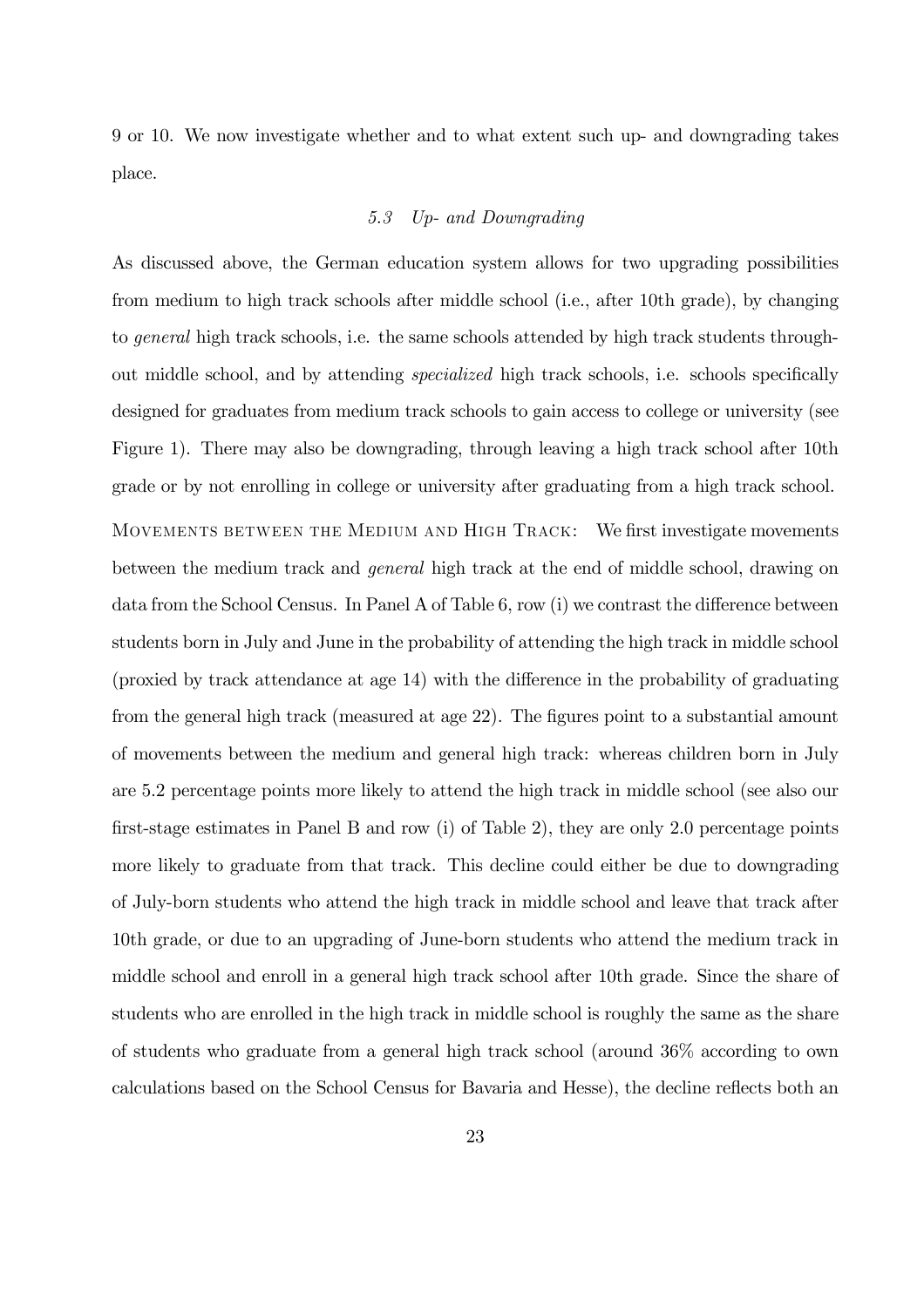9 or 10. We now investigate whether and to what extent such up- and downgrading takes place.

### *5.3 Up- and Downgrading*

As discussed above, the German education system allows for two upgrading possibilities from medium to high track schools after middle school (i.e., after 10th grade), by changing to *general* high track schools, i.e. the same schools attended by high track students throughout middle school, and by attending *specialized* high track schools, i.e. schools specifically designed for graduates from medium track schools to gain access to college or university (see Figure 1). There may also be downgrading, through leaving a high track school after 10th grade or by not enrolling in college or university after graduating from a high track school.

Movements between the Medium and High Track: We first investigate movements between the medium track and *general* high track at the end of middle school, drawing on data from the School Census. In Panel A of Table 6, row (i) we contrast the difference between students born in July and June in the probability of attending the high track in middle school (proxied by track attendance at age 14) with the difference in the probability of graduating from the general high track (measured at age 22). The figures point to a substantial amount of movements between the medium and general high track: whereas children born in July are 5.2 percentage points more likely to attend the high track in middle school (see also our first-stage estimates in Panel B and row (i) of Table 2), they are only 2.0 percentage points more likely to graduate from that track. This decline could either be due to downgrading of July-born students who attend the high track in middle school and leave that track after 10th grade, or due to an upgrading of June-born students who attend the medium track in middle school and enroll in a general high track school after 10th grade. Since the share of students who are enrolled in the high track in middle school is roughly the same as the share of students who graduate from a general high track school (around 36% according to own calculations based on the School Census for Bavaria and Hesse), the decline reflects both an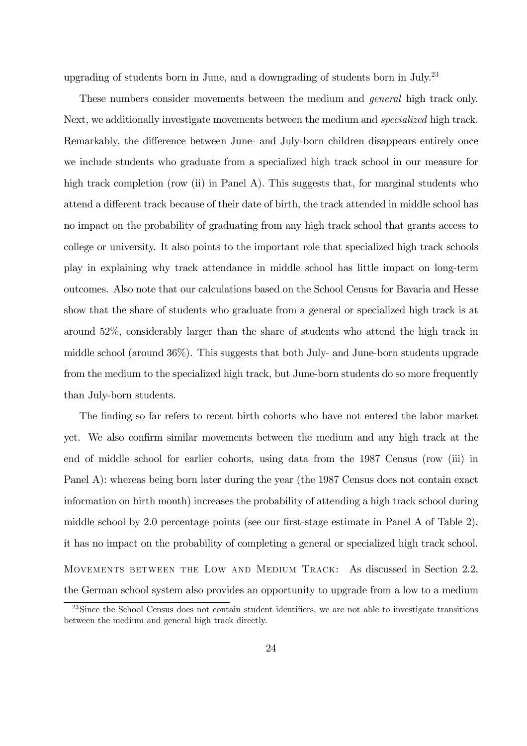upgrading of students born in June, and a downgrading of students born in July.[23]

These numbers consider movements between the medium and *general* high track only. Next, we additionally investigate movements between the medium and *specialized* high track. Remarkably, the difference between June- and July-born children disappears entirely once we include students who graduate from a specialized high track school in our measure for high track completion (row (ii) in Panel A). This suggests that, for marginal students who attend a different track because of their date of birth, the track attended in middle school has no impact on the probability of graduating from any high track school that grants access to college or university. It also points to the important role that specialized high track schools play in explaining why track attendance in middle school has little impact on long-term outcomes. Also note that our calculations based on the School Census for Bavaria and Hesse show that the share of students who graduate from a general or specialized high track is at around 52%, considerably larger than the share of students who attend the high track in middle school (around 36%). This suggests that both July- and June-born students upgrade from the medium to the specialized high track, but June-born students do so more frequently than July-born students.

The finding so far refers to recent birth cohorts who have not entered the labor market yet. We also confirm similar movements between the medium and any high track at the end of middle school for earlier cohorts, using data from the 1987 Census (row (iii) in Panel A): whereas being born later during the year (the 1987 Census does not contain exact information on birth month) increases the probability of attending a high track school during middle school by 2.0 percentage points (see our first-stage estimate in Panel A of Table 2), it has no impact on the probability of completing a general or specialized high track school.

MOVEMENTS BETWEEN THE LOW AND MEDIUM TRACK: As discussed in Section 2.2, the German school system also provides an opportunity to upgrade from a low to a medium

[23] Since the School Census does not contain student identifiers, we are not able to investigate transitions between the medium and general high track directly.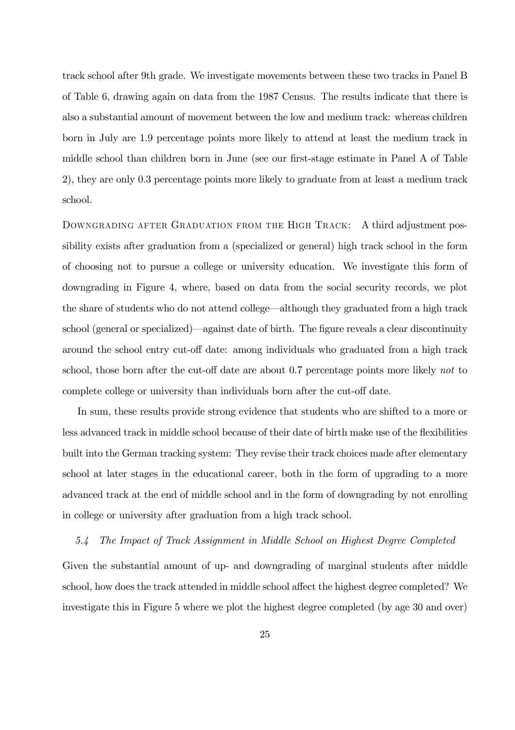track school after 9th grade. We investigate movements between these two tracks in Panel B of Table 6, drawing again on data from the 1987 Census. The results indicate that there is also a substantial amount of movement between the low and medium track: whereas children born in July are 1.9 percentage points more likely to attend at least the medium track in middle school than children born in June (see our first-stage estimate in Panel A of Table 2), they are only 0.3 percentage points more likely to graduate from at least a medium track school.

DOWNGRADING AFTER GRADUATION FROM THE HIGH TRACK: A third adjustment possibility exists after graduation from a (specialized or general) high track school in the form of choosing not to pursue a college or university education. We investigate this form of downgrading in Figure 4, where, based on data from the social security records, we plot the share of students who do not attend college—although they graduated from a high track school (general or specialized)—against date of birth. The figure reveals a clear discontinuity around the school entry cut-off date: among individuals who graduated from a high track school, those born after the cut-off date are about 0.7 percentage points more likely *not* to complete college or university than individuals born after the cut-off date.

In sum, these results provide strong evidence that students who are shifted to a more or less advanced track in middle school because of their date of birth make use of the flexibilities built into the German tracking system: They revise their track choices made after elementary school at later stages in the educational career, both in the form of upgrading to a more advanced track at the end of middle school and in the form of downgrading by not enrolling in college or university after graduation from a high track school.

### *5.4 The Impact of Track Assignment in Middle School on Highest Degree Completed*

Given the substantial amount of up- and downgrading of marginal students after middle school, how does the track attended in middle school affect the highest degree completed? We investigate this in Figure 5 where we plot the highest degree completed (by age 30 and over)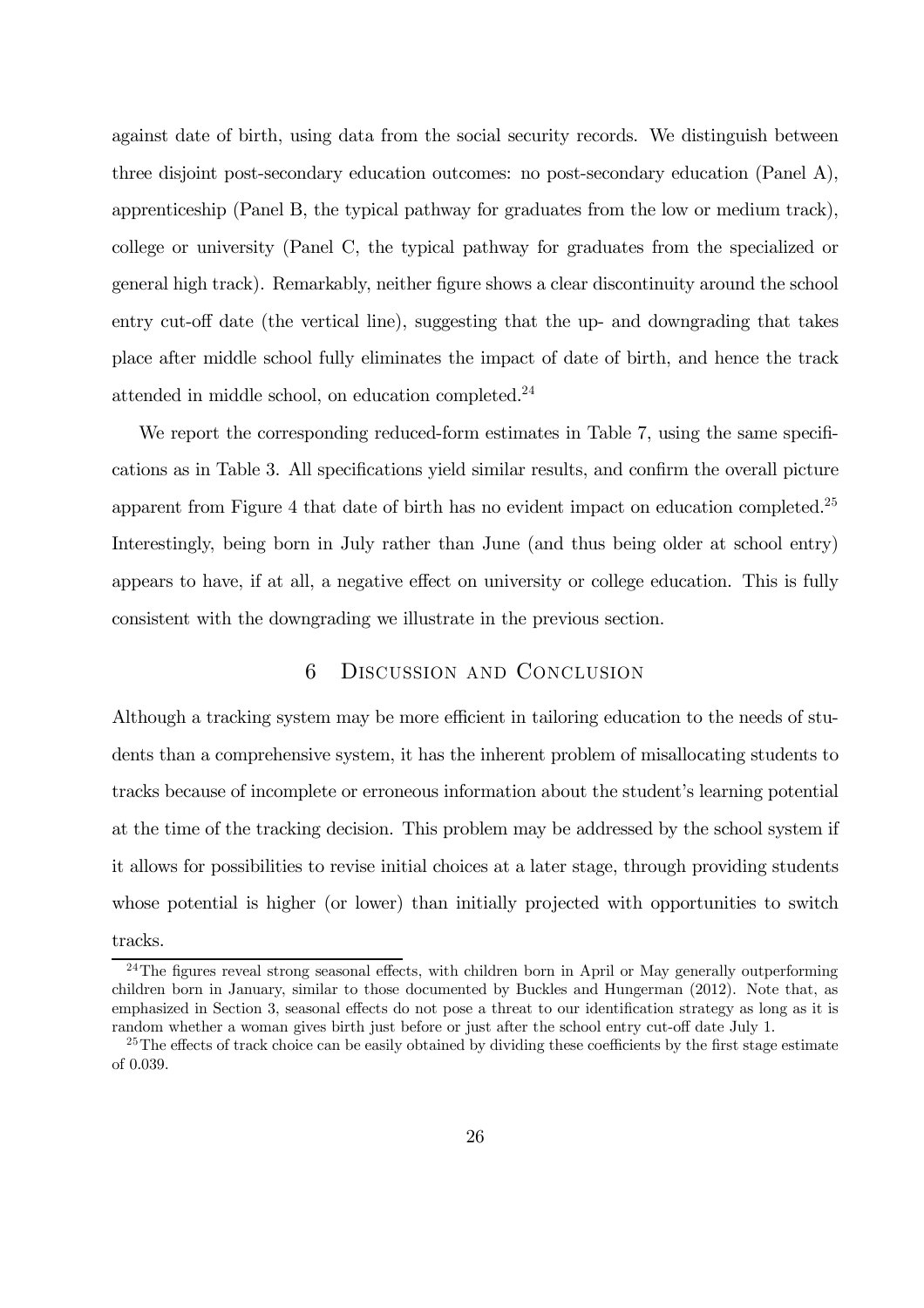against date of birth, using data from the social security records. We distinguish between three disjoint post-secondary education outcomes: no post-secondary education (Panel A), apprenticeship (Panel B, the typical pathway for graduates from the low or medium track), college or university (Panel C, the typical pathway for graduates from the specialized or general high track). Remarkably, neither figure shows a clear discontinuity around the school entry cut-off date (the vertical line), suggesting that the up- and downgrading that takes place after middle school fully eliminates the impact of date of birth, and hence the track attended in middle school, on education completed.[24]

We report the corresponding reduced-form estimates in Table 7, using the same specifications as in Table 3. All specifications yield similar results, and confirm the overall picture apparent from Figure 4 that date of birth has no evident impact on education completed.[25] Interestingly, being born in July rather than June (and thus being older at school entry) appears to have, if at all, a negative effect on university or college education. This is fully consistent with the downgrading we illustrate in the previous section.

## 6 Discussion and Conclusion

Although a tracking system may be more efficient in tailoring education to the needs of students than a comprehensive system, it has the inherent problem of misallocating students to tracks because of incomplete or erroneous information about the student's learning potential at the time of the tracking decision. This problem may be addressed by the school system if it allows for possibilities to revise initial choices at a later stage, through providing students whose potential is higher (or lower) than initially projected with opportunities to switch tracks.

[24] The figures reveal strong seasonal effects, with children born in April or May generally outperforming children born in January, similar to those documented by Buckles and Hungerman (2012). Note that, as emphasized in Section 3, seasonal effects do not pose a threat to our identification strategy as long as it is random whether a woman gives birth just before or just after the school entry cut-off date July 1.

[25] The effects of track choice can be easily obtained by dividing these coefficients by the first stage estimate of 0.039.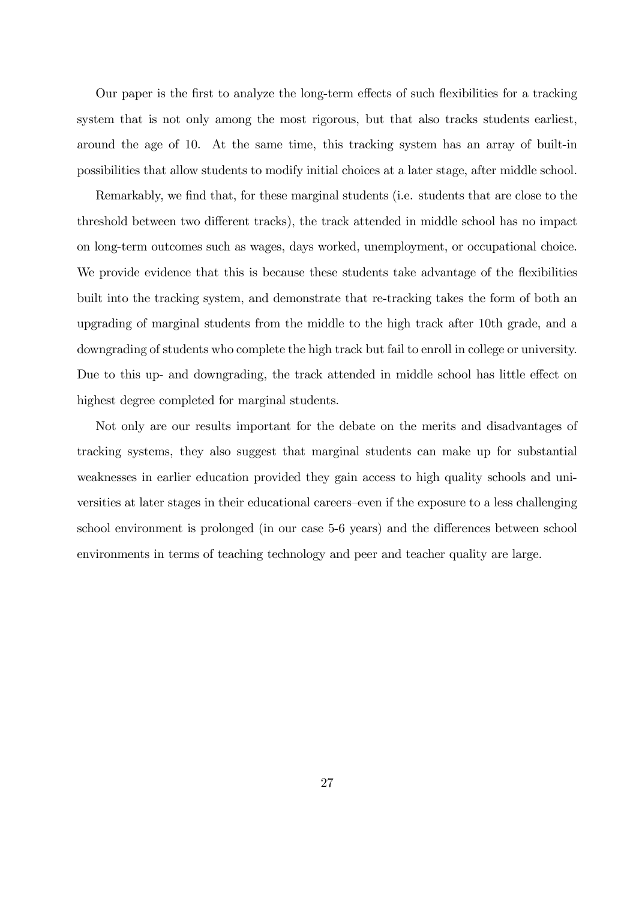Our paper is the first to analyze the long-term effects of such flexibilities for a tracking system that is not only among the most rigorous, but that also tracks students earliest, around the age of 10. At the same time, this tracking system has an array of built-in possibilities that allow students to modify initial choices at a later stage, after middle school.

Remarkably, we find that, for these marginal students (i.e. students that are close to the threshold between two different tracks), the track attended in middle school has no impact on long-term outcomes such as wages, days worked, unemployment, or occupational choice. We provide evidence that this is because these students take advantage of the flexibilities built into the tracking system, and demonstrate that re-tracking takes the form of both an upgrading of marginal students from the middle to the high track after 10th grade, and a downgrading of students who complete the high track but fail to enroll in college or university. Due to this up- and downgrading, the track attended in middle school has little effect on highest degree completed for marginal students.

Not only are our results important for the debate on the merits and disadvantages of tracking systems, they also suggest that marginal students can make up for substantial weaknesses in earlier education provided they gain access to high quality schools and universities at later stages in their educational careers–even if the exposure to a less challenging school environment is prolonged (in our case 5-6 years) and the differences between school environments in terms of teaching technology and peer and teacher quality are large.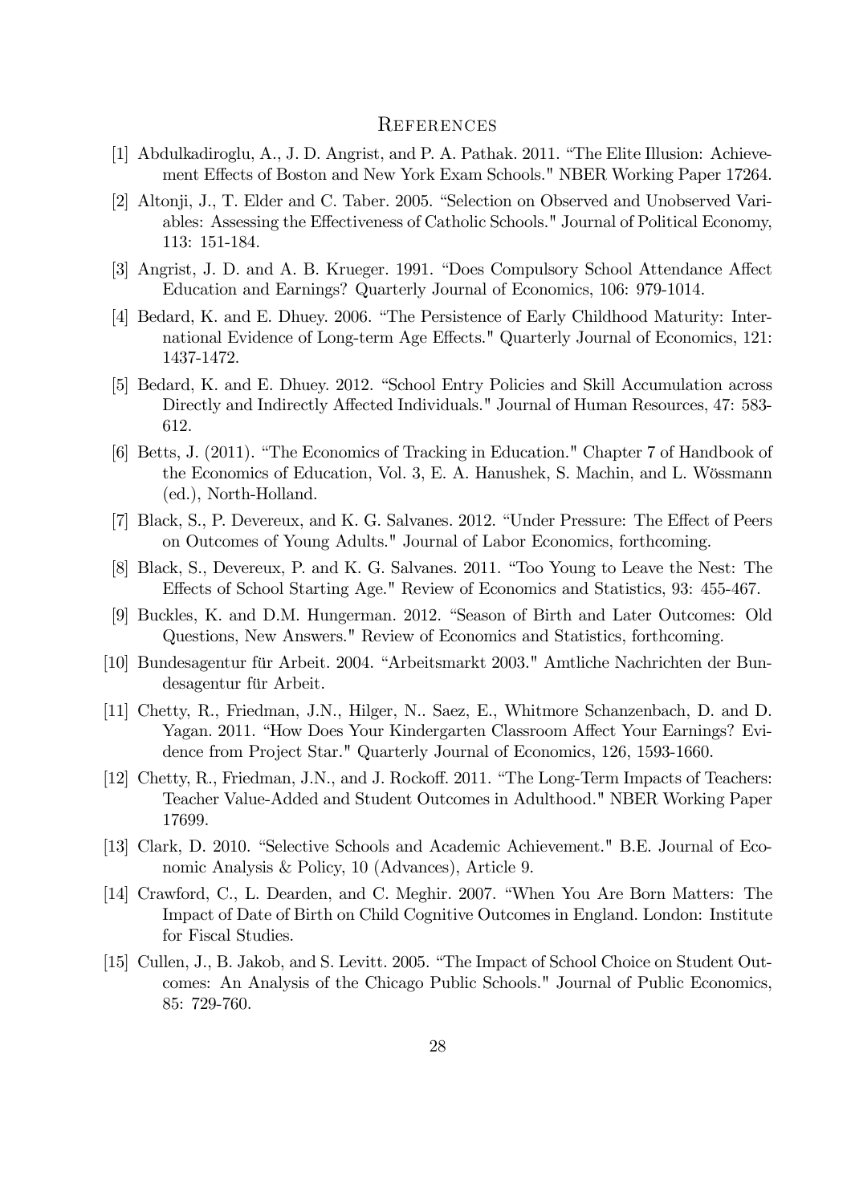# References

[1] Abdulkadiroglu, A., J. D. Angrist, and P. A. Pathak. 2011. "The Elite Illusion: Achievement Effects of Boston and New York Exam Schools." NBER Working Paper 17264.

[2] Altonji, J., T. Elder and C. Taber. 2005. "Selection on Observed and Unobserved Variables: Assessing the Effectiveness of Catholic Schools." Journal of Political Economy, 113: 151-184.

[3] Angrist, J. D. and A. B. Krueger. 1991. "Does Compulsory School Attendance Affect Education and Earnings? Quarterly Journal of Economics, 106: 979-1014.

[4] Bedard, K. and E. Dhuey. 2006. "The Persistence of Early Childhood Maturity: International Evidence of Long-term Age Effects." Quarterly Journal of Economics, 121: 1437-1472.

[5] Bedard, K. and E. Dhuey. 2012. "School Entry Policies and Skill Accumulation across Directly and Indirectly Affected Individuals." Journal of Human Resources, 47: 583-612.

[6] Betts, J. (2011). "The Economics of Tracking in Education." Chapter 7 of Handbook of the Economics of Education, Vol. 3, E. A. Hanushek, S. Machin, and L. Wössmann (ed.), North-Holland.

[7] Black, S., P. Devereux, and K. G. Salvanes. 2012. "Under Pressure: The Effect of Peers on Outcomes of Young Adults." Journal of Labor Economics, forthcoming.

[8] Black, S., Devereux, P. and K. G. Salvanes. 2011. "Too Young to Leave the Nest: The Effects of School Starting Age." Review of Economics and Statistics, 93: 455-467.

[9] Buckles, K. and D.M. Hungerman. 2012. "Season of Birth and Later Outcomes: Old Questions, New Answers." Review of Economics and Statistics, forthcoming.

[10] Bundesagentur für Arbeit. 2004. "Arbeitsmarkt 2003." Amtliche Nachrichten der Bundesagentur für Arbeit.

[11] Chetty, R., Friedman, J.N., Hilger, N.. Saez, E., Whitmore Schanzenbach, D. and D. Yagan. 2011. "How Does Your Kindergarten Classroom Affect Your Earnings? Evidence from Project Star." Quarterly Journal of Economics, 126, 1593-1660.

[12] Chetty, R., Friedman, J.N., and J. Rockoff. 2011. "The Long-Term Impacts of Teachers: Teacher Value-Added and Student Outcomes in Adulthood." NBER Working Paper 17699.

[13] Clark, D. 2010. "Selective Schools and Academic Achievement." B.E. Journal of Economic Analysis & Policy, 10 (Advances), Article 9.

[14] Crawford, C., L. Dearden, and C. Meghir. 2007. "When You Are Born Matters: The Impact of Date of Birth on Child Cognitive Outcomes in England. London: Institute for Fiscal Studies.

[15] Cullen, J., B. Jakob, and S. Levitt. 2005. "The Impact of School Choice on Student Outcomes: An Analysis of the Chicago Public Schools." Journal of Public Economics, 85: 729-760.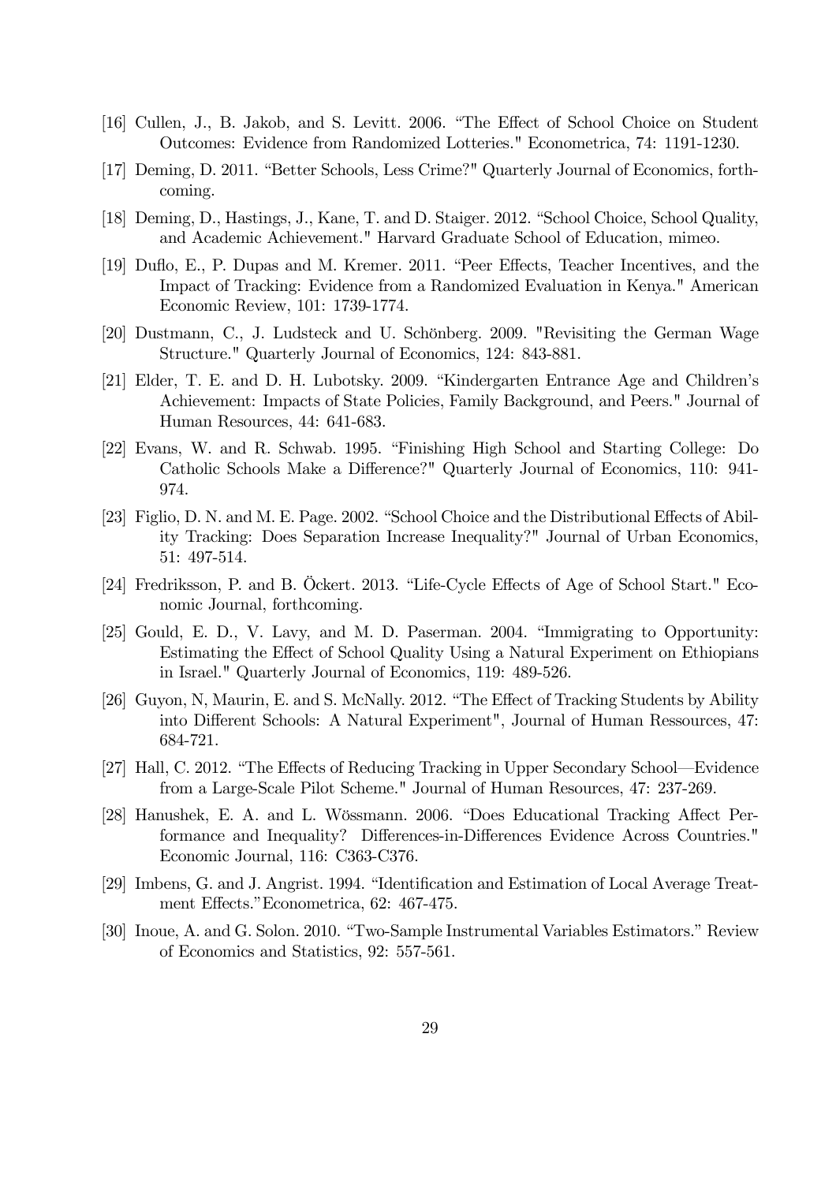[16] Cullen, J., B. Jakob, and S. Levitt. 2006. "The Effect of School Choice on Student Outcomes: Evidence from Randomized Lotteries." Econometrica, 74: 1191-1230.

[17] Deming, D. 2011. "Better Schools, Less Crime?" Quarterly Journal of Economics, forthcoming.

[18] Deming, D., Hastings, J., Kane, T. and D. Staiger. 2012. "School Choice, School Quality, and Academic Achievement." Harvard Graduate School of Education, mimeo.

[19] Duflo, E., P. Dupas and M. Kremer. 2011. "Peer Effects, Teacher Incentives, and the Impact of Tracking: Evidence from a Randomized Evaluation in Kenya." American Economic Review, 101: 1739-1774.

[20] Dustmann, C., J. Ludsteck and U. Schönberg. 2009. "Revisiting the German Wage Structure." Quarterly Journal of Economics, 124: 843-881.

[21] Elder, T. E. and D. H. Lubotsky. 2009. "Kindergarten Entrance Age and Children's Achievement: Impacts of State Policies, Family Background, and Peers." Journal of Human Resources, 44: 641-683.

[22] Evans, W. and R. Schwab. 1995. "Finishing High School and Starting College: Do Catholic Schools Make a Difference?" Quarterly Journal of Economics, 110: 941-974.

[23] Figlio, D. N. and M. E. Page. 2002. "School Choice and the Distributional Effects of Ability Tracking: Does Separation Increase Inequality?" Journal of Urban Economics, 51: 497-514.

[24] Fredriksson, P. and B. Öckert. 2013. "Life-Cycle Effects of Age of School Start." Economic Journal, forthcoming.

[25] Gould, E. D., V. Lavy, and M. D. Paserman. 2004. "Immigrating to Opportunity: Estimating the Effect of School Quality Using a Natural Experiment on Ethiopians in Israel." Quarterly Journal of Economics, 119: 489-526.

[26] Guyon, N, Maurin, E. and S. McNally. 2012. "The Effect of Tracking Students by Ability into Different Schools: A Natural Experiment", Journal of Human Ressources, 47: 684-721.

[27] Hall, C. 2012. "The Effects of Reducing Tracking in Upper Secondary School—Evidence from a Large-Scale Pilot Scheme." Journal of Human Resources, 47: 237-269.

[28] Hanushek, E. A. and L. Wössmann. 2006. "Does Educational Tracking Affect Performance and Inequality? Differences-in-Differences Evidence Across Countries." Economic Journal, 116: C363-C376.

[29] Imbens, G. and J. Angrist. 1994. "Identification and Estimation of Local Average Treatment Effects."Econometrica, 62: 467-475.

[30] Inoue, A. and G. Solon. 2010. "Two-Sample Instrumental Variables Estimators." Review of Economics and Statistics, 92: 557-561.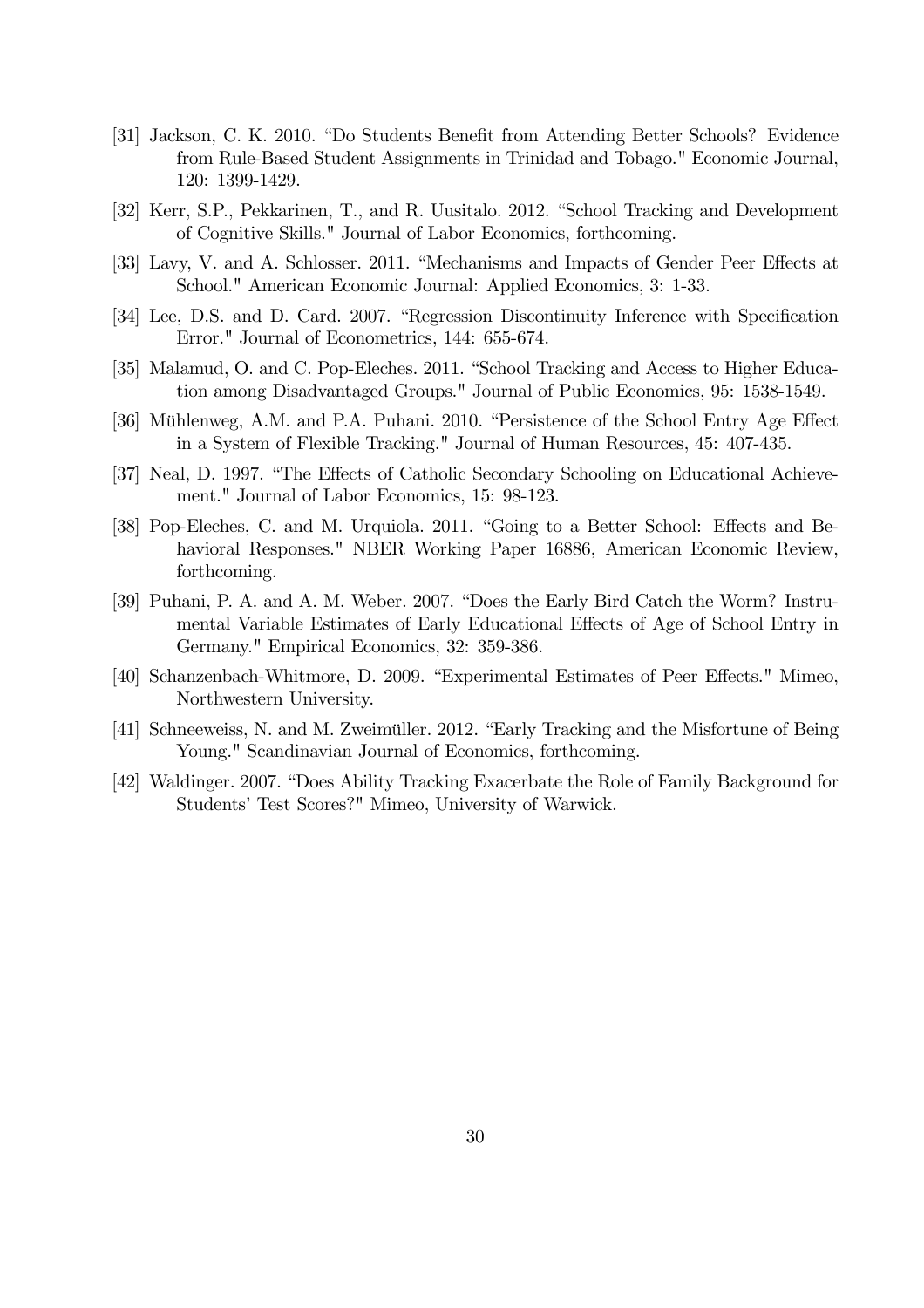[31] Jackson, C. K. 2010. "Do Students Benefit from Attending Better Schools? Evidence from Rule-Based Student Assignments in Trinidad and Tobago." Economic Journal, 120: 1399-1429.

[32] Kerr, S.P., Pekkarinen, T., and R. Uusitalo. 2012. "School Tracking and Development of Cognitive Skills." Journal of Labor Economics, forthcoming.

[33] Lavy, V. and A. Schlosser. 2011. "Mechanisms and Impacts of Gender Peer Effects at School." American Economic Journal: Applied Economics, 3: 1-33.

[34] Lee, D.S. and D. Card. 2007. "Regression Discontinuity Inference with Specification Error." Journal of Econometrics, 144: 655-674.

[35] Malamud, O. and C. Pop-Eleches. 2011. "School Tracking and Access to Higher Education among Disadvantaged Groups." Journal of Public Economics, 95: 1538-1549.

[36] Mühlenweg, A.M. and P.A. Puhani. 2010. "Persistence of the School Entry Age Effect in a System of Flexible Tracking." Journal of Human Resources, 45: 407-435.

[37] Neal, D. 1997. "The Effects of Catholic Secondary Schooling on Educational Achievement." Journal of Labor Economics, 15: 98-123.

[38] Pop-Eleches, C. and M. Urquiola. 2011. "Going to a Better School: Effects and Behavioral Responses." NBER Working Paper 16886, American Economic Review, forthcoming.

[39] Puhani, P. A. and A. M. Weber. 2007. "Does the Early Bird Catch the Worm? Instrumental Variable Estimates of Early Educational Effects of Age of School Entry in Germany." Empirical Economics, 32: 359-386.

[40] Schanzenbach-Whitmore, D. 2009. "Experimental Estimates of Peer Effects." Mimeo, Northwestern University.

[41] Schneeweiss, N. and M. Zweimüller. 2012. "Early Tracking and the Misfortune of Being Young." Scandinavian Journal of Economics, forthcoming.

[42] Waldinger. 2007. "Does Ability Tracking Exacerbate the Role of Family Background for Students' Test Scores?" Mimeo, University of Warwick.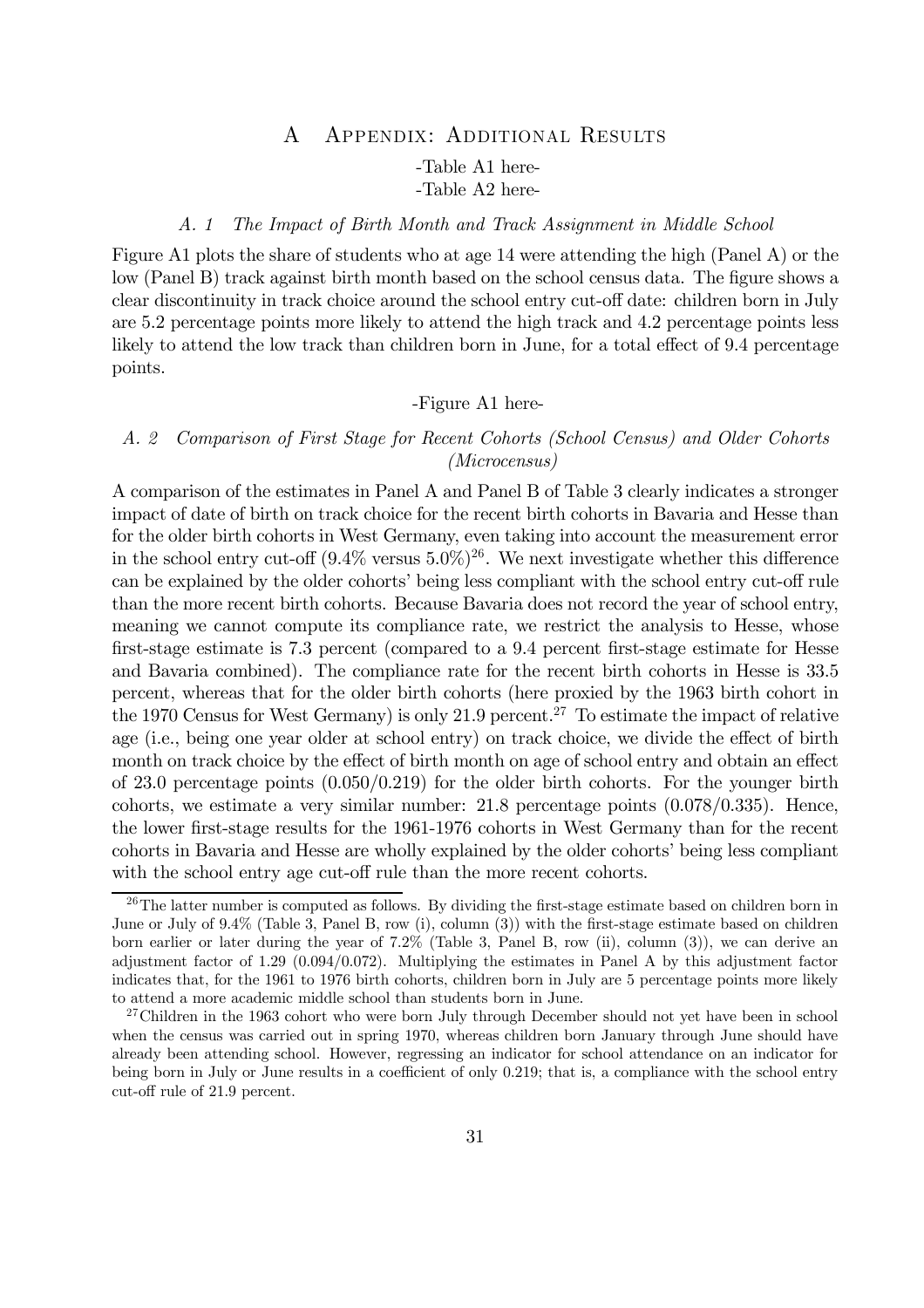# A Appendix: Additional Results

-Table A1 here-

-Table A2 here-

### *A. 1 The Impact of Birth Month and Track Assignment in Middle School*

Figure A1 plots the share of students who at age 14 were attending the high (Panel A) or the low (Panel B) track against birth month based on the school census data. The figure shows a clear discontinuity in track choice around the school entry cut-off date: children born in July are 5.2 percentage points more likely to attend the high track and 4.2 percentage points less likely to attend the low track than children born in June, for a total effect of 9.4 percentage points.

-Figure A1 here-

### *A. 2 Comparison of First Stage for Recent Cohorts (School Census) and Older Cohorts (Microcensus)*

A comparison of the estimates in Panel A and Panel B of Table 3 clearly indicates a stronger impact of date of birth on track choice for the recent birth cohorts in Bavaria and Hesse than for the older birth cohorts in West Germany, even taking into account the measurement error in the school entry cut-off (9.4% versus 5.0%)[26]. We next investigate whether this difference can be explained by the older cohorts' being less compliant with the school entry cut-off rule than the more recent birth cohorts. Because Bavaria does not record the year of school entry, meaning we cannot compute its compliance rate, we restrict the analysis to Hesse, whose first-stage estimate is 7.3 percent (compared to a 9.4 percent first-stage estimate for Hesse and Bavaria combined). The compliance rate for the recent birth cohorts in Hesse is 33.5 percent, whereas that for the older birth cohorts (here proxied by the 1963 birth cohort in the 1970 Census for West Germany) is only 21.9 percent.[27] To estimate the impact of relative age (i.e., being one year older at school entry) on track choice, we divide the effect of birth month on track choice by the effect of birth month on age of school entry and obtain an effect of 23.0 percentage points (0.050/0.219) for the older birth cohorts. For the younger birth cohorts, we estimate a very similar number: 21.8 percentage points (0.078/0.335). Hence, the lower first-stage results for the 1961-1976 cohorts in West Germany than for the recent cohorts in Bavaria and Hesse are wholly explained by the older cohorts' being less compliant with the school entry age cut-off rule than the more recent cohorts.

[26] The latter number is computed as follows. By dividing the first-stage estimate based on children born in June or July of 9.4% (Table 3, Panel B, row (i), column (3)) with the first-stage estimate based on children born earlier or later during the year of 7.2% (Table 3, Panel B, row (ii), column (3)), we can derive an adjustment factor of 1.29 (0.094/0.072). Multiplying the estimates in Panel A by this adjustment factor indicates that, for the 1961 to 1976 birth cohorts, children born in July are 5 percentage points more likely to attend a more academic middle school than students born in June.

[27] Children in the 1963 cohort who were born July through December should not yet have been in school when the census was carried out in spring 1970, whereas children born January through June should have already been attending school. However, regressing an indicator for school attendance on an indicator for being born in July or June results in a coefficient of only 0.219; that is, a compliance with the school entry cut-off rule of 21.9 percent.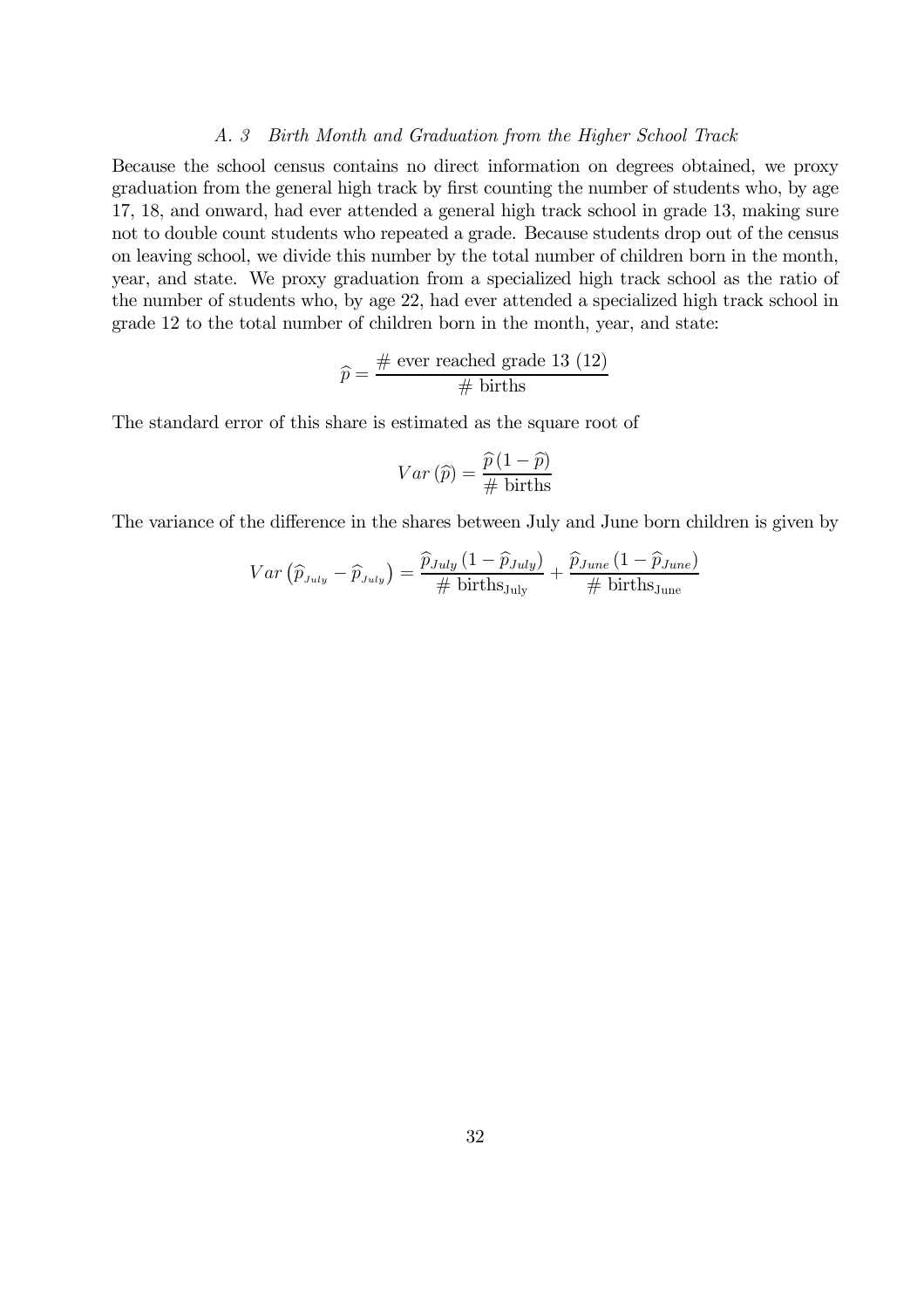### *A. 3 Birth Month and Graduation from the Higher School Track*

Because the school census contains no direct information on degrees obtained, we proxy graduation from the general high track by first counting the number of students who, by age 17, 18, and onward, had ever attended a general high track school in grade 13, making sure not to double count students who repeated a grade. Because students drop out of the census on leaving school, we divide this number by the total number of children born in the month, year, and state. We proxy graduation from a specialized high track school as the ratio of the number of students who, by age 22, had ever attended a specialized high track school in grade 12 to the total number of children born in the month, year, and state:

$$\widehat{p} = \frac{\text{\# ever reached grade 13 (12)}}{\text{\# births}}$$

The standard error of this share is estimated as the square root of

$$Var\left(\widehat{p}\right) = \frac{\widehat{p}\left(1-\widehat{p}\right)}{\text{\# births}}$$

The variance of the difference in the shares between July and June born children is given by

$$Var\left(\widehat{p}_{July} - \widehat{p}_{July}\right) = \frac{\widehat{p}_{July}\left(1-\widehat{p}_{July}\right)}{\text{\# births}_{\text{July}}} + \frac{\widehat{p}_{June}\left(1-\widehat{p}_{June}\right)}{\text{\# births}_{\text{June}}}$$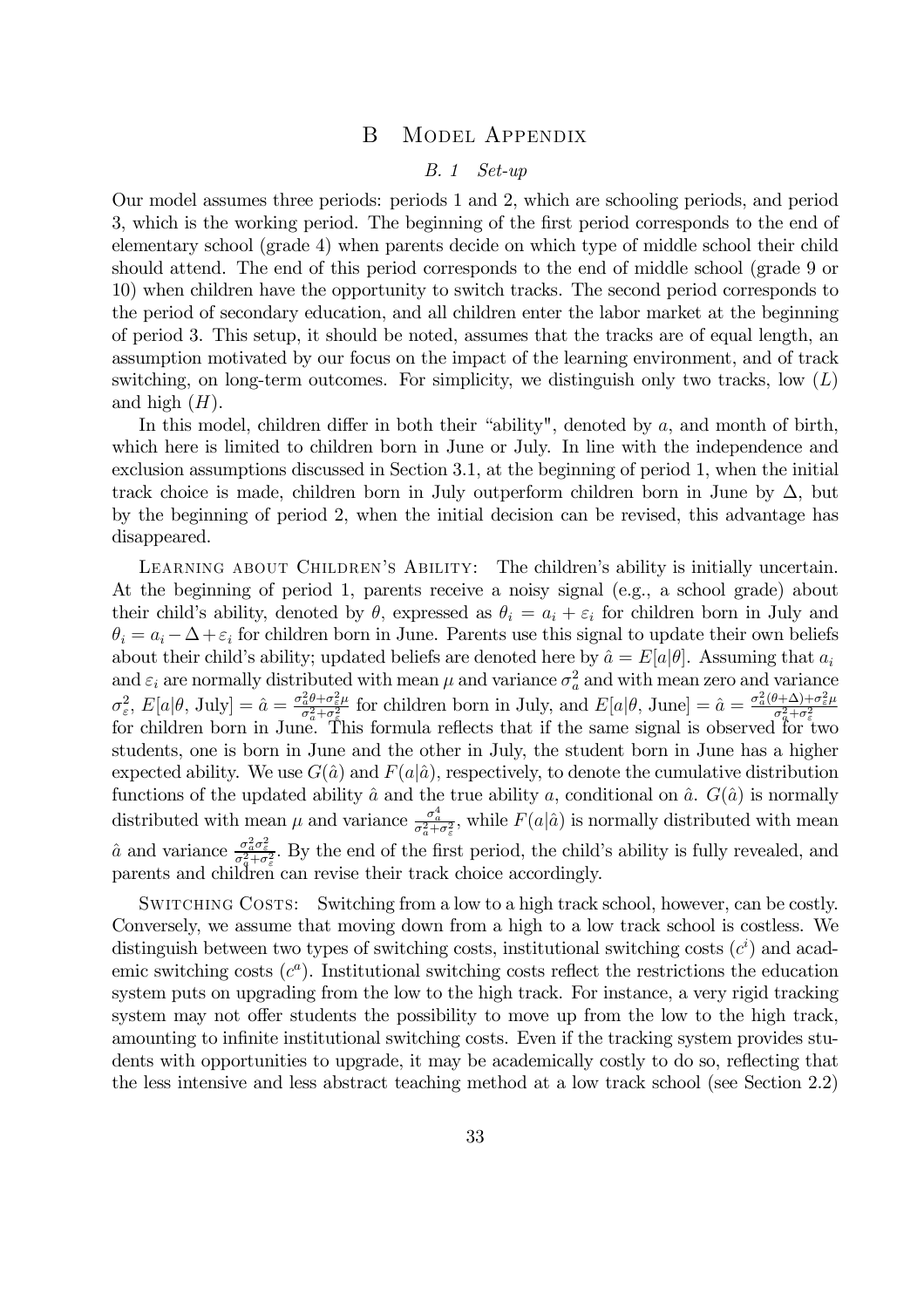# B Model Appendix

## B. 1 Set-up

Our model assumes three periods: periods 1 and 2, which are schooling periods, and period 3, which is the working period. The beginning of the first period corresponds to the end of elementary school (grade 4) when parents decide on which type of middle school their child should attend. The end of this period corresponds to the end of middle school (grade 9 or 10) when children have the opportunity to switch tracks. The second period corresponds to the period of secondary education, and all children enter the labor market at the beginning of period 3. This setup, it should be noted, assumes that the tracks are of equal length, an assumption motivated by our focus on the impact of the learning environment, and of track switching, on long-term outcomes. For simplicity, we distinguish only two tracks, low ($L$) and high ($H$).

In this model, children differ in both their "ability", denoted by $a$, and month of birth, which here is limited to children born in June or July. In line with the independence and exclusion assumptions discussed in Section 3.1, at the beginning of period 1, when the initial track choice is made, children born in July outperform children born in June by $\Delta$, but by the beginning of period 2, when the initial decision can be revised, this advantage has disappeared.

Learning about Children's Ability: The children's ability is initially uncertain. At the beginning of period 1, parents receive a noisy signal (e.g., a school grade) about their child's ability, denoted by $\theta$, expressed as $\theta_i = a_i + \varepsilon_i$ for children born in July and $\theta_i = a_i - \Delta + \varepsilon_i$ for children born in June. Parents use this signal to update their own beliefs about their child's ability; updated beliefs are denoted here by $\hat{a} = E[a|\theta]$. Assuming that $a_i$ and $\varepsilon_i$ are normally distributed with mean $\mu$ and variance $\sigma_a^2$ and with mean zero and variance $\sigma_\varepsilon^2$, $E[a|\theta, \text{July}] = \hat{a} = \frac{\sigma_a^2 \theta + \sigma_\varepsilon^2 \mu}{\sigma_a^2 + \sigma_\varepsilon^2}$ for children born in July, and $E[a|\theta, \text{June}] = \hat{a} = \frac{\sigma_a^2(\theta + \Delta) + \sigma_\varepsilon^2 \mu}{\sigma_a^2 + \sigma_\varepsilon^2}$ for children born in June. This formula reflects that if the same signal is observed for two students, one is born in June and the other in July, the student born in June has a higher expected ability. We use $G(\hat{a})$ and $F(a|\hat{a})$, respectively, to denote the cumulative distribution functions of the updated ability $\hat{a}$ and the true ability $a$, conditional on $\hat{a}$. $G(\hat{a})$ is normally distributed with mean $\mu$ and variance $\frac{\sigma_a^4}{\sigma_a^2 + \sigma_\varepsilon^2}$, while $F(a|\hat{a})$ is normally distributed with mean $\hat{a}$ and variance $\frac{\sigma_a^2 \sigma_\varepsilon^2}{\sigma_a^2 + \sigma_\varepsilon^2}$. By the end of the first period, the child's ability is fully revealed, and parents and children can revise their track choice accordingly.

Switching Costs: Switching from a low to a high track school, however, can be costly. Conversely, we assume that moving down from a high to a low track school is costless. We distinguish between two types of switching costs, institutional switching costs ($c^i$) and academic switching costs ($c^a$). Institutional switching costs reflect the restrictions the education system puts on upgrading from the low to the high track. For instance, a very rigid tracking system may not offer students the possibility to move up from the low to the high track, amounting to infinite institutional switching costs. Even if the tracking system provides students with opportunities to upgrade, it may be academically costly to do so, reflecting that the less intensive and less abstract teaching method at a low track school (see Section 2.2)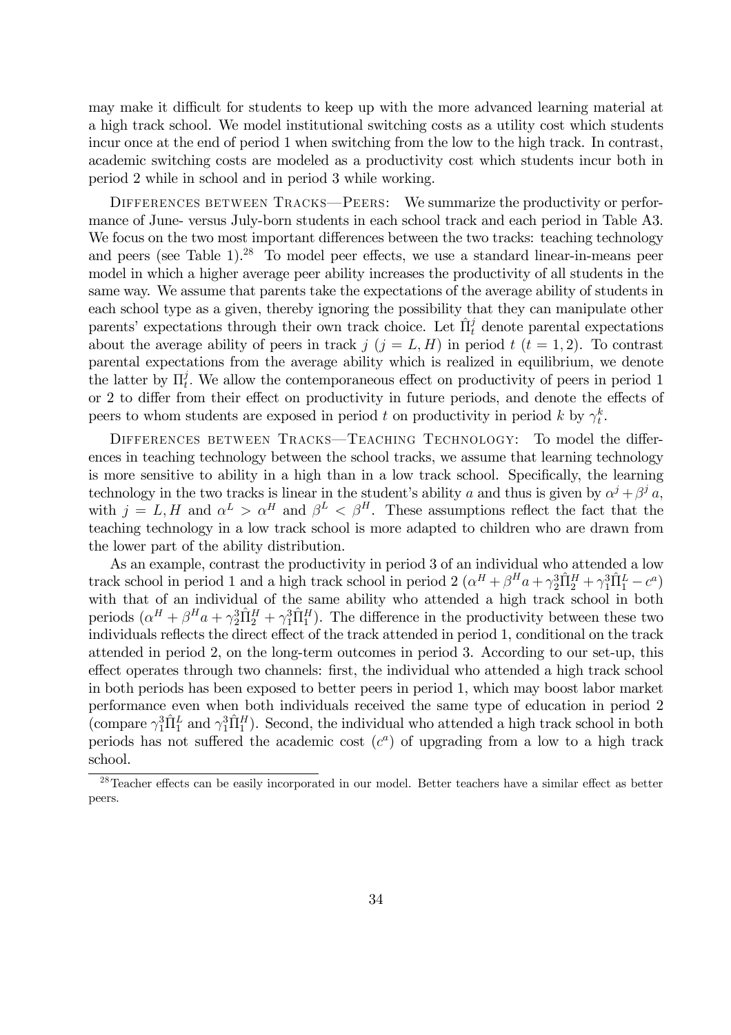may make it difficult for students to keep up with the more advanced learning material at a high track school. We model institutional switching costs as a utility cost which students incur once at the end of period 1 when switching from the low to the high track. In contrast, academic switching costs are modeled as a productivity cost which students incur both in period 2 while in school and in period 3 while working.

Differences between Tracks—Peers: We summarize the productivity or performance of June- versus July-born students in each school track and each period in Table A3. We focus on the two most important differences between the two tracks: teaching technology and peers (see Table 1).[28] To model peer effects, we use a standard linear-in-means peer model in which a higher average peer ability increases the productivity of all students in the same way. We assume that parents take the expectations of the average ability of students in each school type as a given, thereby ignoring the possibility that they can manipulate other parents' expectations through their own track choice. Let $\hat{\Pi}_t^j$ denote parental expectations about the average ability of peers in track $j$ ($j = L, H$) in period $t$ ($t = 1, 2$). To contrast parental expectations from the average ability which is realized in equilibrium, we denote the latter by $\Pi_t^j$. We allow the contemporaneous effect on productivity of peers in period 1 or 2 to differ from their effect on productivity in future periods, and denote the effects of peers to whom students are exposed in period $t$ on productivity in period $k$ by $\gamma_t^k$.

Differences between Tracks—Teaching Technology: To model the differences in teaching technology between the school tracks, we assume that learning technology is more sensitive to ability in a high than in a low track school. Specifically, the learning technology in the two tracks is linear in the student's ability $a$ and thus is given by $\alpha^j + \beta^j a$, with $j = L, H$ and $\alpha^L > \alpha^H$ and $\beta^L < \beta^H$. These assumptions reflect the fact that the teaching technology in a low track school is more adapted to children who are drawn from the lower part of the ability distribution.

As an example, contrast the productivity in period 3 of an individual who attended a low track school in period 1 and a high track school in period 2 ($\alpha^H + \beta^H a + \gamma_2^3 \hat{\Pi}_2^H + \gamma_1^3 \hat{\Pi}_1^L - c^a$) with that of an individual of the same ability who attended a high track school in both periods ($\alpha^H + \beta^H a + \gamma_2^3 \hat{\Pi}_2^H + \gamma_1^3 \hat{\Pi}_1^H$). The difference in the productivity between these two individuals reflects the direct effect of the track attended in period 1, conditional on the track attended in period 2, on the long-term outcomes in period 3. According to our set-up, this effect operates through two channels: first, the individual who attended a high track school in both periods has been exposed to better peers in period 1, which may boost labor market performance even when both individuals received the same type of education in period 2 (compare $\gamma_1^3 \hat{\Pi}_1^L$ and $\gamma_1^3 \hat{\Pi}_1^H$). Second, the individual who attended a high track school in both periods has not suffered the academic cost ($c^a$) of upgrading from a low to a high track school.

[28] Teacher effects can be easily incorporated in our model. Better teachers have a similar effect as better peers.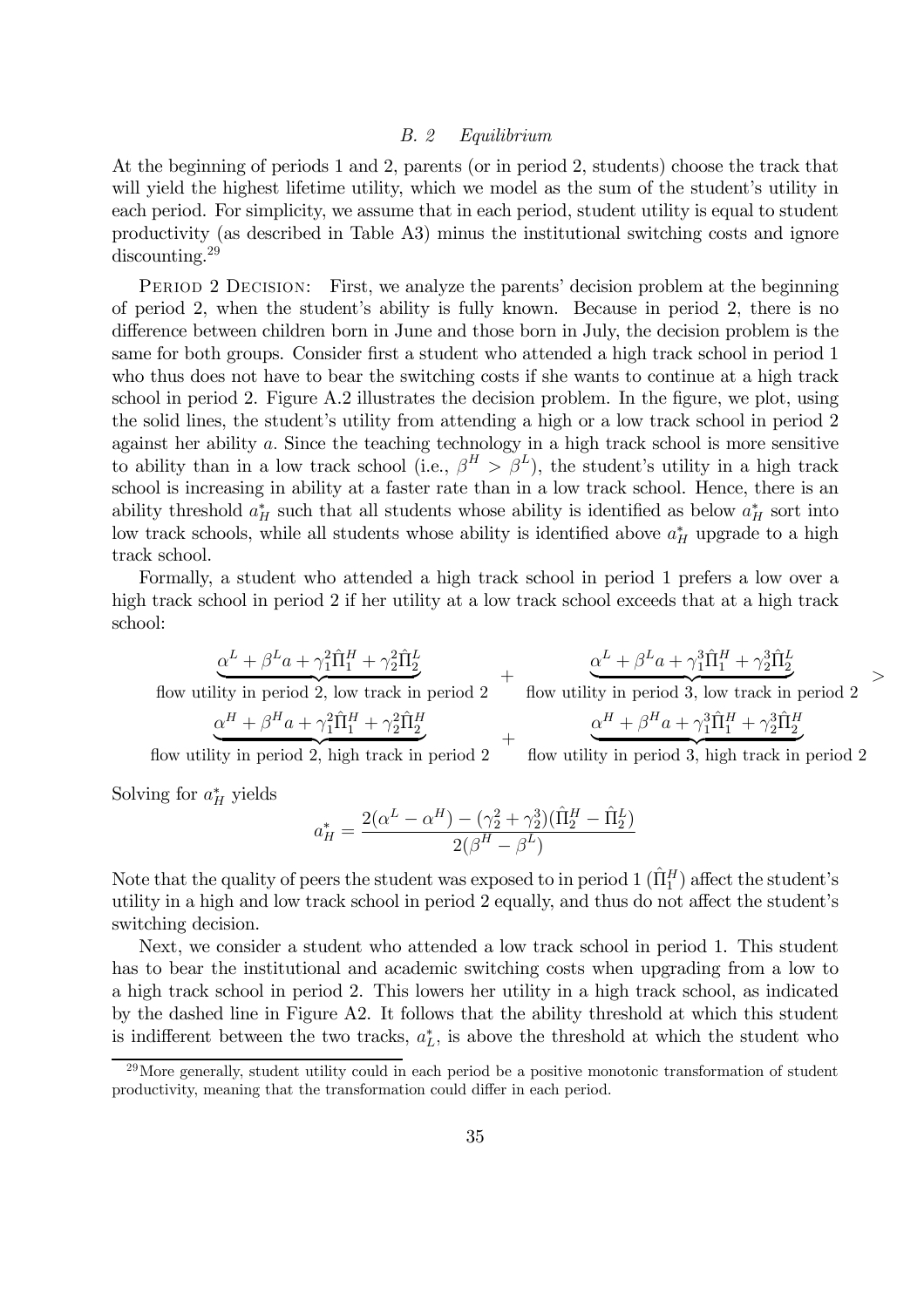### B. 2 Equilibrium

At the beginning of periods 1 and 2, parents (or in period 2, students) choose the track that will yield the highest lifetime utility, which we model as the sum of the student's utility in each period. For simplicity, we assume that in each period, student utility is equal to student productivity (as described in Table A3) minus the institutional switching costs and ignore discounting.[29]

PERIOD 2 DECISION: First, we analyze the parents' decision problem at the beginning of period 2, when the student's ability is fully known. Because in period 2, there is no difference between children born in June and those born in July, the decision problem is the same for both groups. Consider first a student who attended a high track school in period 1 who thus does not have to bear the switching costs if she wants to continue at a high track school in period 2. Figure A.2 illustrates the decision problem. In the figure, we plot, using the solid lines, the student's utility from attending a high or a low track school in period 2 against her ability $a$. Since the teaching technology in a high track school is more sensitive to ability than in a low track school (i.e., $\beta^H > \beta^L$), the student's utility in a high track school is increasing in ability at a faster rate than in a low track school. Hence, there is an ability threshold $a_H^*$ such that all students whose ability is identified as below $a_H^*$ sort into low track schools, while all students whose ability is identified above $a_H^*$ upgrade to a high track school.

Formally, a student who attended a high track school in period 1 prefers a low over a high track school in period 2 if her utility at a low track school exceeds that at a high track school:

$$\underbrace{\alpha^L + \beta^L a + \gamma_1^2 \hat{\Pi}_1^H + \gamma_2^2 \hat{\Pi}_2^L}_{\text{flow utility in period 2, low track in period 2}} + \underbrace{\alpha^L + \beta^L a + \gamma_1^3 \hat{\Pi}_1^H + \gamma_2^3 \hat{\Pi}_2^L}_{\text{flow utility in period 3, low track in period 2}} >$$

$$\underbrace{\alpha^H + \beta^H a + \gamma_1^2 \hat{\Pi}_1^H + \gamma_2^2 \hat{\Pi}_2^H}_{\text{flow utility in period 2, high track in period 2}} + \underbrace{\alpha^H + \beta^H a + \gamma_1^3 \hat{\Pi}_1^H + \gamma_2^3 \hat{\Pi}_2^H}_{\text{flow utility in period 3, high track in period 2}}$$

Solving for $a_H^*$ yields

$$a_H^* = \frac{2(\alpha^L - \alpha^H) - (\gamma_2^2 + \gamma_2^3)(\hat{\Pi}_2^H - \hat{\Pi}_2^L)}{2(\beta^H - \beta^L)}$$

Note that the quality of peers the student was exposed to in period 1 ($\hat{\Pi}_1^H$) affect the student's utility in a high and low track school in period 2 equally, and thus do not affect the student's switching decision.

Next, we consider a student who attended a low track school in period 1. This student has to bear the institutional and academic switching costs when upgrading from a low to a high track school in period 2. This lowers her utility in a high track school, as indicated by the dashed line in Figure A2. It follows that the ability threshold at which this student is indifferent between the two tracks, $a_L^*$, is above the threshold at which the student who

[29] More generally, student utility could in each period be a positive monotonic transformation of student productivity, meaning that the transformation could differ in each period.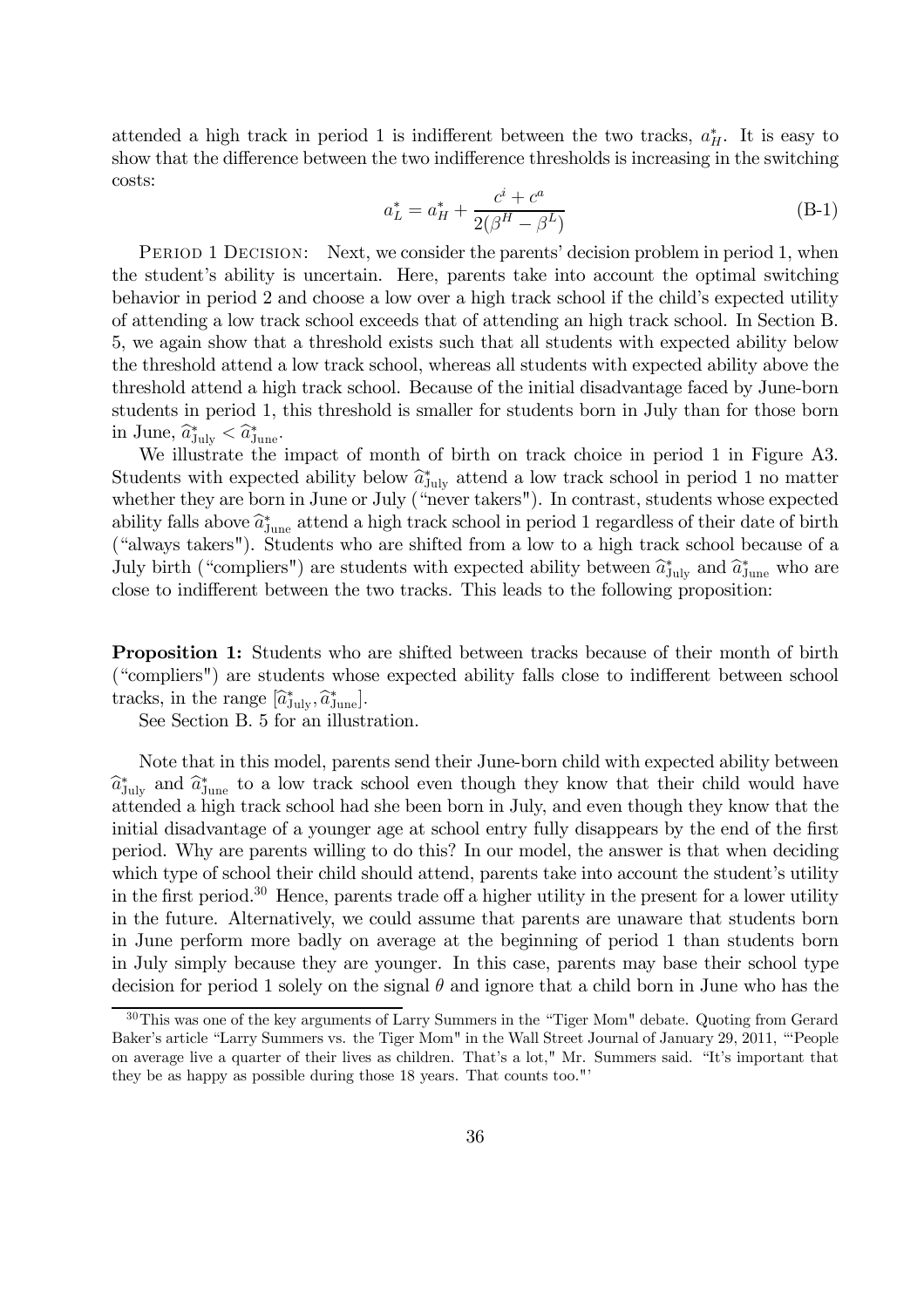attended a high track in period 1 is indifferent between the two tracks, $a_H^*$. It is easy to show that the difference between the two indifference thresholds is increasing in the switching costs:

$$a_L^* = a_H^* + \frac{c^i + c^a}{2(\beta^H - \beta^L)} \tag{B-1}$$

Period 1 Decision: Next, we consider the parents' decision problem in period 1, when the student's ability is uncertain. Here, parents take into account the optimal switching behavior in period 2 and choose a low over a high track school if the child's expected utility of attending a low track school exceeds that of attending an high track school. In Section B. 5, we again show that a threshold exists such that all students with expected ability below the threshold attend a low track school, whereas all students with expected ability above the threshold attend a high track school. Because of the initial disadvantage faced by June-born students in period 1, this threshold is smaller for students born in July than for those born in June, $\widehat{a}^*_{\text{July}} < \widehat{a}^*_{\text{June}}$.

We illustrate the impact of month of birth on track choice in period 1 in Figure A3. Students with expected ability below $\widehat{a}^*_{\text{July}}$ attend a low track school in period 1 no matter whether they are born in June or July ("never takers"). In contrast, students whose expected ability falls above $\widehat{a}^*_{\text{June}}$ attend a high track school in period 1 regardless of their date of birth ("always takers"). Students who are shifted from a low to a high track school because of a July birth ("compliers") are students with expected ability between $\widehat{a}^*_{\text{July}}$ and $\widehat{a}^*_{\text{June}}$ who are close to indifferent between the two tracks. This leads to the following proposition:

**Proposition 1:** Students who are shifted between tracks because of their month of birth ("compliers") are students whose expected ability falls close to indifferent between school tracks, in the range $[\widehat{a}^*_{\text{July}}, \widehat{a}^*_{\text{June}}]$.

See Section B. 5 for an illustration.

Note that in this model, parents send their June-born child with expected ability between $\widehat{a}^*_{\text{July}}$ and $\widehat{a}^*_{\text{June}}$ to a low track school even though they know that their child would have attended a high track school had she been born in July, and even though they know that the initial disadvantage of a younger age at school entry fully disappears by the end of the first period. Why are parents willing to do this? In our model, the answer is that when deciding which type of school their child should attend, parents take into account the student's utility in the first period.[30] Hence, parents trade off a higher utility in the present for a lower utility in the future. Alternatively, we could assume that parents are unaware that students born in June perform more badly on average at the beginning of period 1 than students born in July simply because they are younger. In this case, parents may base their school type decision for period 1 solely on the signal $\theta$ and ignore that a child born in June who has the

[30] This was one of the key arguments of Larry Summers in the "Tiger Mom" debate. Quoting from Gerard Baker's article "Larry Summers vs. the Tiger Mom" in the Wall Street Journal of January 29, 2011, "'People on average live a quarter of their lives as children. That's a lot," Mr. Summers said. "It's important that they be as happy as possible during those 18 years. That counts too."'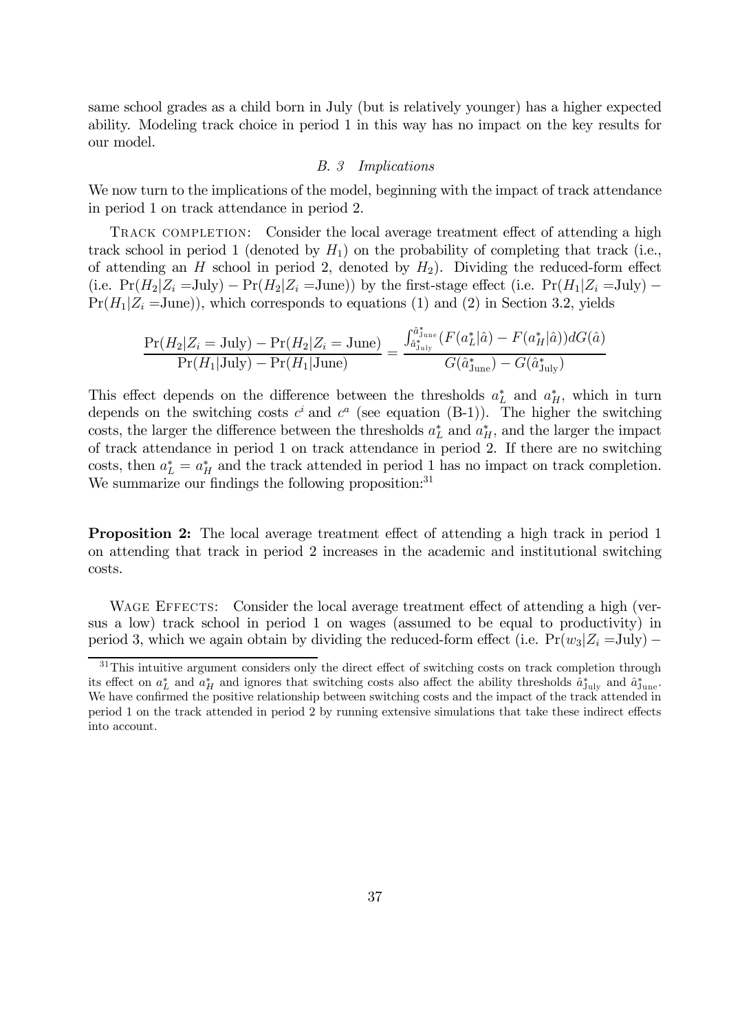same school grades as a child born in July (but is relatively younger) has a higher expected ability. Modeling track choice in period 1 in this way has no impact on the key results for our model.

### *B. 3 Implications*

We now turn to the implications of the model, beginning with the impact of track attendance in period 1 on track attendance in period 2.

TRACK COMPLETION: Consider the local average treatment effect of attending a high track school in period 1 (denoted by $H_1$) on the probability of completing that track (i.e., of attending an $H$ school in period 2, denoted by $H_2$). Dividing the reduced-form effect (i.e. $\Pr(H_2|Z_i = \text{July}) - \Pr(H_2|Z_i = \text{June})$) by the first-stage effect (i.e. $\Pr(H_1|Z_i = \text{July}) - \Pr(H_1|Z_i = \text{June})$), which corresponds to equations (1) and (2) in Section 3.2, yields

$$\frac{\Pr(H_2|Z_i = \text{July}) - \Pr(H_2|Z_i = \text{June})}{\Pr(H_1|\text{July}) - \Pr(H_1|\text{June})} = \frac{\int_{\hat{a}^*_{\text{July}}}^{\hat{a}^*_{\text{June}}} (F(a^*_L|\hat{a}) - F(a^*_H|\hat{a}))dG(\hat{a})}{G(\hat{a}^*_{\text{June}}) - G(\hat{a}^*_{\text{July}})}$$

This effect depends on the difference between the thresholds $a^*_L$ and $a^*_H$, which in turn depends on the switching costs $c^i$ and $c^a$ (see equation (B-1)). The higher the switching costs, the larger the difference between the thresholds $a^*_L$ and $a^*_H$, and the larger the impact of track attendance in period 1 on track attendance in period 2. If there are no switching costs, then $a^*_L = a^*_H$ and the track attended in period 1 has no impact on track completion. We summarize our findings the following proposition:[31]

**Proposition 2:** The local average treatment effect of attending a high track in period 1 on attending that track in period 2 increases in the academic and institutional switching costs.

WAGE EFFECTS: Consider the local average treatment effect of attending a high (versus a low) track school in period 1 on wages (assumed to be equal to productivity) in period 3, which we again obtain by dividing the reduced-form effect (i.e. $\Pr(w_3|Z_i = \text{July}) -$

[31] This intuitive argument considers only the direct effect of switching costs on track completion through its effect on $a^*_L$ and $a^*_H$ and ignores that switching costs also affect the ability thresholds $\hat{a}^*_{\text{July}}$ and $\hat{a}^*_{\text{June}}$. We have confirmed the positive relationship between switching costs and the impact of the track attended in period 1 on the track attended in period 2 by running extensive simulations that take these indirect effects into account.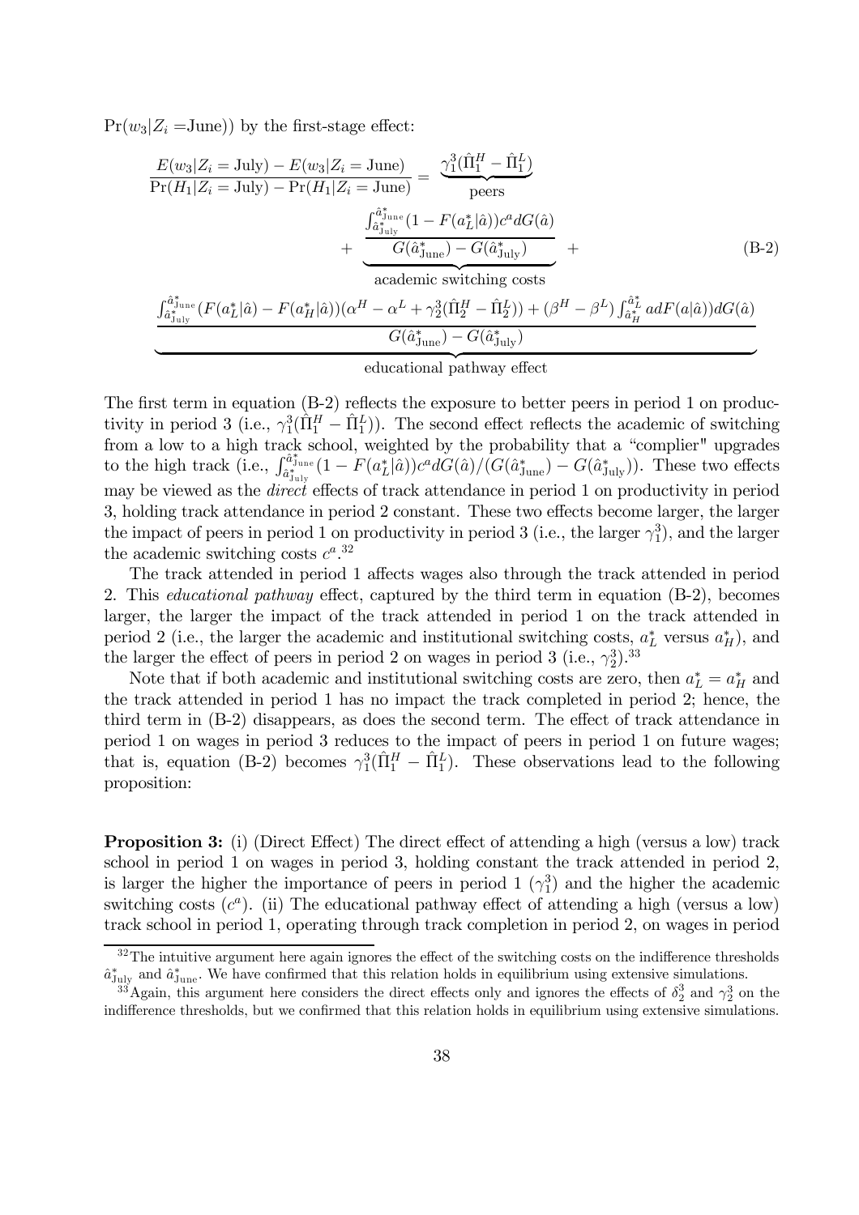$\Pr(w_3|Z_i = \text{June}))$ by the first-stage effect:

$$\frac{E(w_3|Z_i = \text{July}) - E(w_3|Z_i = \text{June})}{\Pr(H_1|Z_i = \text{July}) - \Pr(H_1|Z_i = \text{June})} = \underbrace{\gamma_1^3(\hat{\Pi}_1^H - \hat{\Pi}_1^L)}_{\text{peers}} + \underbrace{\frac{\int_{\hat{a}^*_{\text{July}}}^{\hat{a}^*_{\text{June}}}(1 - F(a_L^*|\hat{a}))c^a dG(\hat{a})}{G(\hat{a}^*_{\text{June}}) - G(\hat{a}^*_{\text{July}})}}_{\text{academic switching costs}} + \tag{B-2}$$

$$\underbrace{\frac{\int_{\hat{a}^*_{\text{July}}}^{\hat{a}^*_{\text{June}}}(F(a_L^*|\hat{a}) - F(a_H^*|\hat{a}))(\alpha^H - \alpha^L + \gamma_2^3(\hat{\Pi}_2^H - \hat{\Pi}_2^L)) + (\beta^H - \beta^L)\int_{\hat{a}_H^*}^{\hat{a}_L^*} a dF(a|\hat{a}))dG(\hat{a})}{G(\hat{a}^*_{\text{June}}) - G(\hat{a}^*_{\text{July}})}}_{\text{educational pathway effect}}$$

The first term in equation (B-2) reflects the exposure to better peers in period 1 on productivity in period 3 (i.e., $\gamma_1^3(\hat{\Pi}_1^H - \hat{\Pi}_1^L)$). The second effect reflects the academic of switching from a low to a high track school, weighted by the probability that a "complier" upgrades to the high track (i.e., $\int_{\hat{a}^*_{\text{July}}}^{\hat{a}^*_{\text{June}}}(1 - F(a_L^*|\hat{a}))c^a dG(\hat{a})/(G(\hat{a}^*_{\text{June}}) - G(\hat{a}^*_{\text{July}}))$. These two effects may be viewed as the *direct* effects of track attendance in period 1 on productivity in period 3, holding track attendance in period 2 constant. These two effects become larger, the larger the impact of peers in period 1 on productivity in period 3 (i.e., the larger $\gamma_1^3$), and the larger the academic switching costs $c^a$.[32]

The track attended in period 1 affects wages also through the track attended in period 2. This *educational pathway* effect, captured by the third term in equation (B-2), becomes larger, the larger the impact of the track attended in period 1 on the track attended in period 2 (i.e., the larger the academic and institutional switching costs, $a_L^*$ versus $a_H^*$), and the larger the effect of peers in period 2 on wages in period 3 (i.e., $\gamma_2^3$).[33]

Note that if both academic and institutional switching costs are zero, then $a_L^* = a_H^*$ and the track attended in period 1 has no impact the track completed in period 2; hence, the third term in (B-2) disappears, as does the second term. The effect of track attendance in period 1 on wages in period 3 reduces to the impact of peers in period 1 on future wages; that is, equation (B-2) becomes $\gamma_1^3(\hat{\Pi}_1^H - \hat{\Pi}_1^L)$. These observations lead to the following proposition:

**Proposition 3:** (i) (Direct Effect) The direct effect of attending a high (versus a low) track school in period 1 on wages in period 3, holding constant the track attended in period 2, is larger the higher the importance of peers in period 1 ($\gamma_1^3$) and the higher the academic switching costs ($c^a$). (ii) The educational pathway effect of attending a high (versus a low) track school in period 1, operating through track completion in period 2, on wages in period

[32] The intuitive argument here again ignores the effect of the switching costs on the indifference thresholds $\hat{a}^*_{\text{July}}$ and $\hat{a}^*_{\text{June}}$. We have confirmed that this relation holds in equilibrium using extensive simulations.

[33] Again, this argument here considers the direct effects only and ignores the effects of $\delta_2^3$ and $\gamma_2^3$ on the indifference thresholds, but we confirmed that this relation holds in equilibrium using extensive simulations.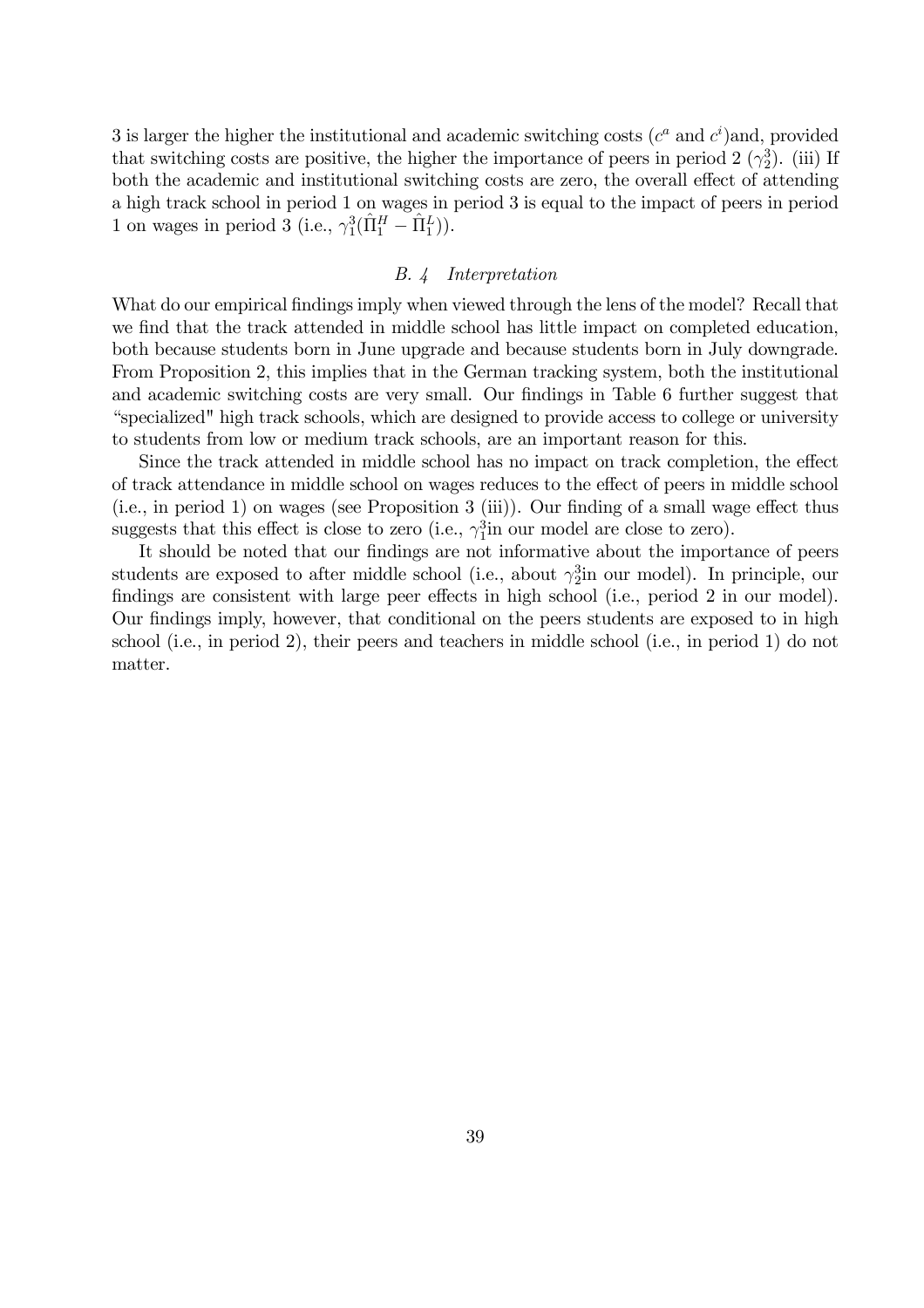3 is larger the higher the institutional and academic switching costs ($c^a$ and $c^i$)and, provided that switching costs are positive, the higher the importance of peers in period 2 ($\gamma_2^3$). (iii) If both the academic and institutional switching costs are zero, the overall effect of attending a high track school in period 1 on wages in period 3 is equal to the impact of peers in period 1 on wages in period 3 (i.e., $\gamma_1^3(\hat{\Pi}_1^H - \hat{\Pi}_1^L)$).

### *B. 4 Interpretation*

What do our empirical findings imply when viewed through the lens of the model? Recall that we find that the track attended in middle school has little impact on completed education, both because students born in June upgrade and because students born in July downgrade. From Proposition 2, this implies that in the German tracking system, both the institutional and academic switching costs are very small. Our findings in Table 6 further suggest that "specialized" high track schools, which are designed to provide access to college or university to students from low or medium track schools, are an important reason for this.

Since the track attended in middle school has no impact on track completion, the effect of track attendance in middle school on wages reduces to the effect of peers in middle school (i.e., in period 1) on wages (see Proposition 3 (iii)). Our finding of a small wage effect thus suggests that this effect is close to zero (i.e., $\gamma_1^3$in our model are close to zero).

It should be noted that our findings are not informative about the importance of peers students are exposed to after middle school (i.e., about $\gamma_2^3$in our model). In principle, our findings are consistent with large peer effects in high school (i.e., period 2 in our model). Our findings imply, however, that conditional on the peers students are exposed to in high school (i.e., in period 2), their peers and teachers in middle school (i.e., in period 1) do not matter.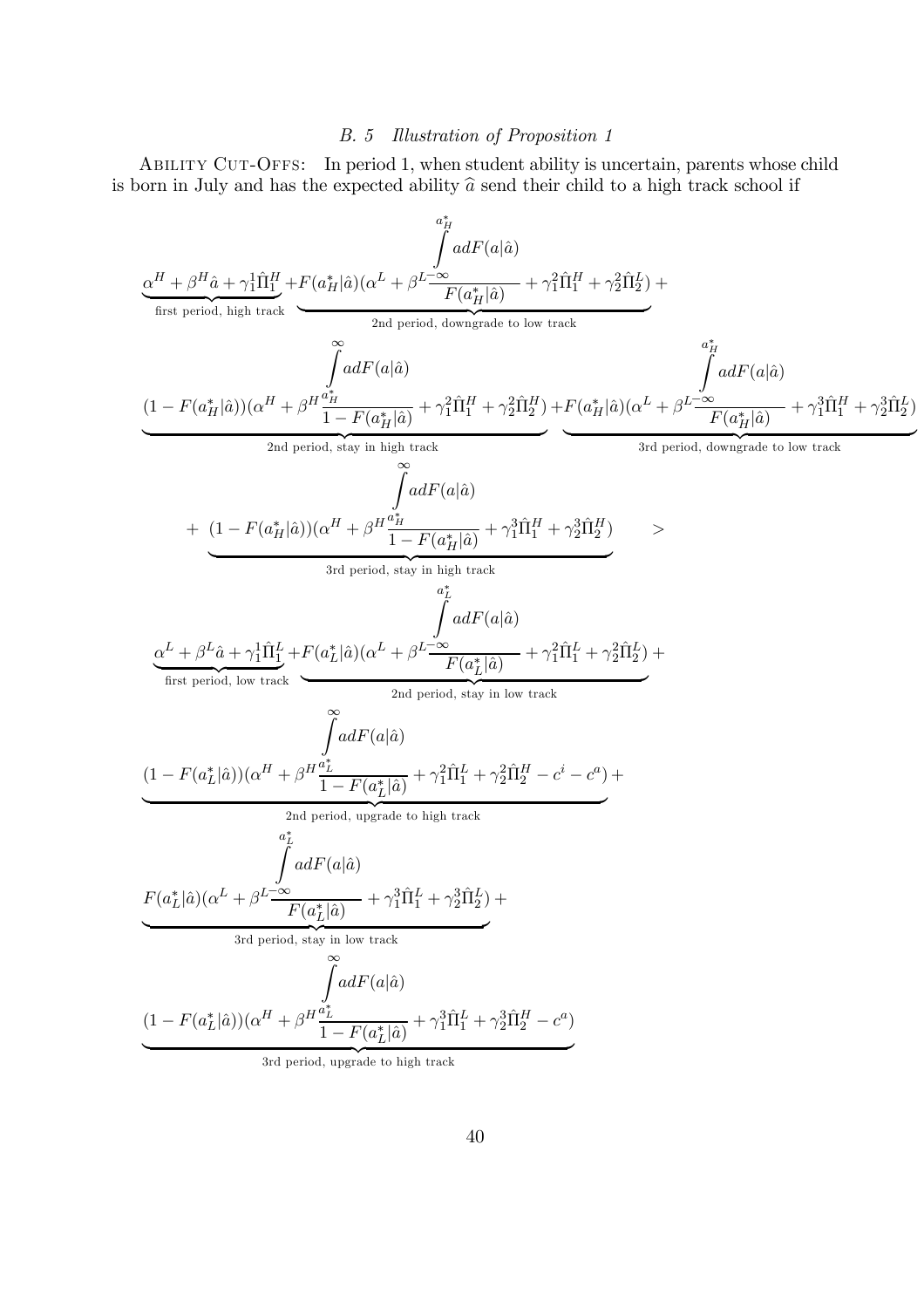## *B. 5 Illustration of Proposition 1*

Ability Cut-Offs: In period 1, when student ability is uncertain, parents whose child is born in July and has the expected ability $\widehat{a}$ send their child to a high track school if

$$
\underbrace{\alpha^H + \beta^H \hat{a} + \gamma_1^1 \hat{\Pi}_1^H}_{\text{first period, high track}} + \underbrace{F(a_H^*|\hat{a})(\alpha^L + \beta^L \frac{\int_{-\infty}^{a_H^*} a dF(a|\hat{a})}{F(a_H^*|\hat{a})} + \gamma_1^2 \hat{\Pi}_1^H + \gamma_2^2 \hat{\Pi}_2^L)}_{\text{2nd period, downgrade to low track}} +
$$

$$
\underbrace{(1 - F(a_H^*|\hat{a}))(\alpha^H + \beta^H \frac{\int_{a_H^*}^{\infty} a dF(a|\hat{a})}{1 - F(a_H^*|\hat{a})} + \gamma_1^2 \hat{\Pi}_1^H + \gamma_2^2 \hat{\Pi}_2^H)}_{\text{2nd period, stay in high track}} + \underbrace{F(a_H^*|\hat{a})(\alpha^L + \beta^L \frac{\int_{-\infty}^{a_H^*} a dF(a|\hat{a})}{F(a_H^*|\hat{a})} + \gamma_1^3 \hat{\Pi}_1^H + \gamma_2^3 \hat{\Pi}_2^L)}_{\text{3rd period, downgrade to low track}}
$$

$$
+ \underbrace{(1 - F(a_H^*|\hat{a}))(\alpha^H + \beta^H \frac{\int_{a_H^*}^{\infty} a dF(a|\hat{a})}{1 - F(a_H^*|\hat{a})} + \gamma_1^3 \hat{\Pi}_1^H + \gamma_2^3 \hat{\Pi}_2^H)}_{\text{3rd period, stay in high track}} \qquad >
$$

$$
\underbrace{\alpha^L + \beta^L \hat{a} + \gamma_1^1 \hat{\Pi}_1^L}_{\text{first period, low track}} + \underbrace{F(a_L^*|\hat{a})(\alpha^L + \beta^L \frac{\int_{-\infty}^{a_L^*} a dF(a|\hat{a})}{F(a_L^*|\hat{a})} + \gamma_1^2 \hat{\Pi}_1^L + \gamma_2^2 \hat{\Pi}_2^L)}_{\text{2nd period, stay in low track}} +
$$

$$
\underbrace{(1 - F(a_L^*|\hat{a}))(\alpha^H + \beta^H \frac{\int_{a_L^*}^{\infty} a dF(a|\hat{a})}{1 - F(a_L^*|\hat{a})} + \gamma_1^2 \hat{\Pi}_1^L + \gamma_2^2 \hat{\Pi}_2^H - c^i - c^a)}_{\text{2nd period, upgrade to high track}} +
$$

$$
\underbrace{F(a_L^*|\hat{a})(\alpha^L + \beta^L \frac{\int_{-\infty}^{a_L^*} a dF(a|\hat{a})}{F(a_L^*|\hat{a})} + \gamma_1^3 \hat{\Pi}_1^L + \gamma_2^3 \hat{\Pi}_2^L)}_{\text{3rd period, stay in low track}} +
$$

$$
\underbrace{(1 - F(a_L^*|\hat{a}))(\alpha^H + \beta^H \frac{\int_{a_L^*}^{\infty} a dF(a|\hat{a})}{1 - F(a_L^*|\hat{a})} + \gamma_1^3 \hat{\Pi}_1^L + \gamma_2^3 \hat{\Pi}_2^H - c^a)}_{\text{3rd period, upgrade to high track}}
$$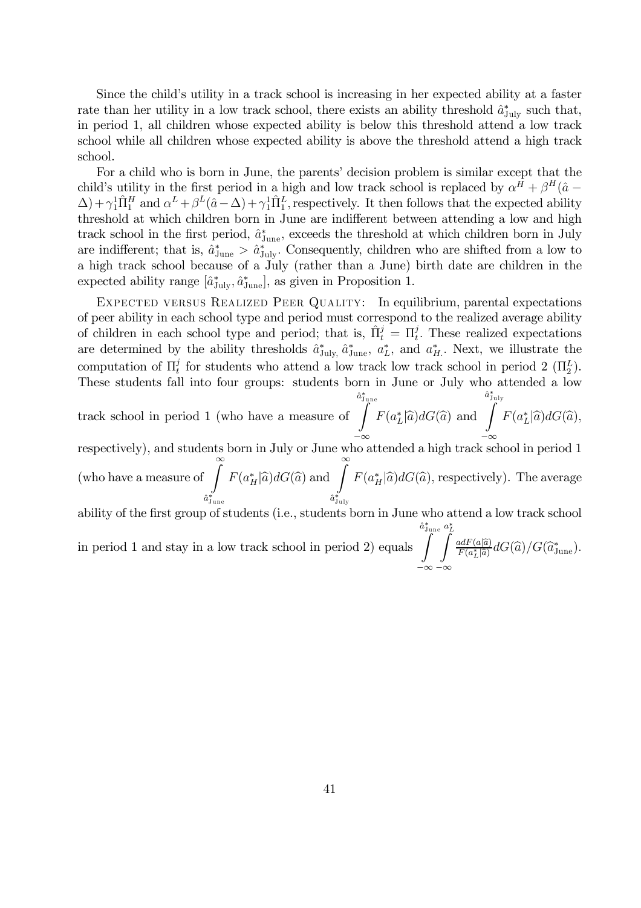Since the child's utility in a track school is increasing in her expected ability at a faster rate than her utility in a low track school, there exists an ability threshold $\hat{a}^*_{\text{July}}$ such that, in period 1, all children whose expected ability is below this threshold attend a low track school while all children whose expected ability is above the threshold attend a high track school.

For a child who is born in June, the parents' decision problem is similar except that the child's utility in the first period in a high and low track school is replaced by $\alpha^H + \beta^H(\hat{a} - \Delta) + \gamma_1^1 \hat{\Pi}_1^H$ and $\alpha^L + \beta^L(\hat{a} - \Delta) + \gamma_1^1 \hat{\Pi}_1^L$, respectively. It then follows that the expected ability threshold at which children born in June are indifferent between attending a low and high track school in the first period, $\hat{a}^*_{\text{June}}$, exceeds the threshold at which children born in July are indifferent; that is, $\hat{a}^*_{\text{June}} > \hat{a}^*_{\text{July}}$. Consequently, children who are shifted from a low to a high track school because of a July (rather than a June) birth date are children in the expected ability range $[\hat{a}^*_{\text{July}}, \hat{a}^*_{\text{June}}]$, as given in Proposition 1.

Expected versus Realized Peer Quality: In equilibrium, parental expectations of peer ability in each school type and period must correspond to the realized average ability of children in each school type and period; that is, $\hat{\Pi}_t^j = \Pi_t^j$. These realized expectations are determined by the ability thresholds $\hat{a}^*_{\text{July,}}$ $\hat{a}^*_{\text{June}}$, $a^*_L$, and $a^*_H$. Next, we illustrate the computation of $\Pi_t^j$ for students who attend a low track low track school in period 2 ($\Pi_2^L$). These students fall into four groups: students born in June or July who attended a low track school in period 1 (who have a measure of $\int_{-\infty}^{\hat{a}^*_{\text{June}}} F(a^*_L|\widehat{a})dG(\widehat{a})$ and $\int_{-\infty}^{\hat{a}^*_{\text{July}}} F(a^*_L|\widehat{a})dG(\widehat{a})$, respectively), and students born in July or June who attended a high track school in period 1 (who have a measure of $\int_{\hat{a}^*_{\text{June}}}^{\infty} F(a^*_H|\widehat{a})dG(\widehat{a})$ and $\int_{\hat{a}^*_{\text{July}}}^{\infty} F(a^*_H|\widehat{a})dG(\widehat{a})$, respectively). The average ability of the first group of students (i.e., students born in June who attend a low track school in period 1 and stay in a low track school in period 2) equals $\int_{-\infty}^{\hat{a}^*_{\text{June}}} \int_{-\infty}^{a^*_L} \frac{a dF(a|\widehat{a})}{F(a^*_L|\widehat{a})} dG(\widehat{a}) / G(\widehat{a}^*_{\text{June}})$.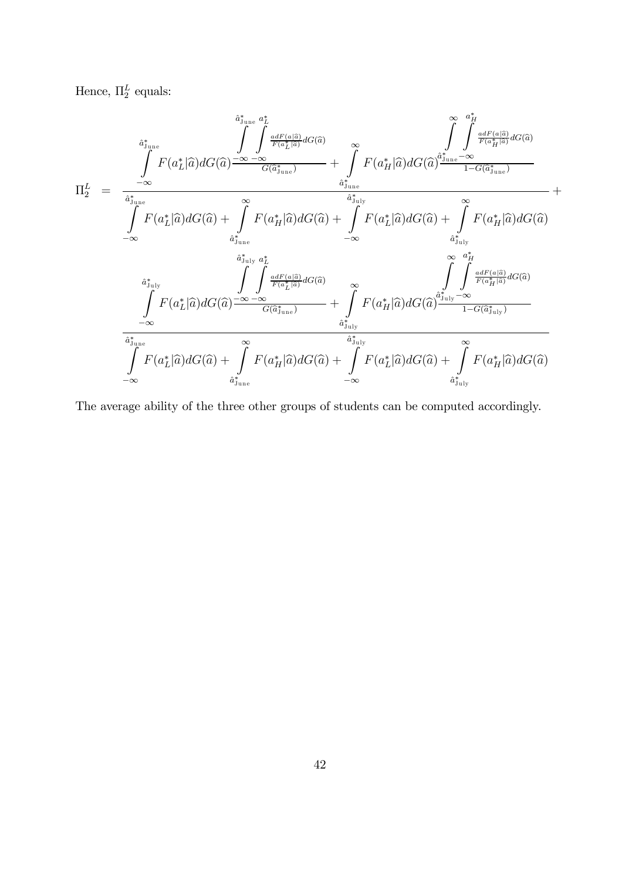Hence, $\Pi_2^L$ equals:

$$
\Pi_2^L = \frac{\int\limits_{-\infty}^{\hat{a}^*_{\text{June}}} F(a_L^*|\widehat{a})dG(\widehat{a}) \frac{\int\limits_{-\infty}^{\hat{a}^*_{\text{June}}} \int\limits_{-\infty}^{a_L^*} \frac{adF(a|\widehat{a})}{F(a_L^*|\widehat{a})} dG(\widehat{a})}{G(\widehat{a}^*_{\text{June}})} + \int\limits_{\hat{a}^*_{\text{June}}}^{\infty} F(a_H^*|\widehat{a})dG(\widehat{a}) \frac{\int\limits_{\hat{a}^*_{\text{June}}}^{\infty} \int\limits_{-\infty}^{a_H^*} \frac{adF(a|\widehat{a})}{F(a_H^*|\widehat{a})} dG(\widehat{a})}{1-G(\widehat{a}^*_{\text{June}})}}{\int\limits_{-\infty}^{\hat{a}^*_{\text{June}}} F(a_L^*|\widehat{a})dG(\widehat{a}) + \int\limits_{\hat{a}^*_{\text{June}}}^{\infty} F(a_H^*|\widehat{a})dG(\widehat{a}) + \int\limits_{-\infty}^{\hat{a}^*_{\text{July}}} F(a_L^*|\widehat{a})dG(\widehat{a}) + \int\limits_{\hat{a}^*_{\text{July}}}^{\infty} F(a_H^*|\widehat{a})dG(\widehat{a})} +
$$

$$
\frac{\int\limits_{-\infty}^{\hat{a}^*_{\text{July}}} F(a_L^*|\widehat{a})dG(\widehat{a}) \frac{\int\limits_{-\infty}^{\hat{a}^*_{\text{July}}} \int\limits_{-\infty}^{a_L^*} \frac{adF(a|\widehat{a})}{F(a_L^*|\widehat{a})} dG(\widehat{a})}{G(\widehat{a}^*_{\text{June}})} + \int\limits_{\hat{a}^*_{\text{July}}}^{\infty} F(a_H^*|\widehat{a})dG(\widehat{a}) \frac{\int\limits_{\hat{a}^*_{\text{July}}}^{\infty} \int\limits_{-\infty}^{a_H^*} \frac{adF(a|\widehat{a})}{F(a_H^*|\widehat{a})} dG(\widehat{a})}{1-G(\widehat{a}^*_{\text{July}})}}{\int\limits_{-\infty}^{\hat{a}^*_{\text{June}}} F(a_L^*|\widehat{a})dG(\widehat{a}) + \int\limits_{\hat{a}^*_{\text{June}}}^{\infty} F(a_H^*|\widehat{a})dG(\widehat{a}) + \int\limits_{-\infty}^{\hat{a}^*_{\text{July}}} F(a_L^*|\widehat{a})dG(\widehat{a}) + \int\limits_{\hat{a}^*_{\text{July}}}^{\infty} F(a_H^*|\widehat{a})dG(\widehat{a})}
$$

The average ability of the three other groups of students can be computed accordingly.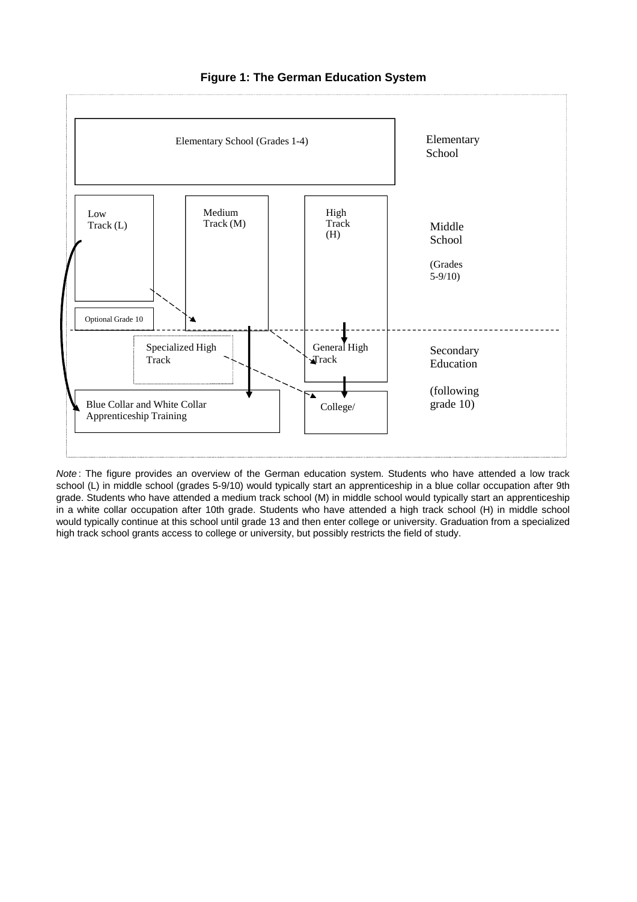**Figure 1: The German Education System**

| | |
|---|---|
| Elementary School (Grades 1-4) | Elementary School |
| Low Track (L); Optional Grade 10 / Medium Track (M) / High Track (H) | Middle School (Grades 5-9/10) |
| Specialized High Track / General High Track; Blue Collar and White Collar Apprenticeship Training / College/ | Secondary Education (following grade 10) |

*Note*: The figure provides an overview of the German education system. Students who have attended a low track school (L) in middle school (grades 5-9/10) would typically start an apprenticeship in a blue collar occupation after 9th grade. Students who have attended a medium track school (M) in middle school would typically start an apprenticeship in a white collar occupation after 10th grade. Students who have attended a high track school (H) in middle school would typically continue at this school until grade 13 and then enter college or university. Graduation from a specialized high track school grants access to college or university, but possibly restricts the field of study.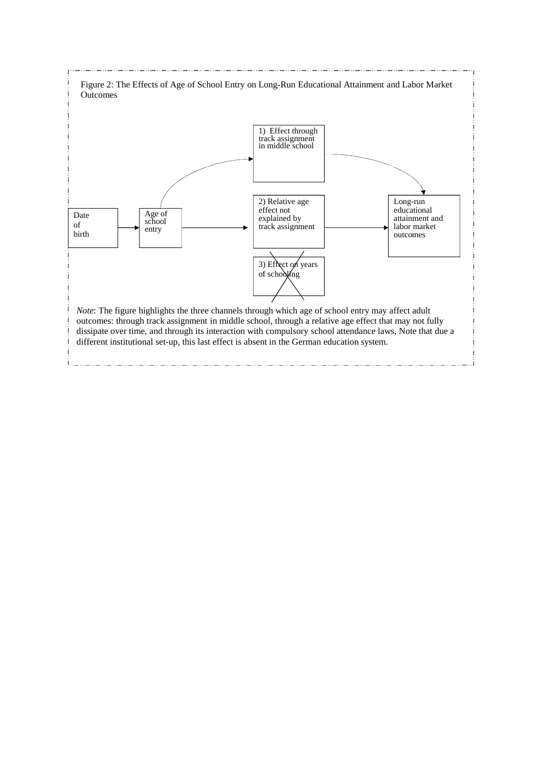Figure 2: The Effects of Age of School Entry on Long-Run Educational Attainment and Labor Market Outcomes

Date of birth

Age of school entry

1) Effect through track assignment in middle school

2) Relative age effect not explained by track assignment

3) Effect on years of schooling

Long-run educational attainment and labor market outcomes

*Note*: The figure highlights the three channels through which age of school entry may affect adult outcomes: through track assignment in middle school, through a relative age effect that may not fully dissipate over time, and through its interaction with compulsory school attendance laws, Note that due a different institutional set-up, this last effect is absent in the German education system.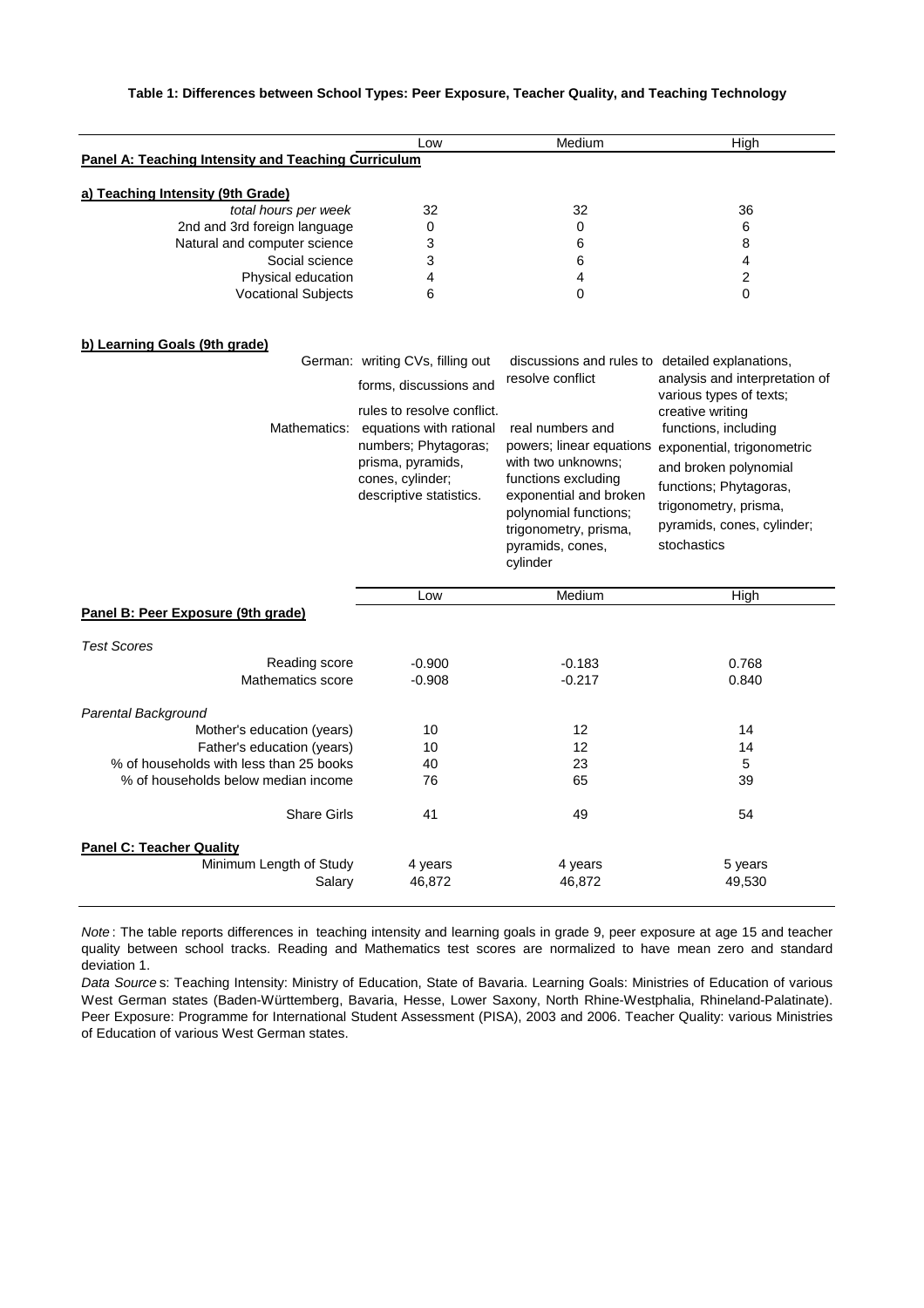**Table 1: Differences between School Types: Peer Exposure, Teacher Quality, and Teaching Technology**

| | Low | Medium | High |
|---|---|---|---|
| **Panel A: Teaching Intensity and Teaching Curriculum** | | | |
| **a) Teaching Intensity (9th Grade)** | | | |
| *total hours per week* | 32 | 32 | 36 |
| 2nd and 3rd foreign language | 0 | 0 | 6 |
| Natural and computer science | 3 | 6 | 8 |
| Social science | 3 | 6 | 4 |
| Physical education | 4 | 4 | 2 |
| Vocational Subjects | 6 | 0 | 0 |
| **b) Learning Goals (9th grade)** | | | |
| German: | writing CVs, filling out forms, discussions and rules to resolve conflict. | discussions and rules to resolve conflict | detailed explanations, analysis and interpretation of various types of texts; creative writing |
| Mathematics: | equations with rational numbers; Phytagoras; prisma, pyramids, cones, cylinder; descriptive statistics. | real numbers and powers; linear equations with two unknowns; functions excluding exponential and broken polynomial functions; trigonometry, prisma, pyramids, cones, cylinder | functions, including exponential, trigonometric and broken polynomial functions; Phytagoras, trigonometry, prisma, pyramids, cones, cylinder; stochastics |
| | **Low** | **Medium** | **High** |
| **Panel B: Peer Exposure (9th grade)** | | | |
| *Test Scores* | | | |
| Reading score | -0.900 | -0.183 | 0.768 |
| Mathematics score | -0.908 | -0.217 | 0.840 |
| *Parental Background* | | | |
| Mother's education (years) | 10 | 12 | 14 |
| Father's education (years) | 10 | 12 | 14 |
| % of households with less than 25 books | 40 | 23 | 5 |
| % of households below median income | 76 | 65 | 39 |
| Share Girls | 41 | 49 | 54 |
| **Panel C: Teacher Quality** | | | |
| Minimum Length of Study | 4 years | 4 years | 5 years |
| Salary | 46,872 | 46,872 | 49,530 |

*Note*: The table reports differences in teaching intensity and learning goals in grade 9, peer exposure at age 15 and teacher quality between school tracks. Reading and Mathematics test scores are normalized to have mean zero and standard deviation 1.

*Data Source* s: Teaching Intensity: Ministry of Education, State of Bavaria. Learning Goals: Ministries of Education of various West German states (Baden-Württemberg, Bavaria, Hesse, Lower Saxony, North Rhine-Westphalia, Rhineland-Palatinate). Peer Exposure: Programme for International Student Assessment (PISA), 2003 and 2006. Teacher Quality: various Ministries of Education of various West German states.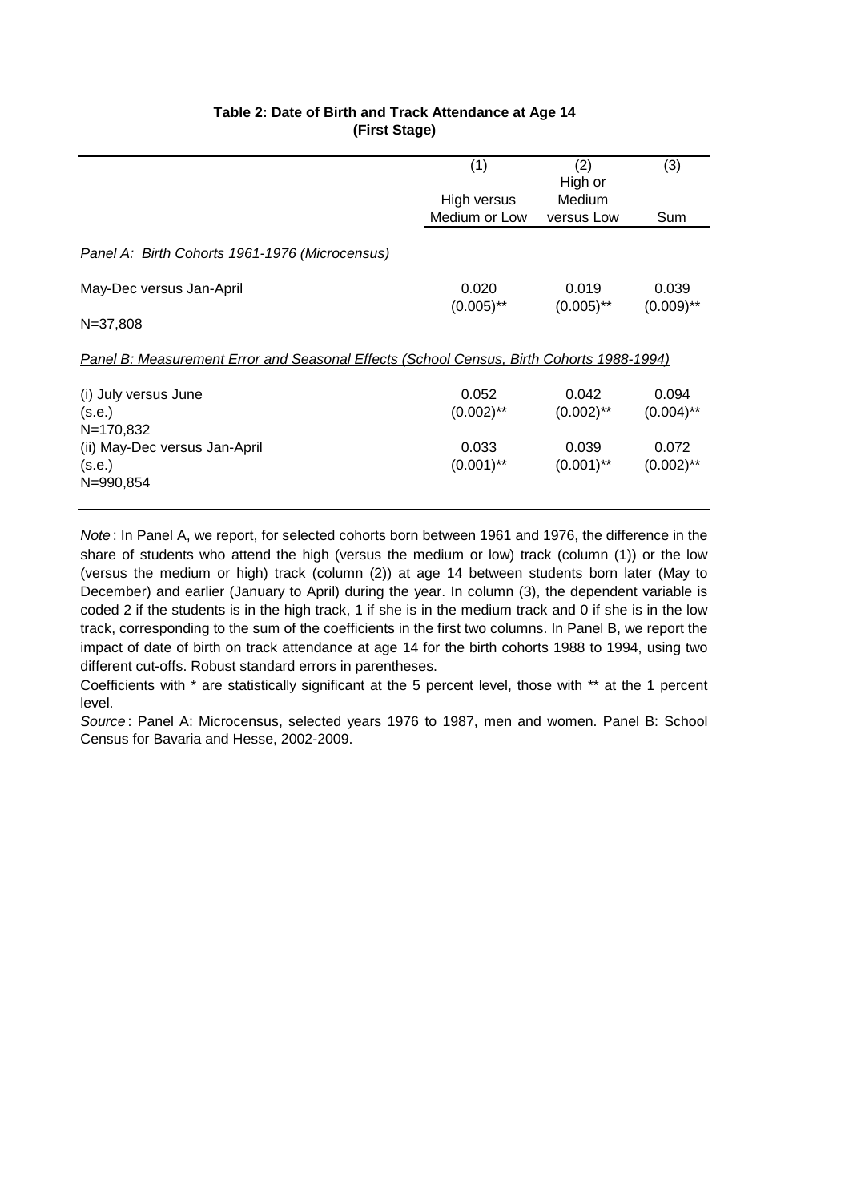**Table 2: Date of Birth and Track Attendance at Age 14**
**(First Stage)**

| | (1) High versus Medium or Low | (2) High or Medium versus Low | (3) Sum |
|---|---|---|---|
| *Panel A: Birth Cohorts 1961-1976 (Microcensus)* | | | |
| May-Dec versus Jan-April | 0.020 | 0.019 | 0.039 |
| | (0.005)** | (0.005)** | (0.009)** |
| N=37,808 | | | |
| *Panel B: Measurement Error and Seasonal Effects (School Census, Birth Cohorts 1988-1994)* | | | |
| (i) July versus June | 0.052 | 0.042 | 0.094 |
| (s.e.) | (0.002)** | (0.002)** | (0.004)** |
| N=170,832 | | | |
| (ii) May-Dec versus Jan-April | 0.033 | 0.039 | 0.072 |
| (s.e.) | (0.001)** | (0.001)** | (0.002)** |
| N=990,854 | | | |

*Note* : In Panel A, we report, for selected cohorts born between 1961 and 1976, the difference in the share of students who attend the high (versus the medium or low) track (column (1)) or the low (versus the medium or high) track (column (2)) at age 14 between students born later (May to December) and earlier (January to April) during the year. In column (3), the dependent variable is coded 2 if the students is in the high track, 1 if she is in the medium track and 0 if she is in the low track, corresponding to the sum of the coefficients in the first two columns. In Panel B, we report the impact of date of birth on track attendance at age 14 for the birth cohorts 1988 to 1994, using two different cut-offs. Robust standard errors in parentheses.

Coefficients with * are statistically significant at the 5 percent level, those with ** at the 1 percent level.

*Source* : Panel A: Microcensus, selected years 1976 to 1987, men and women. Panel B: School Census for Bavaria and Hesse, 2002-2009.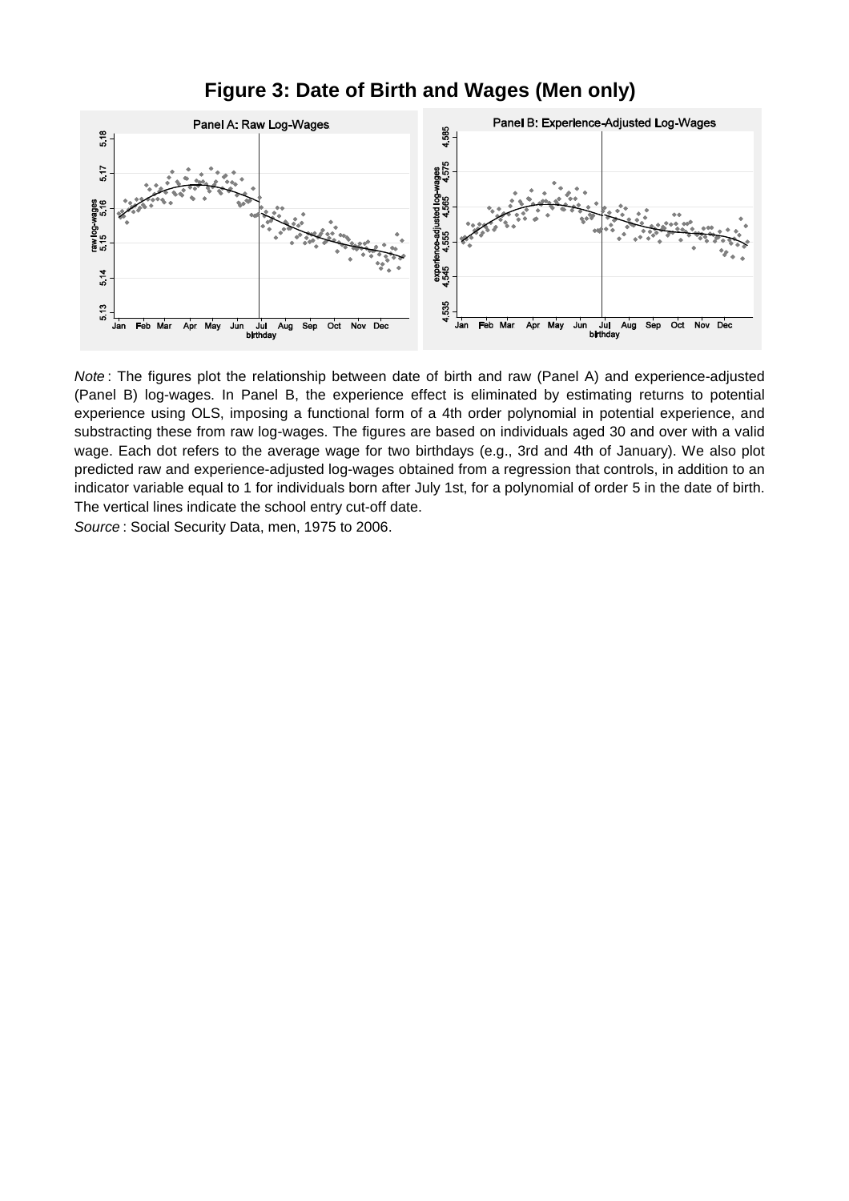# Figure 3: Date of Birth and Wages (Men only)

*Note* : The figures plot the relationship between date of birth and raw (Panel A) and experience-adjusted (Panel B) log-wages. In Panel B, the experience effect is eliminated by estimating returns to potential experience using OLS, imposing a functional form of a 4th order polynomial in potential experience, and substracting these from raw log-wages. The figures are based on individuals aged 30 and over with a valid wage. Each dot refers to the average wage for two birthdays (e.g., 3rd and 4th of January). We also plot predicted raw and experience-adjusted log-wages obtained from a regression that controls, in addition to an indicator variable equal to 1 for individuals born after July 1st, for a polynomial of order 5 in the date of birth. The vertical lines indicate the school entry cut-off date.

*Source* : Social Security Data, men, 1975 to 2006.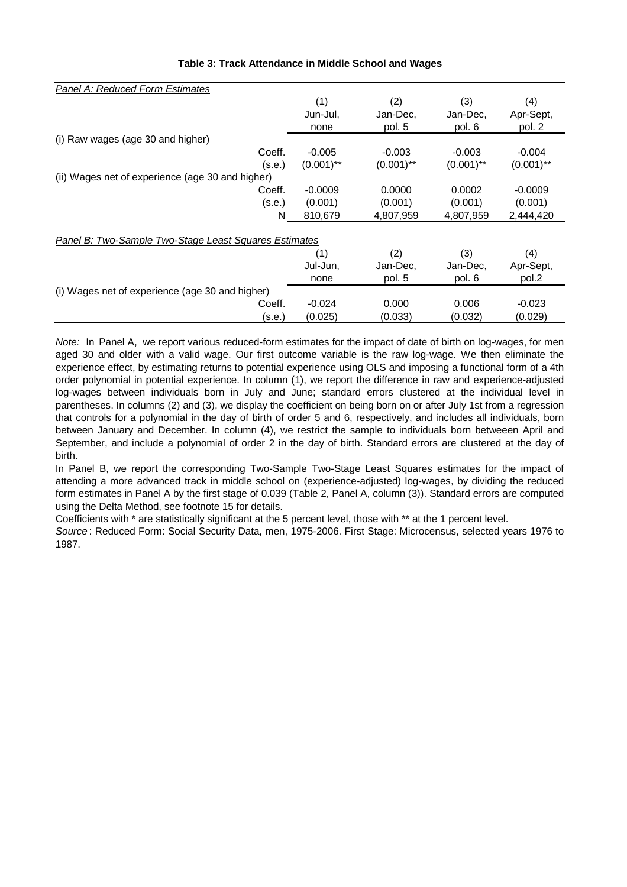**Table 3: Track Attendance in Middle School and Wages**

*Panel A: Reduced Form Estimates*

| | | (1) | (2) | (3) | (4) |
|---|---|---|---|---|---|
| | | Jun-Jul, none | Jan-Dec, pol. 5 | Jan-Dec, pol. 6 | Apr-Sept, pol. 2 |
| (i) Raw wages (age 30 and higher) | | | | | |
| | Coeff. | -0.005 | -0.003 | -0.003 | -0.004 |
| | (s.e.) | (0.001)** | (0.001)** | (0.001)** | (0.001)** |
| (ii) Wages net of experience (age 30 and higher) | | | | | |
| | Coeff. | -0.0009 | 0.0000 | 0.0002 | -0.0009 |
| | (s.e.) | (0.001) | (0.001) | (0.001) | (0.001) |
| | N | 810,679 | 4,807,959 | 4,807,959 | 2,444,420 |

*Panel B: Two-Sample Two-Stage Least Squares Estimates*

| | | (1) | (2) | (3) | (4) |
|---|---|---|---|---|---|
| | | Jul-Jun, none | Jan-Dec, pol. 5 | Jan-Dec, pol. 6 | Apr-Sept, pol.2 |
| (i) Wages net of experience (age 30 and higher) | | | | | |
| | Coeff. | -0.024 | 0.000 | 0.006 | -0.023 |
| | (s.e.) | (0.025) | (0.033) | (0.032) | (0.029) |

*Note:* In Panel A, we report various reduced-form estimates for the impact of date of birth on log-wages, for men aged 30 and older with a valid wage. Our first outcome variable is the raw log-wage. We then eliminate the experience effect, by estimating returns to potential experience using OLS and imposing a functional form of a 4th order polynomial in potential experience. In column (1), we report the difference in raw and experience-adjusted log-wages between individuals born in July and June; standard errors clustered at the individual level in parentheses. In columns (2) and (3), we display the coefficient on being born on or after July 1st from a regression that controls for a polynomial in the day of birth of order 5 and 6, respectively, and includes all individuals, born between January and December. In column (4), we restrict the sample to individuals born betweeen April and September, and include a polynomial of order 2 in the day of birth. Standard errors are clustered at the day of birth.

In Panel B, we report the corresponding Two-Sample Two-Stage Least Squares estimates for the impact of attending a more advanced track in middle school on (experience-adjusted) log-wages, by dividing the reduced form estimates in Panel A by the first stage of 0.039 (Table 2, Panel A, column (3)). Standard errors are computed using the Delta Method, see footnote 15 for details.

Coefficients with * are statistically significant at the 5 percent level, those with ** at the 1 percent level.

*Source*: Reduced Form: Social Security Data, men, 1975-2006. First Stage: Microcensus, selected years 1976 to 1987.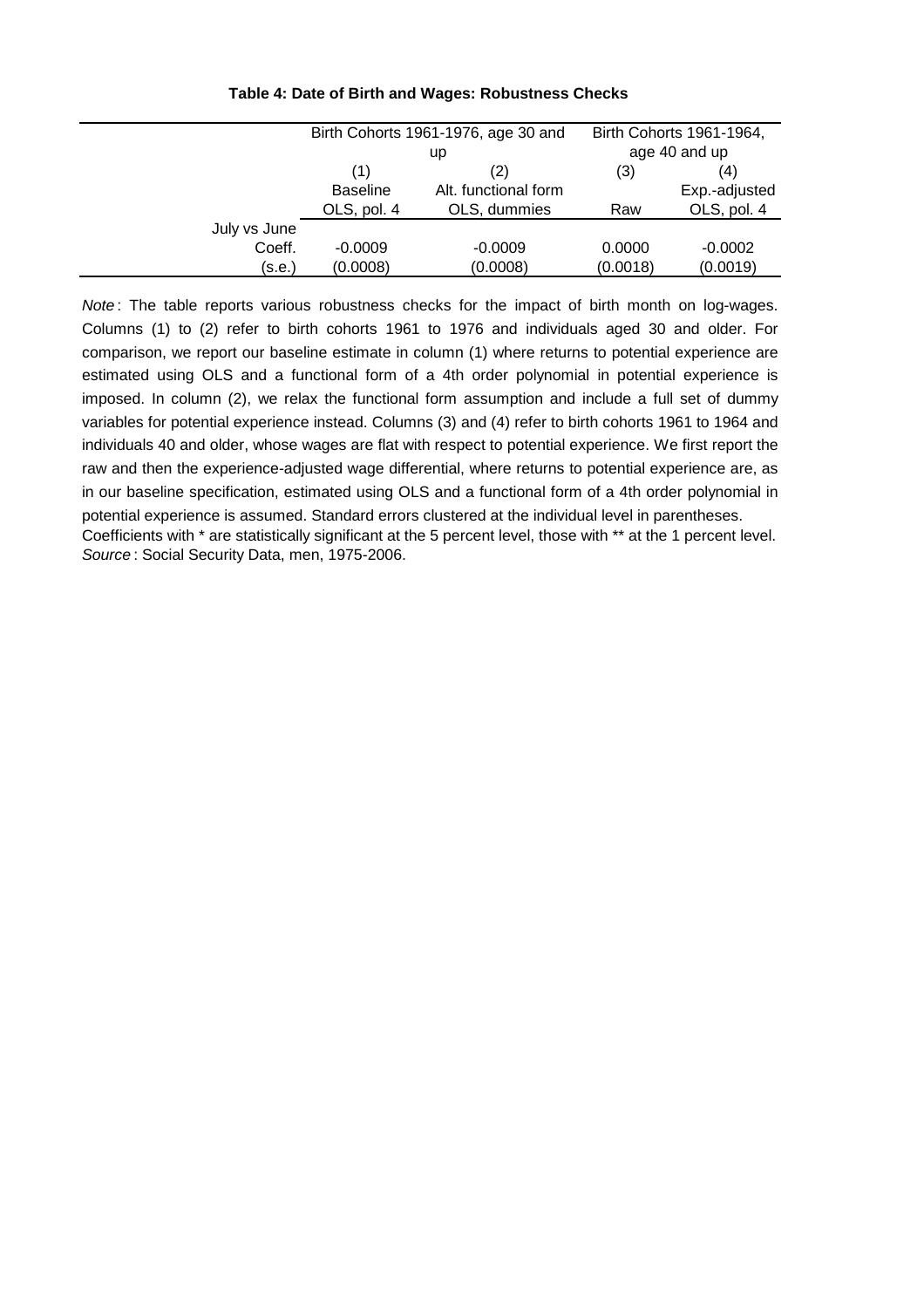**Table 4: Date of Birth and Wages: Robustness Checks**

| | Birth Cohorts 1961-1976, age 30 and up | | Birth Cohorts 1961-1964, age 40 and up | |
|---|---|---|---|---|
| | (1) | (2) | (3) | (4) |
| | Baseline | Alt. functional form | | Exp.-adjusted |
| | OLS, pol. 4 | OLS, dummies | Raw | OLS, pol. 4 |
| July vs June | | | | |
| Coeff. | -0.0009 | -0.0009 | 0.0000 | -0.0002 |
| (s.e.) | (0.0008) | (0.0008) | (0.0018) | (0.0019) |

*Note*: The table reports various robustness checks for the impact of birth month on log-wages. Columns (1) to (2) refer to birth cohorts 1961 to 1976 and individuals aged 30 and older. For comparison, we report our baseline estimate in column (1) where returns to potential experience are estimated using OLS and a functional form of a 4th order polynomial in potential experience is imposed. In column (2), we relax the functional form assumption and include a full set of dummy variables for potential experience instead. Columns (3) and (4) refer to birth cohorts 1961 to 1964 and individuals 40 and older, whose wages are flat with respect to potential experience. We first report the raw and then the experience-adjusted wage differential, where returns to potential experience are, as in our baseline specification, estimated using OLS and a functional form of a 4th order polynomial in potential experience is assumed. Standard errors clustered at the individual level in parentheses. Coefficients with * are statistically significant at the 5 percent level, those with ** at the 1 percent level.
*Source*: Social Security Data, men, 1975-2006.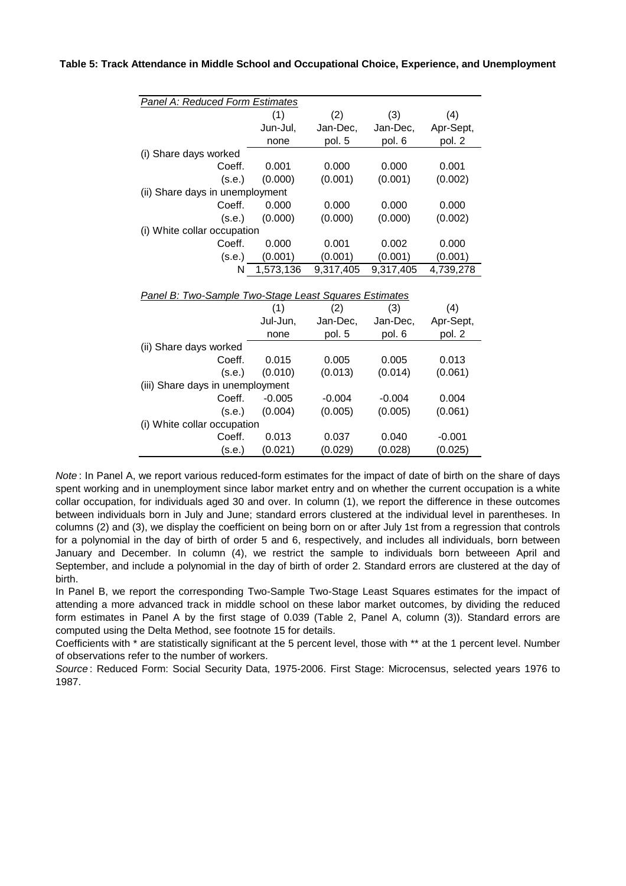**Table 5: Track Attendance in Middle School and Occupational Choice, Experience, and Unemployment**

| *Panel A: Reduced Form Estimates* | (1) | (2) | (3) | (4) |
|---|---|---|---|---|
| | Jun-Jul, | Jan-Dec, | Jan-Dec, | Apr-Sept, |
| | none | pol. 5 | pol. 6 | pol. 2 |
| (i) Share days worked | | | | |
| Coeff. | 0.001 | 0.000 | 0.000 | 0.001 |
| (s.e.) | (0.000) | (0.001) | (0.001) | (0.002) |
| (ii) Share days in unemployment | | | | |
| Coeff. | 0.000 | 0.000 | 0.000 | 0.000 |
| (s.e.) | (0.000) | (0.000) | (0.000) | (0.002) |
| (i) White collar occupation | | | | |
| Coeff. | 0.000 | 0.001 | 0.002 | 0.000 |
| (s.e.) | (0.001) | (0.001) | (0.001) | (0.001) |
| N | 1,573,136 | 9,317,405 | 9,317,405 | 4,739,278 |

| *Panel B: Two-Sample Two-Stage Least Squares Estimates* | (1) | (2) | (3) | (4) |
|---|---|---|---|---|
| | Jul-Jun, | Jan-Dec, | Jan-Dec, | Apr-Sept, |
| | none | pol. 5 | pol. 6 | pol. 2 |
| (ii) Share days worked | | | | |
| Coeff. | 0.015 | 0.005 | 0.005 | 0.013 |
| (s.e.) | (0.010) | (0.013) | (0.014) | (0.061) |
| (iii) Share days in unemployment | | | | |
| Coeff. | -0.005 | -0.004 | -0.004 | 0.004 |
| (s.e.) | (0.004) | (0.005) | (0.005) | (0.061) |
| (i) White collar occupation | | | | |
| Coeff. | 0.013 | 0.037 | 0.040 | -0.001 |
| (s.e.) | (0.021) | (0.029) | (0.028) | (0.025) |

*Note*: In Panel A, we report various reduced-form estimates for the impact of date of birth on the share of days spent working and in unemployment since labor market entry and on whether the current occupation is a white collar occupation, for individuals aged 30 and over. In column (1), we report the difference in these outcomes between individuals born in July and June; standard errors clustered at the individual level in parentheses. In columns (2) and (3), we display the coefficient on being born on or after July 1st from a regression that controls for a polynomial in the day of birth of order 5 and 6, respectively, and includes all individuals, born between January and December. In column (4), we restrict the sample to individuals born betweeen April and September, and include a polynomial in the day of birth of order 2. Standard errors are clustered at the day of birth.

In Panel B, we report the corresponding Two-Sample Two-Stage Least Squares estimates for the impact of attending a more advanced track in middle school on these labor market outcomes, by dividing the reduced form estimates in Panel A by the first stage of 0.039 (Table 2, Panel A, column (3)). Standard errors are computed using the Delta Method, see footnote 15 for details.

Coefficients with * are statistically significant at the 5 percent level, those with ** at the 1 percent level. Number of observations refer to the number of workers.

*Source*: Reduced Form: Social Security Data, 1975-2006. First Stage: Microcensus, selected years 1976 to 1987.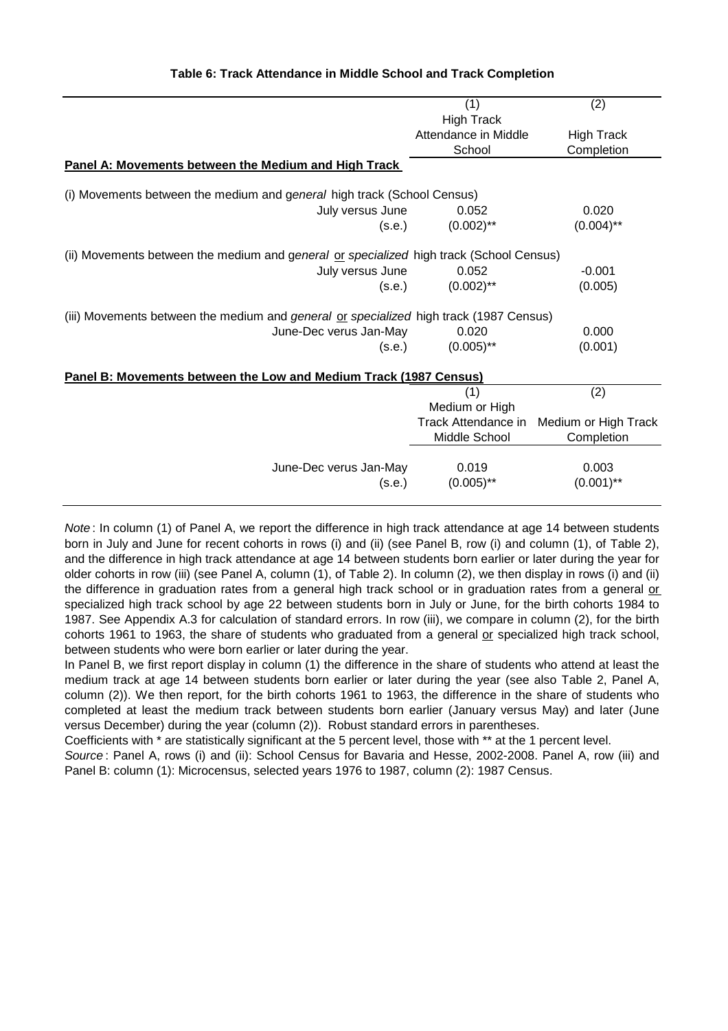**Table 6: Track Attendance in Middle School and Track Completion**

| | (1) High Track Attendance in Middle School | (2) High Track Completion |
|---|---|---|
| **Panel A: Movements between the Medium and High Track** | | |
| (i) Movements between the medium and *general* high track (School Census) | | |
| July versus June | 0.052 | 0.020 |
| (s.e.) | (0.002)** | (0.004)** |
| (ii) Movements between the medium and *general* or *specialized* high track (School Census) | | |
| July versus June | 0.052 | -0.001 |
| (s.e.) | (0.002)** | (0.005) |
| (iii) Movements between the medium and *general* or *specialized* high track (1987 Census) | | |
| June-Dec verus Jan-May | 0.020 | 0.000 |
| (s.e.) | (0.005)** | (0.001) |

**Panel B: Movements between the Low and Medium Track (1987 Census)**

| | (1) Medium or High Track Attendance in Middle School | (2) Medium or High Track Completion |
|---|---|---|
| June-Dec verus Jan-May | 0.019 | 0.003 |
| (s.e.) | (0.005)** | (0.001)** |

*Note*: In column (1) of Panel A, we report the difference in high track attendance at age 14 between students born in July and June for recent cohorts in rows (i) and (ii) (see Panel B, row (i) and column (1), of Table 2), and the difference in high track attendance at age 14 between students born earlier or later during the year for older cohorts in row (iii) (see Panel A, column (1), of Table 2). In column (2), we then display in rows (i) and (ii) the difference in graduation rates from a general high track school or in graduation rates from a general or specialized high track school by age 22 between students born in July or June, for the birth cohorts 1984 to 1987. See Appendix A.3 for calculation of standard errors. In row (iii), we compare in column (2), for the birth cohorts 1961 to 1963, the share of students who graduated from a general or specialized high track school, between students who were born earlier or later during the year.

In Panel B, we first report display in column (1) the difference in the share of students who attend at least the medium track at age 14 between students born earlier or later during the year (see also Table 2, Panel A, column (2)). We then report, for the birth cohorts 1961 to 1963, the difference in the share of students who completed at least the medium track between students born earlier (January versus May) and later (June versus December) during the year (column (2)). Robust standard errors in parentheses.

Coefficients with * are statistically significant at the 5 percent level, those with ** at the 1 percent level.

*Source*: Panel A, rows (i) and (ii): School Census for Bavaria and Hesse, 2002-2008. Panel A, row (iii) and Panel B: column (1): Microcensus, selected years 1976 to 1987, column (2): 1987 Census.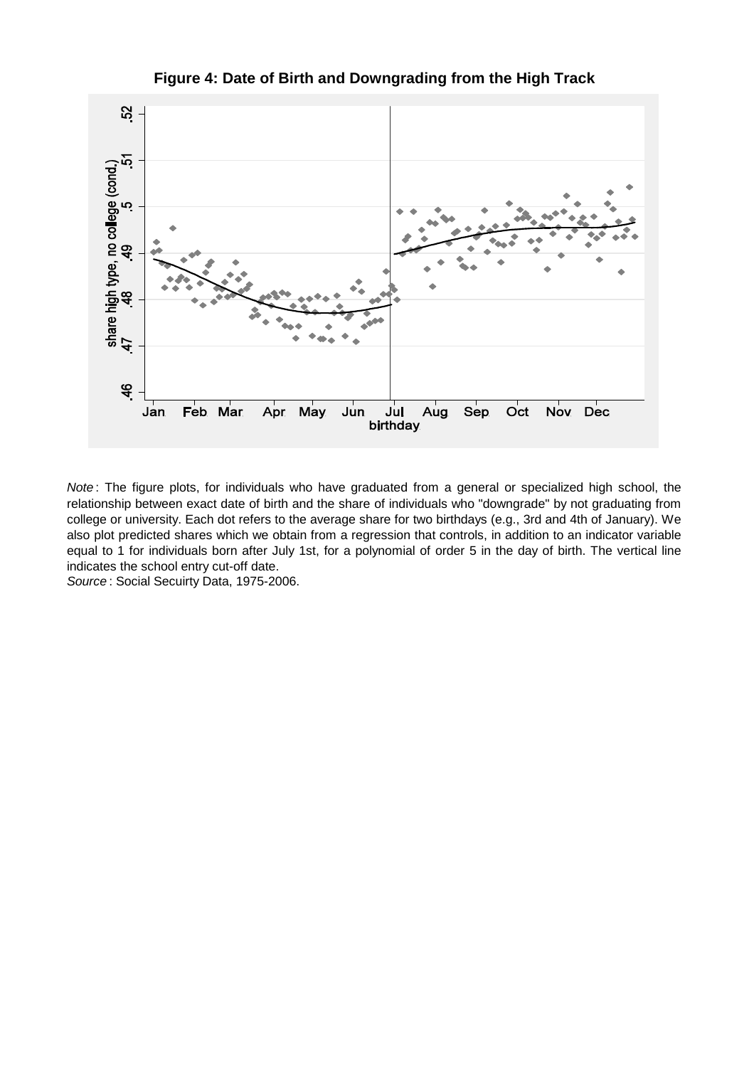**Figure 4: Date of Birth and Downgrading from the High Track**

*Note* : The figure plots, for individuals who have graduated from a general or specialized high school, the relationship between exact date of birth and the share of individuals who "downgrade" by not graduating from college or university. Each dot refers to the average share for two birthdays (e.g., 3rd and 4th of January). We also plot predicted shares which we obtain from a regression that controls, in addition to an indicator variable equal to 1 for individuals born after July 1st, for a polynomial of order 5 in the day of birth. The vertical line indicates the school entry cut-off date.

*Source* : Social Secuirty Data, 1975-2006.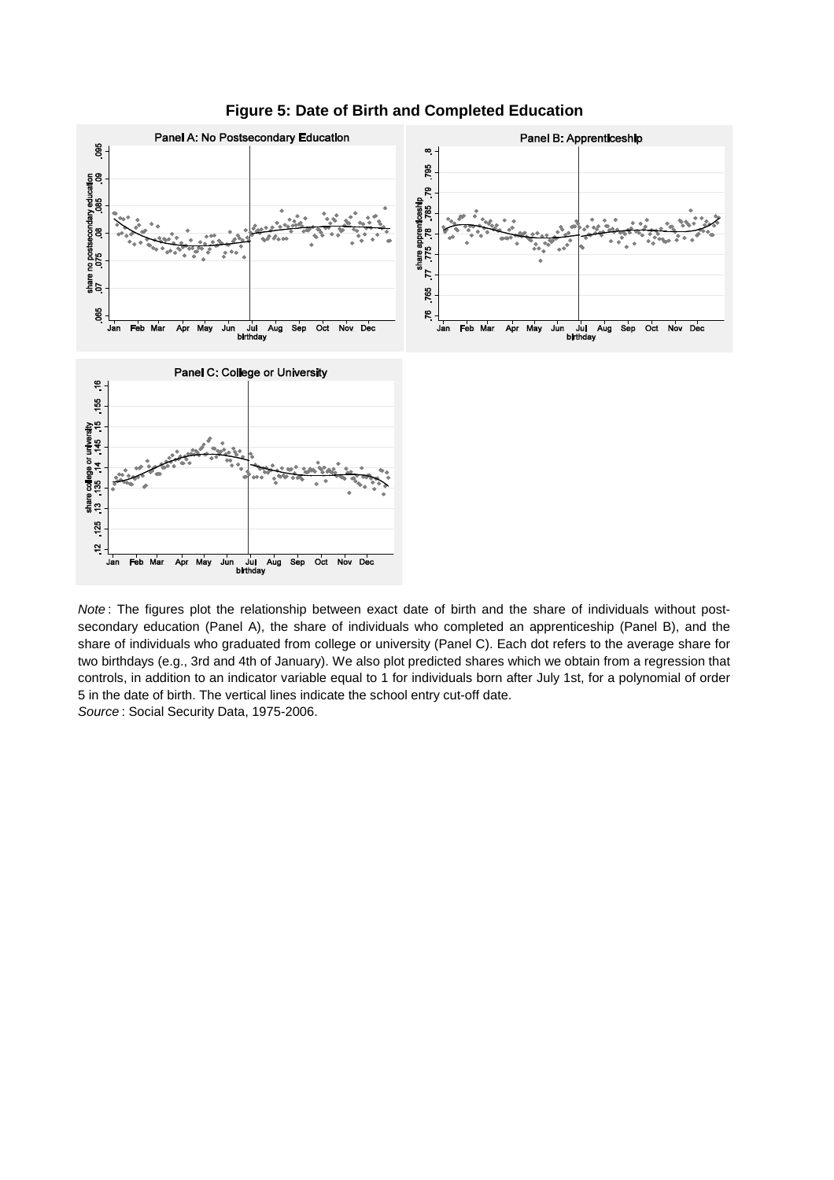**Figure 5: Date of Birth and Completed Education**

*Note* : The figures plot the relationship between exact date of birth and the share of individuals without post-secondary education (Panel A), the share of individuals who completed an apprenticeship (Panel B), and the share of individuals who graduated from college or university (Panel C). Each dot refers to the average share for two birthdays (e.g., 3rd and 4th of January). We also plot predicted shares which we obtain from a regression that controls, in addition to an indicator variable equal to 1 for individuals born after July 1st, for a polynomial of order 5 in the date of birth. The vertical lines indicate the school entry cut-off date.

*Source* : Social Security Data, 1975-2006.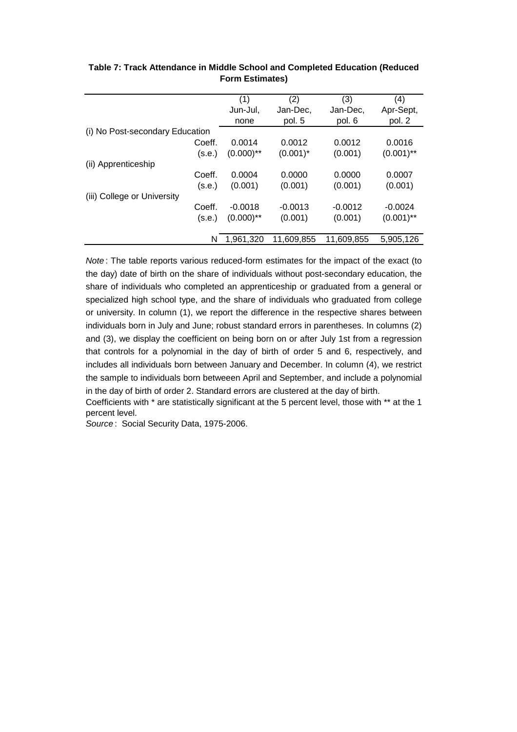**Table 7: Track Attendance in Middle School and Completed Education (Reduced Form Estimates)**

| | | (1)<br>Jun-Jul,<br>none | (2)<br>Jan-Dec,<br>pol. 5 | (3)<br>Jan-Dec,<br>pol. 6 | (4)<br>Apr-Sept,<br>pol. 2 |
|---|---|---|---|---|---|
| (i) No Post-secondary Education | | | | | |
| | Coeff. | 0.0014 | 0.0012 | 0.0012 | 0.0016 |
| | (s.e.) | (0.000)** | (0.001)* | (0.001) | (0.001)** |
| (ii) Apprenticeship | | | | | |
| | Coeff. | 0.0004 | 0.0000 | 0.0000 | 0.0007 |
| | (s.e.) | (0.001) | (0.001) | (0.001) | (0.001) |
| (iii) College or University | | | | | |
| | Coeff. | -0.0018 | -0.0013 | -0.0012 | -0.0024 |
| | (s.e.) | (0.000)** | (0.001) | (0.001) | (0.001)** |
| | N | 1,961,320 | 11,609,855 | 11,609,855 | 5,905,126 |

*Note*: The table reports various reduced-form estimates for the impact of the exact (to the day) date of birth on the share of individuals without post-secondary education, the share of individuals who completed an apprenticeship or graduated from a general or specialized high school type, and the share of individuals who graduated from college or university. In column (1), we report the difference in the respective shares between individuals born in July and June; robust standard errors in parentheses. In columns (2) and (3), we display the coefficient on being born on or after July 1st from a regression that controls for a polynomial in the day of birth of order 5 and 6, respectively, and includes all individuals born between January and December. In column (4), we restrict the sample to individuals born betweeen April and September, and include a polynomial in the day of birth of order 2. Standard errors are clustered at the day of birth.

Coefficients with * are statistically significant at the 5 percent level, those with ** at the 1 percent level.

*Source*: Social Security Data, 1975-2006.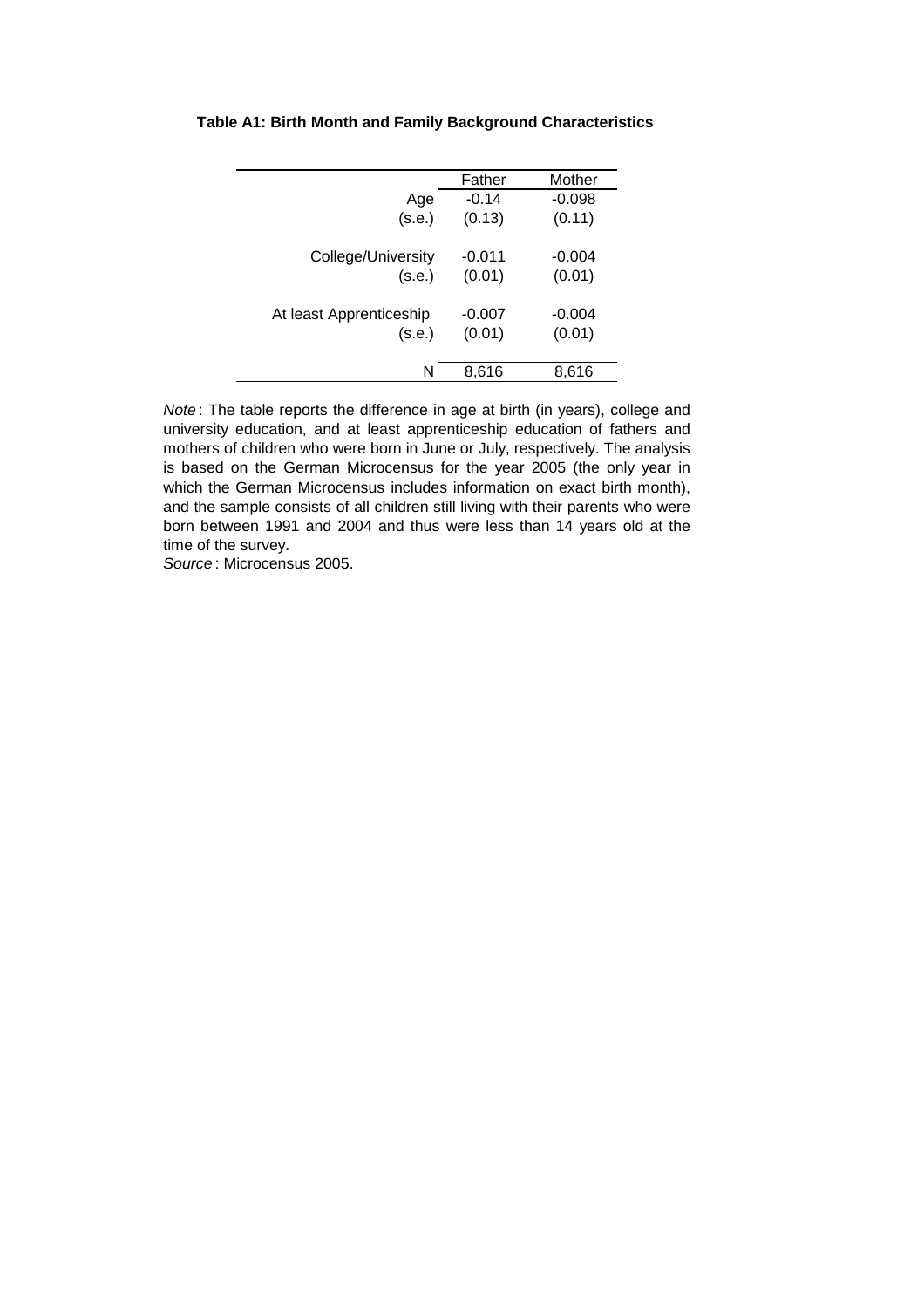**Table A1: Birth Month and Family Background Characteristics**

| | Father | Mother |
|---|---|---|
| Age | -0.14 | -0.098 |
| (s.e.) | (0.13) | (0.11) |
| College/University | -0.011 | -0.004 |
| (s.e.) | (0.01) | (0.01) |
| At least Apprenticeship | -0.007 | -0.004 |
| (s.e.) | (0.01) | (0.01) |
| N | 8,616 | 8,616 |

*Note*: The table reports the difference in age at birth (in years), college and university education, and at least apprenticeship education of fathers and mothers of children who were born in June or July, respectively. The analysis is based on the German Microcensus for the year 2005 (the only year in which the German Microcensus includes information on exact birth month), and the sample consists of all children still living with their parents who were born between 1991 and 2004 and thus were less than 14 years old at the time of the survey.
*Source*: Microcensus 2005.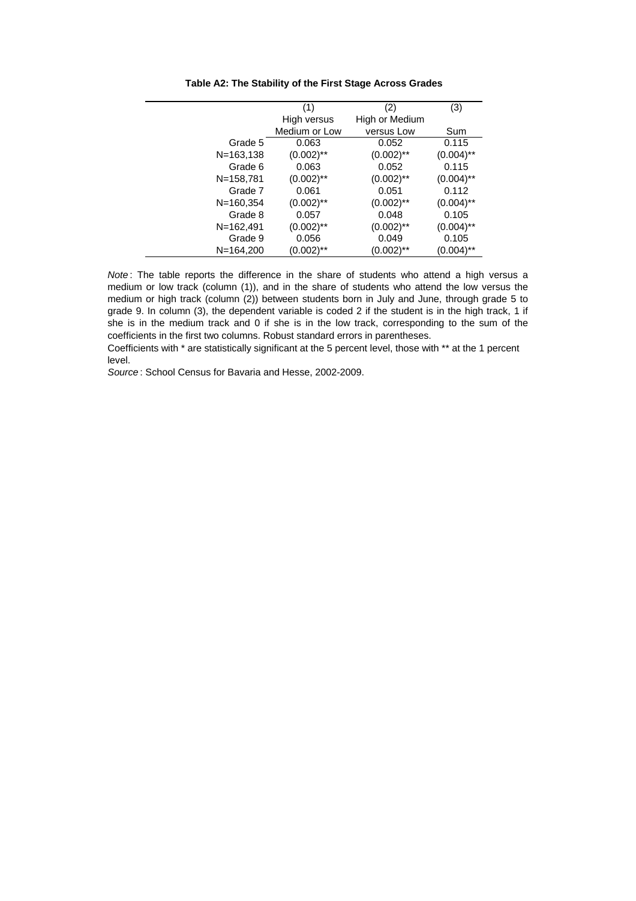**Table A2: The Stability of the First Stage Across Grades**

| | (1) | (2) | (3) |
|---|---|---|---|
| | High versus Medium or Low | High or Medium versus Low | Sum |
| Grade 5 | 0.063 | 0.052 | 0.115 |
| N=163,138 | (0.002)** | (0.002)** | (0.004)** |
| Grade 6 | 0.063 | 0.052 | 0.115 |
| N=158,781 | (0.002)** | (0.002)** | (0.004)** |
| Grade 7 | 0.061 | 0.051 | 0.112 |
| N=160,354 | (0.002)** | (0.002)** | (0.004)** |
| Grade 8 | 0.057 | 0.048 | 0.105 |
| N=162,491 | (0.002)** | (0.002)** | (0.004)** |
| Grade 9 | 0.056 | 0.049 | 0.105 |
| N=164,200 | (0.002)** | (0.002)** | (0.004)** |

*Note* : The table reports the difference in the share of students who attend a high versus a medium or low track (column (1)), and in the share of students who attend the low versus the medium or high track (column (2)) between students born in July and June, through grade 5 to grade 9. In column (3), the dependent variable is coded 2 if the student is in the high track, 1 if she is in the medium track and 0 if she is in the low track, corresponding to the sum of the coefficients in the first two columns. Robust standard errors in parentheses.

Coefficients with * are statistically significant at the 5 percent level, those with ** at the 1 percent level.

*Source* : School Census for Bavaria and Hesse, 2002-2009.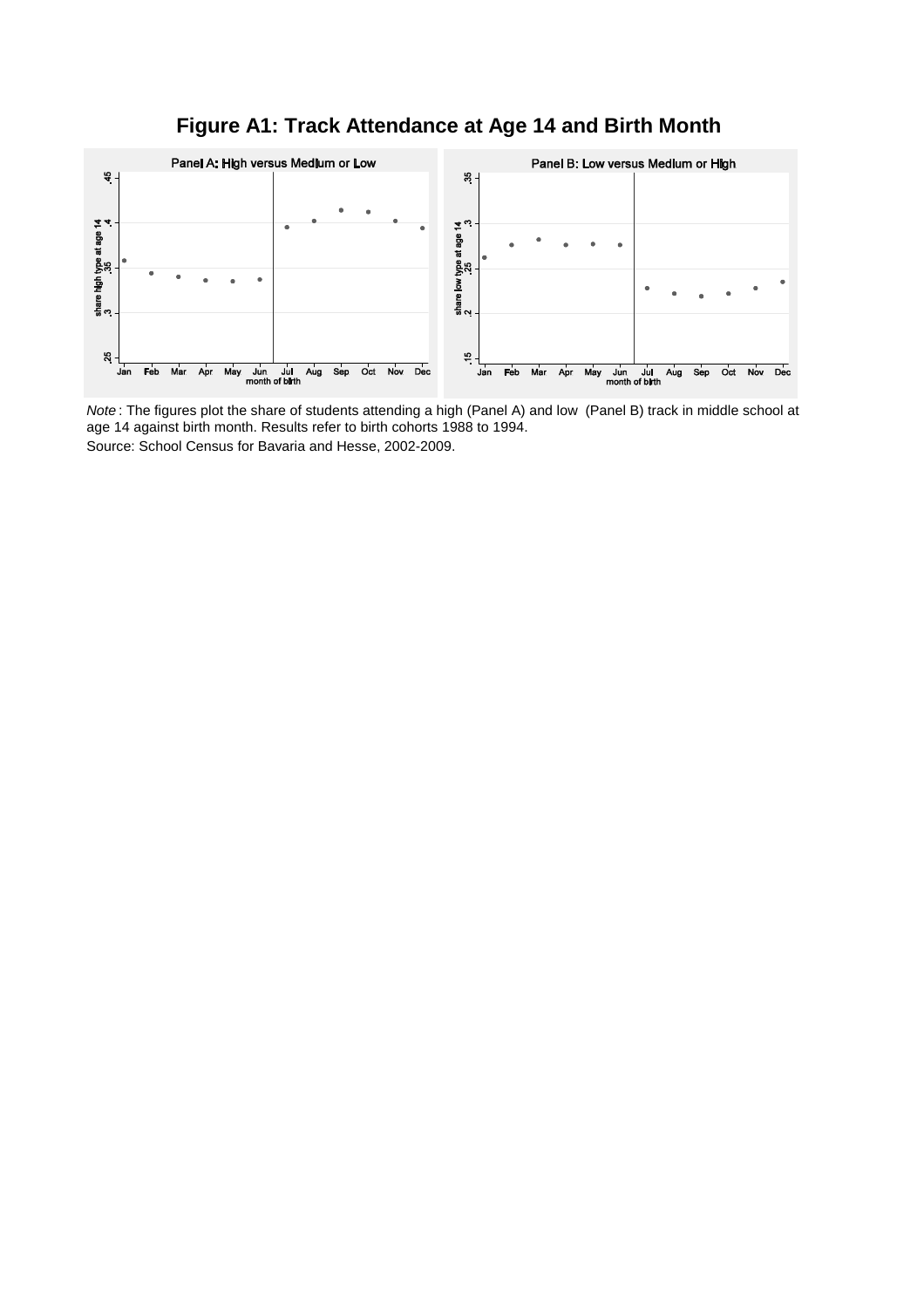# Figure A1: Track Attendance at Age 14 and Birth Month

*Note* : The figures plot the share of students attending a high (Panel A) and low (Panel B) track in middle school at age 14 against birth month. Results refer to birth cohorts 1988 to 1994.

Source: School Census for Bavaria and Hesse, 2002-2009.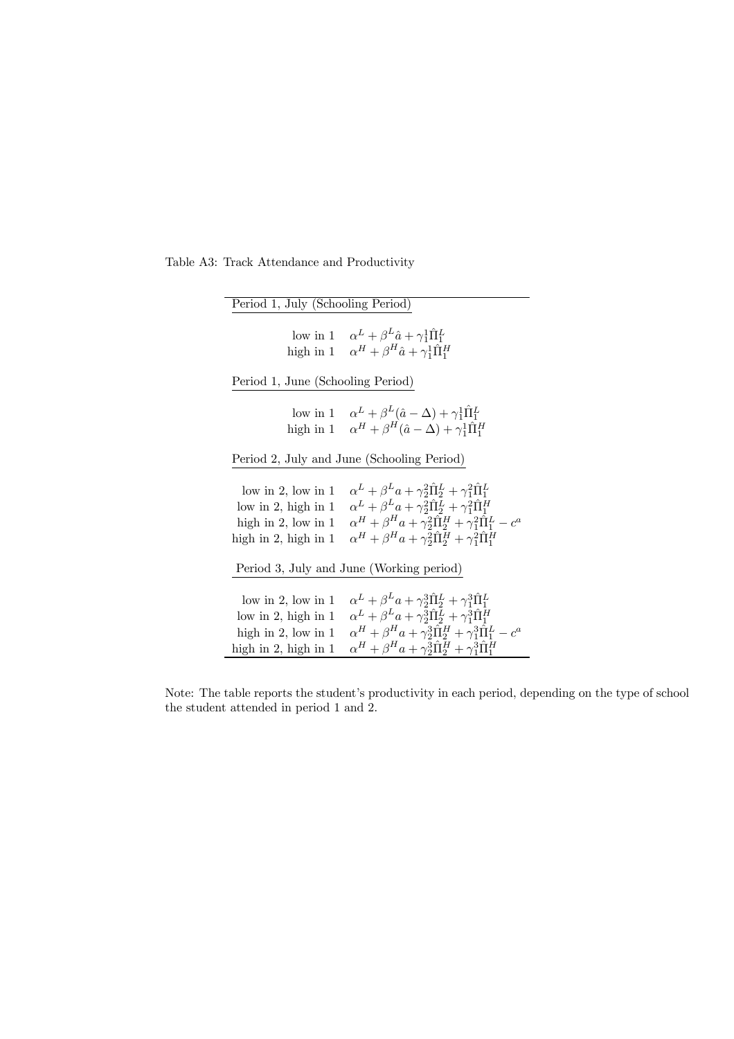Table A3: Track Attendance and Productivity

| | |
|---|---|
| **Period 1, July (Schooling Period)** | |
| low in 1 | $\alpha^L + \beta^L \hat{a} + \gamma_1^1 \hat{\Pi}_1^L$ |
| high in 1 | $\alpha^H + \beta^H \hat{a} + \gamma_1^1 \hat{\Pi}_1^H$ |
| **Period 1, June (Schooling Period)** | |
| low in 1 | $\alpha^L + \beta^L (\hat{a} - \Delta) + \gamma_1^1 \hat{\Pi}_1^L$ |
| high in 1 | $\alpha^H + \beta^H (\hat{a} - \Delta) + \gamma_1^1 \hat{\Pi}_1^H$ |
| **Period 2, July and June (Schooling Period)** | |
| low in 2, low in 1 | $\alpha^L + \beta^L a + \gamma_2^2 \hat{\Pi}_2^L + \gamma_1^2 \hat{\Pi}_1^L$ |
| low in 2, high in 1 | $\alpha^L + \beta^L a + \gamma_2^2 \hat{\Pi}_2^L + \gamma_1^2 \hat{\Pi}_1^H$ |
| high in 2, low in 1 | $\alpha^H + \beta^H a + \gamma_2^2 \hat{\Pi}_2^H + \gamma_1^2 \hat{\Pi}_1^L - c^a$ |
| high in 2, high in 1 | $\alpha^H + \beta^H a + \gamma_2^2 \hat{\Pi}_2^H + \gamma_1^2 \hat{\Pi}_1^H$ |
| **Period 3, July and June (Working period)** | |
| low in 2, low in 1 | $\alpha^L + \beta^L a + \gamma_2^3 \hat{\Pi}_2^L + \gamma_1^3 \hat{\Pi}_1^L$ |
| low in 2, high in 1 | $\alpha^L + \beta^L a + \gamma_2^3 \hat{\Pi}_2^L + \gamma_1^3 \hat{\Pi}_1^H$ |
| high in 2, low in 1 | $\alpha^H + \beta^H a + \gamma_2^3 \hat{\Pi}_2^H + \gamma_1^3 \hat{\Pi}_1^L - c^a$ |
| high in 2, high in 1 | $\alpha^H + \beta^H a + \gamma_2^3 \hat{\Pi}_2^H + \gamma_1^3 \hat{\Pi}_1^H$ |

Note: The table reports the student's productivity in each period, depending on the type of school the student attended in period 1 and 2.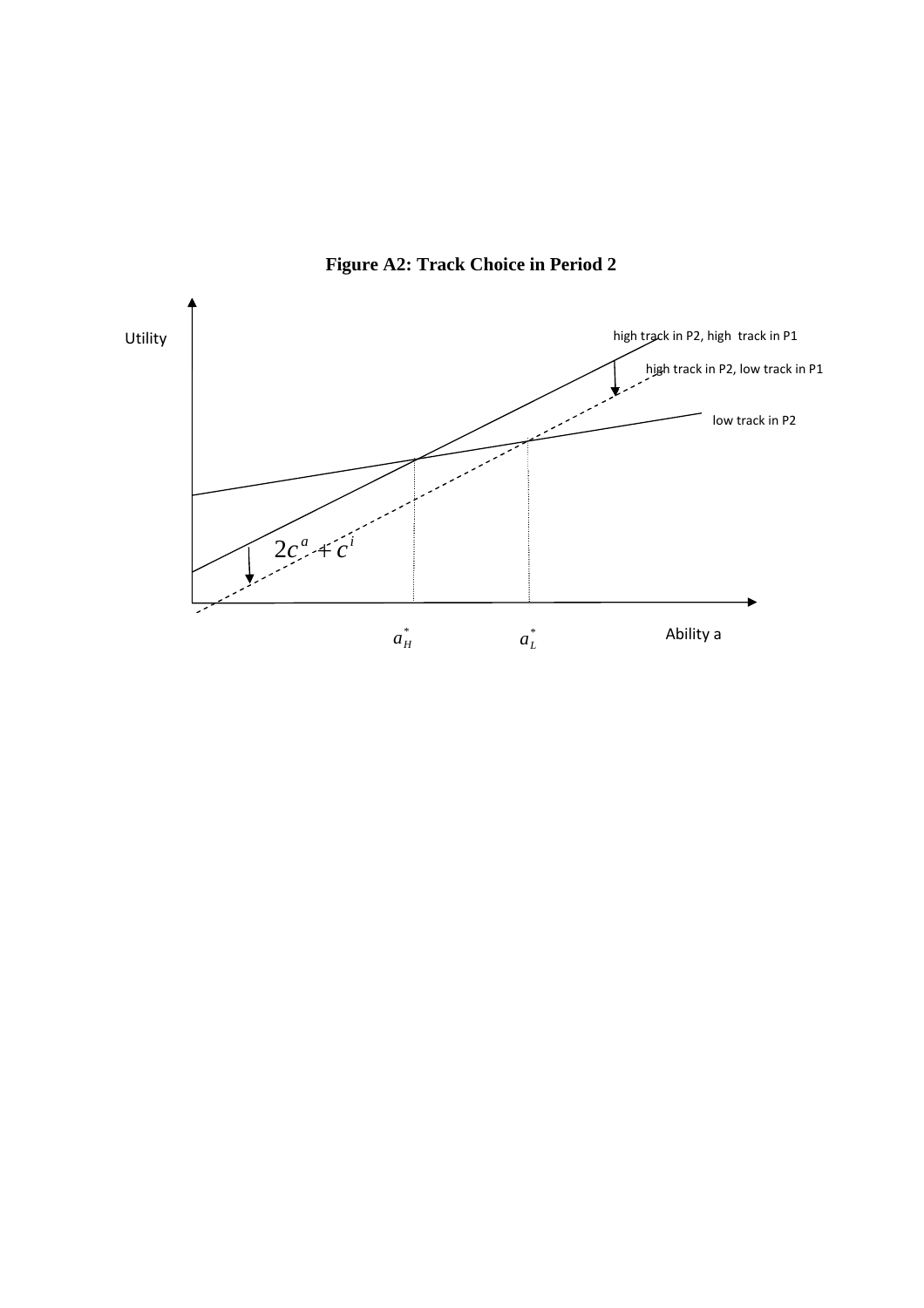**Figure A2: Track Choice in Period 2**

Utility

high track in P2, high track in P1

high track in P2, low track in P1

low track in P2

$2c^a + c^i$

$a_H^*$

$a_L^*$

Ability a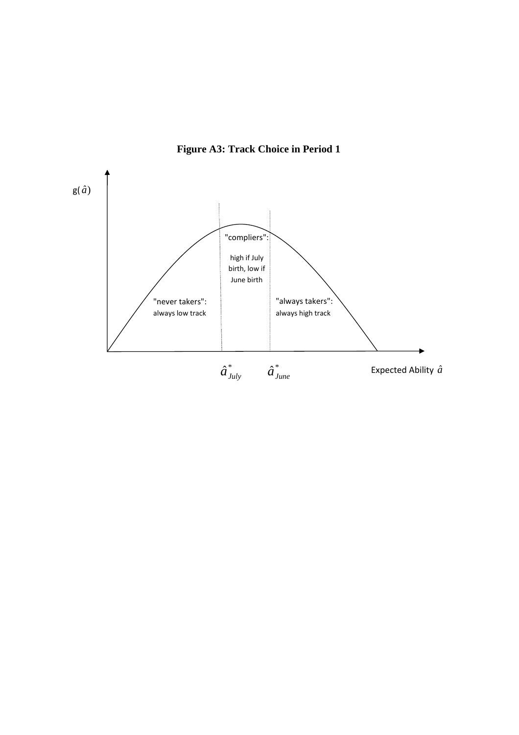**Figure A3: Track Choice in Period 1**

$g(\hat{a})$

"compliers":

high if July birth, low if June birth

"never takers": always low track

"always takers": always high track

$\hat{a}^*_{July}$ $\hat{a}^*_{June}$

Expected Ability $\hat{a}$